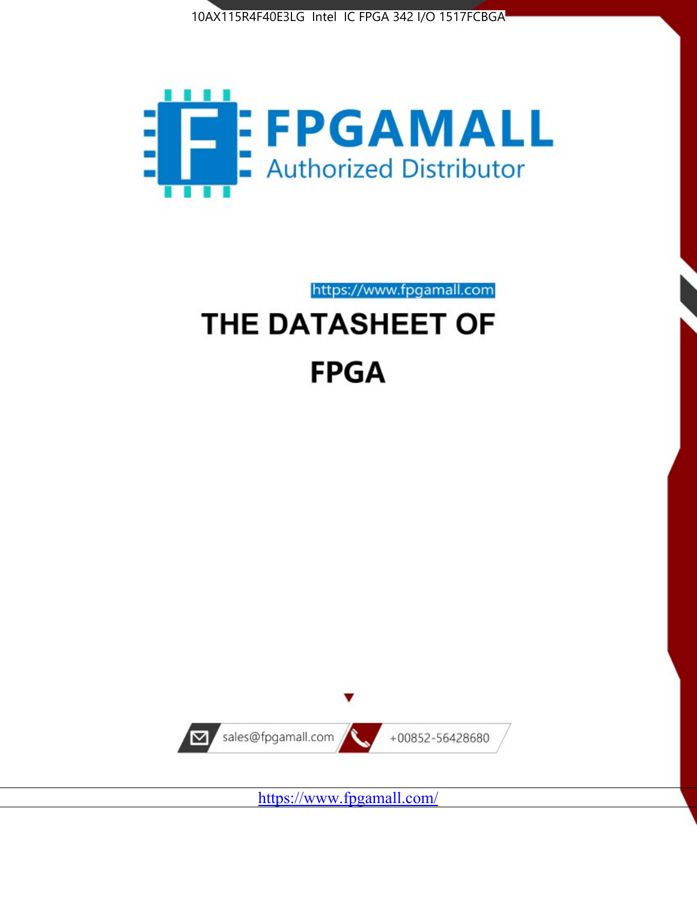10AX115R4F40E3LG Intel IC FPGA 342 I/O 1517FCBGA

FPGAMALL

Authorized Distributor

https://www.fpgamall.com

# THE DATASHEET OF

# FPGA

sales@fpgamall.com

+00852-56428680

https://www.fpgamall.com/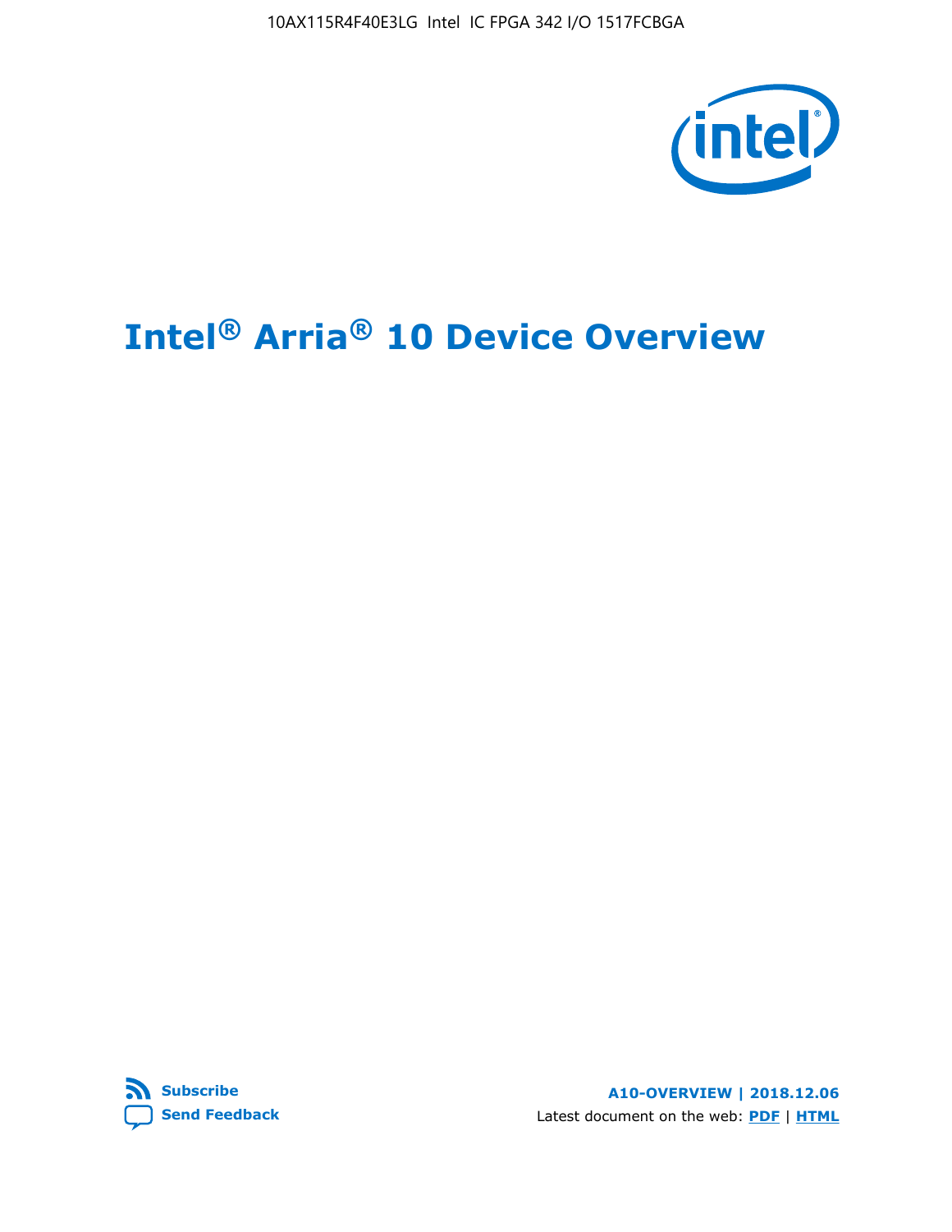# Intel® Arria® 10 Device Overview

**A10-OVERVIEW | 2018.12.06**

Latest document on the web: **PDF** | **HTML**

Subscribe

Send Feedback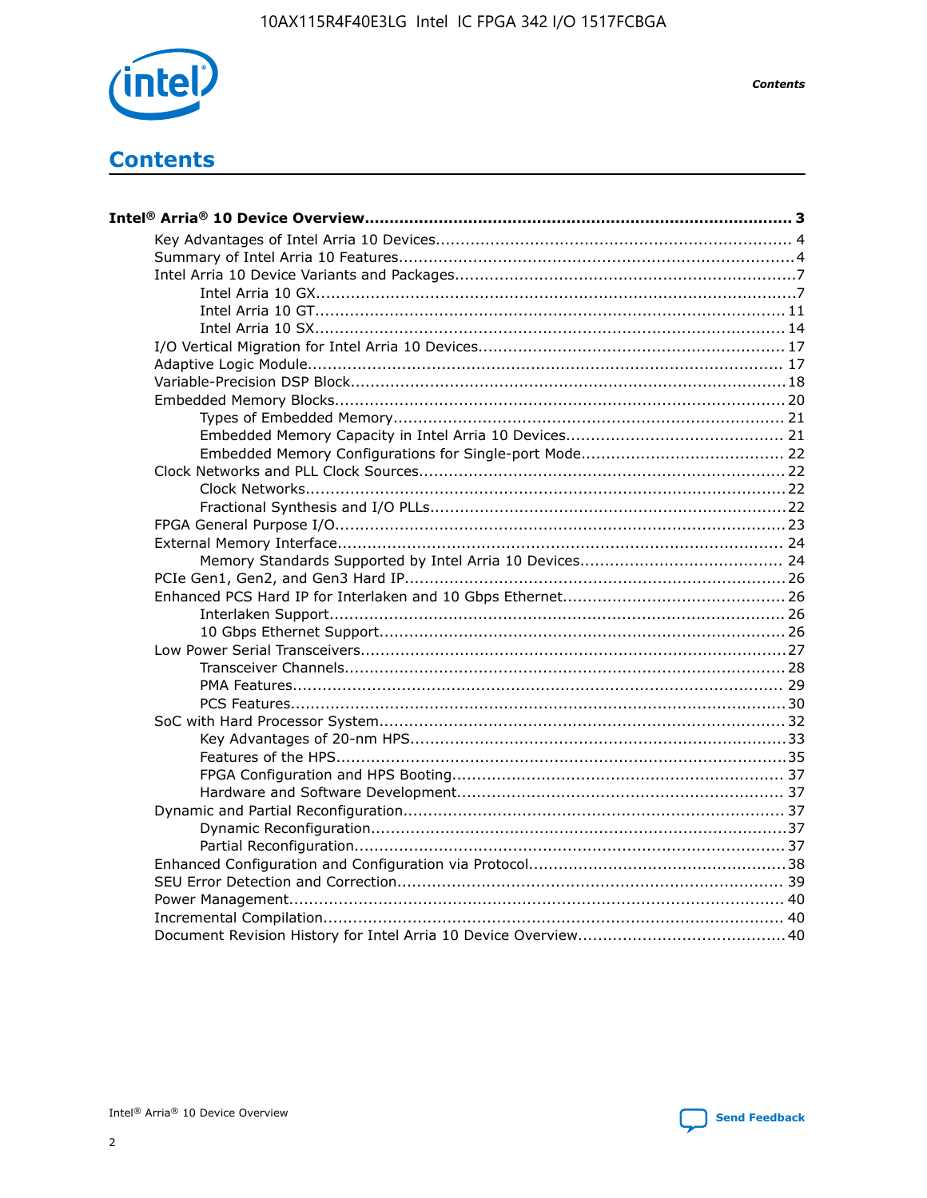# Contents

**Intel® Arria® 10 Device Overview...................................................................................... 3**

- Key Advantages of Intel Arria 10 Devices........................................................................ 4
- Summary of Intel Arria 10 Features................................................................................4
- Intel Arria 10 Device Variants and Packages.....................................................................7
    - Intel Arria 10 GX.................................................................................................7
    - Intel Arria 10 GT............................................................................................... 11
    - Intel Arria 10 SX............................................................................................... 14
- I/O Vertical Migration for Intel Arria 10 Devices.............................................................. 17
- Adaptive Logic Module................................................................................................ 17
- Variable-Precision DSP Block.......................................................................................18
- Embedded Memory Blocks...........................................................................................20
    - Types of Embedded Memory............................................................................... 21
    - Embedded Memory Capacity in Intel Arria 10 Devices............................................ 21
    - Embedded Memory Configurations for Single-port Mode......................................... 22
- Clock Networks and PLL Clock Sources.........................................................................22
    - Clock Networks.................................................................................................22
    - Fractional Synthesis and I/O PLLs........................................................................22
- FPGA General Purpose I/O..........................................................................................23
- External Memory Interface.......................................................................................... 24
    - Memory Standards Supported by Intel Arria 10 Devices......................................... 24
- PCIe Gen1, Gen2, and Gen3 Hard IP.............................................................................26
- Enhanced PCS Hard IP for Interlaken and 10 Gbps Ethernet.............................................26
    - Interlaken Support............................................................................................ 26
    - 10 Gbps Ethernet Support.................................................................................. 26
- Low Power Serial Transceivers.....................................................................................27
    - Transceiver Channels.........................................................................................28
    - PMA Features................................................................................................... 29
    - PCS Features....................................................................................................30
- SoC with Hard Processor System..................................................................................32
    - Key Advantages of 20-nm HPS............................................................................33
    - Features of the HPS...........................................................................................35
    - FPGA Configuration and HPS Booting................................................................... 37
    - Hardware and Software Development.................................................................. 37
- Dynamic and Partial Reconfiguration.............................................................................37
    - Dynamic Reconfiguration....................................................................................37
    - Partial Reconfiguration.......................................................................................37
- Enhanced Configuration and Configuration via Protocol....................................................38
- SEU Error Detection and Correction.............................................................................. 39
- Power Management................................................................................................... 40
- Incremental Compilation............................................................................................. 40
- Document Revision History for Intel Arria 10 Device Overview.......................................... 40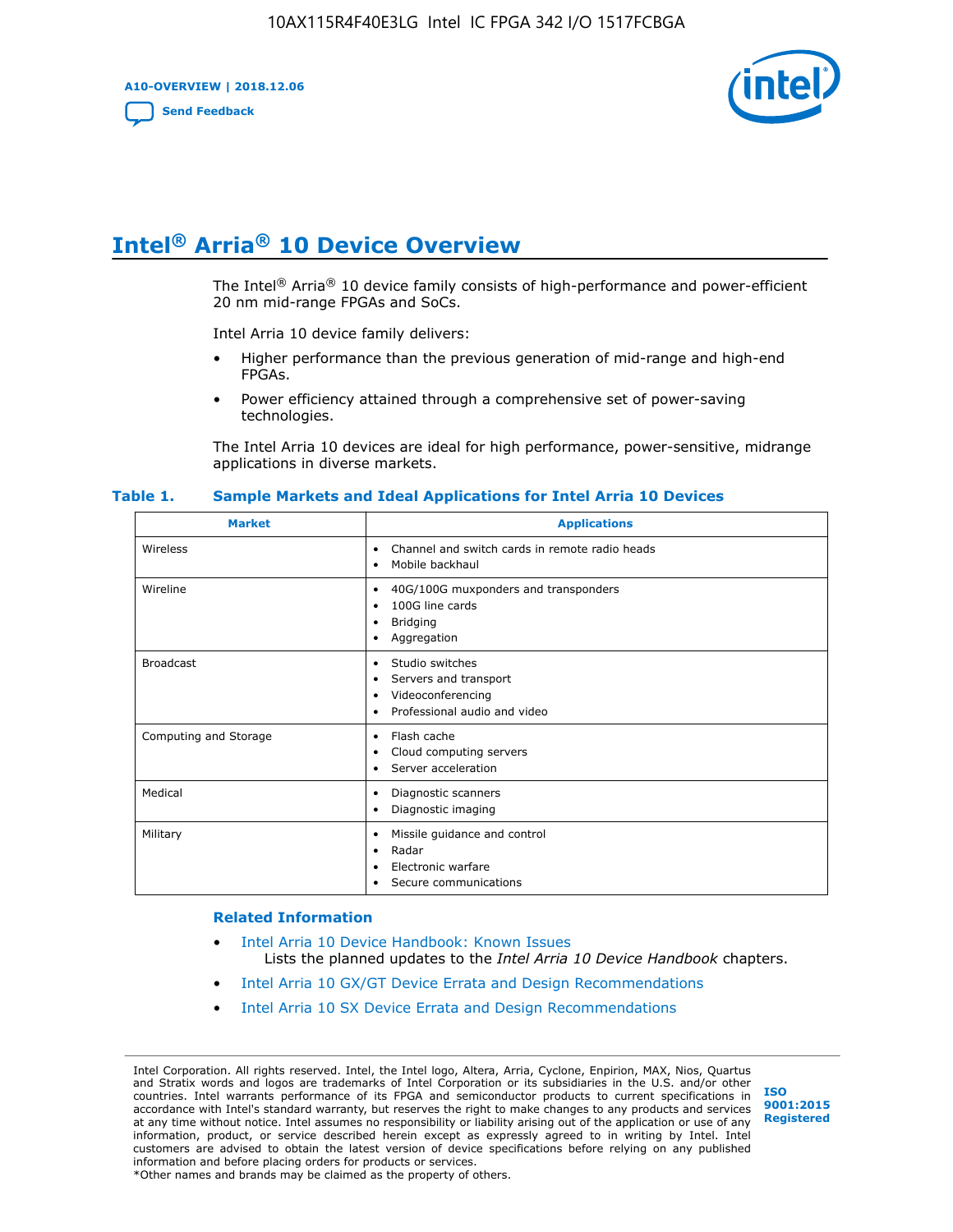# Intel® Arria® 10 Device Overview

The Intel® Arria® 10 device family consists of high-performance and power-efficient 20 nm mid-range FPGAs and SoCs.

Intel Arria 10 device family delivers:

- Higher performance than the previous generation of mid-range and high-end FPGAs.
- Power efficiency attained through a comprehensive set of power-saving technologies.

The Intel Arria 10 devices are ideal for high performance, power-sensitive, midrange applications in diverse markets.

**Table 1. Sample Markets and Ideal Applications for Intel Arria 10 Devices**

| Market | Applications |
|---|---|
| Wireless | • Channel and switch cards in remote radio heads<br>• Mobile backhaul |
| Wireline | • 40G/100G muxponders and transponders<br>• 100G line cards<br>• Bridging<br>• Aggregation |
| Broadcast | • Studio switches<br>• Servers and transport<br>• Videoconferencing<br>• Professional audio and video |
| Computing and Storage | • Flash cache<br>• Cloud computing servers<br>• Server acceleration |
| Medical | • Diagnostic scanners<br>• Diagnostic imaging |
| Military | • Missile guidance and control<br>• Radar<br>• Electronic warfare<br>• Secure communications |

### Related Information

- Intel Arria 10 Device Handbook: Known Issues
  Lists the planned updates to the *Intel Arria 10 Device Handbook* chapters.
- Intel Arria 10 GX/GT Device Errata and Design Recommendations
- Intel Arria 10 SX Device Errata and Design Recommendations

Intel Corporation. All rights reserved. Intel, the Intel logo, Altera, Arria, Cyclone, Enpirion, MAX, Nios, Quartus and Stratix words and logos are trademarks of Intel Corporation or its subsidiaries in the U.S. and/or other countries. Intel warrants performance of its FPGA and semiconductor products to current specifications in accordance with Intel's standard warranty, but reserves the right to make changes to any products and services at any time without notice. Intel assumes no responsibility or liability arising out of the application or use of any information, product, or service described herein except as expressly agreed to in writing by Intel. Intel customers are advised to obtain the latest version of device specifications before relying on any published information and before placing orders for products or services.
*Other names and brands may be claimed as the property of others.

ISO 9001:2015 Registered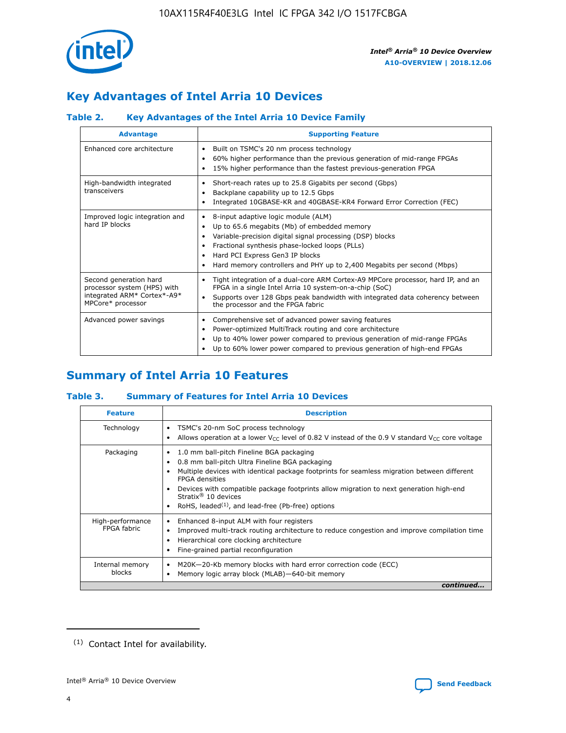# Key Advantages of Intel Arria 10 Devices

### Table 2. Key Advantages of the Intel Arria 10 Device Family

| Advantage | Supporting Feature |
|---|---|
| Enhanced core architecture | • Built on TSMC's 20 nm process technology<br>• 60% higher performance than the previous generation of mid-range FPGAs<br>• 15% higher performance than the fastest previous-generation FPGA |
| High-bandwidth integrated transceivers | • Short-reach rates up to 25.8 Gigabits per second (Gbps)<br>• Backplane capability up to 12.5 Gbps<br>• Integrated 10GBASE-KR and 40GBASE-KR4 Forward Error Correction (FEC) |
| Improved logic integration and hard IP blocks | • 8-input adaptive logic module (ALM)<br>• Up to 65.6 megabits (Mb) of embedded memory<br>• Variable-precision digital signal processing (DSP) blocks<br>• Fractional synthesis phase-locked loops (PLLs)<br>• Hard PCI Express Gen3 IP blocks<br>• Hard memory controllers and PHY up to 2,400 Megabits per second (Mbps) |
| Second generation hard processor system (HPS) with integrated ARM* Cortex*-A9* MPCore* processor | • Tight integration of a dual-core ARM Cortex-A9 MPCore processor, hard IP, and an FPGA in a single Intel Arria 10 system-on-a-chip (SoC)<br>• Supports over 128 Gbps peak bandwidth with integrated data coherency between the processor and the FPGA fabric |
| Advanced power savings | • Comprehensive set of advanced power saving features<br>• Power-optimized MultiTrack routing and core architecture<br>• Up to 40% lower power compared to previous generation of mid-range FPGAs<br>• Up to 60% lower power compared to previous generation of high-end FPGAs |

# Summary of Intel Arria 10 Features

### Table 3. Summary of Features for Intel Arria 10 Devices

| Feature | Description |
|---|---|
| Technology | • TSMC's 20-nm SoC process technology<br>• Allows operation at a lower $V_{CC}$ level of 0.82 V instead of the 0.9 V standard $V_{CC}$ core voltage |
| Packaging | • 1.0 mm ball-pitch Fineline BGA packaging<br>• 0.8 mm ball-pitch Ultra Fineline BGA packaging<br>• Multiple devices with identical package footprints for seamless migration between different FPGA densities<br>• Devices with compatible package footprints allow migration to next generation high-end Stratix® 10 devices<br>• RoHS, leaded[(1)], and lead-free (Pb-free) options |
| High-performance FPGA fabric | • Enhanced 8-input ALM with four registers<br>• Improved multi-track routing architecture to reduce congestion and improve compilation time<br>• Hierarchical core clocking architecture<br>• Fine-grained partial reconfiguration |
| Internal memory blocks | • M20K—20-Kb memory blocks with hard error correction code (ECC)<br>• Memory logic array block (MLAB)—640-bit memory |

*continued...*

(1) Contact Intel for availability.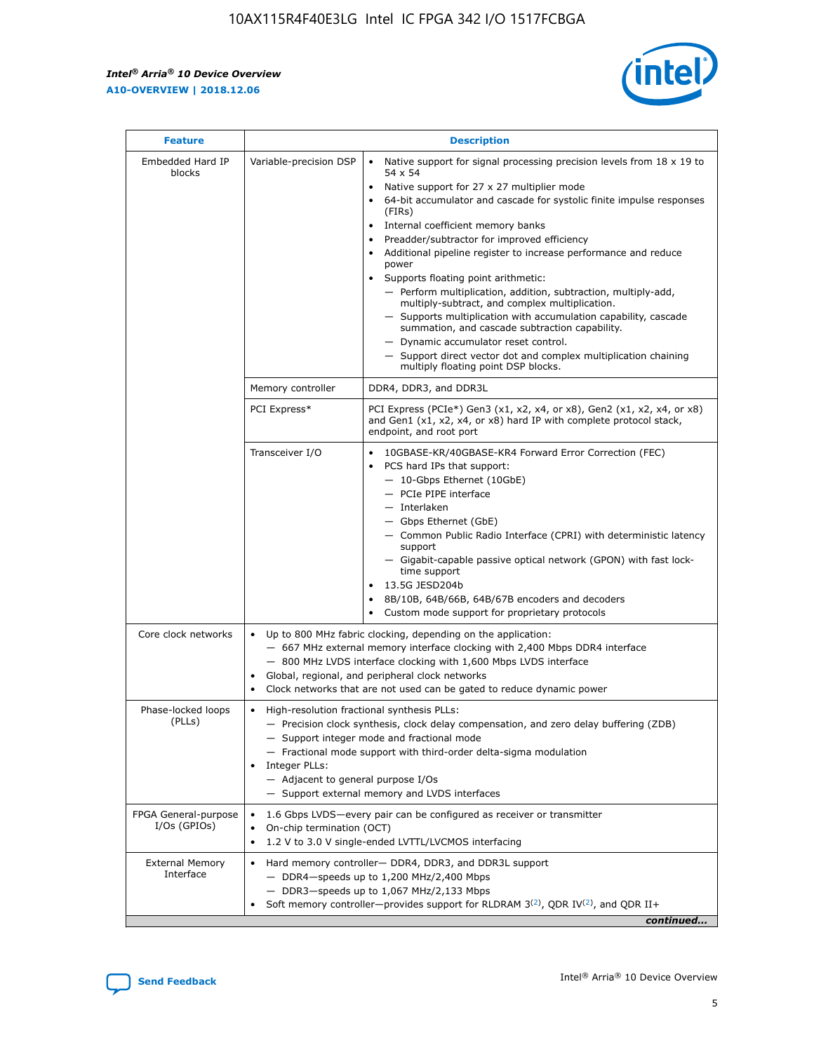| Feature | Description | |
|---|---|---|
| Embedded Hard IP blocks | Variable-precision DSP | • Native support for signal processing precision levels from 18 x 19 to 54 x 54<br>• Native support for 27 x 27 multiplier mode<br>• 64-bit accumulator and cascade for systolic finite impulse responses (FIRs)<br>• Internal coefficient memory banks<br>• Preadder/subtractor for improved efficiency<br>• Additional pipeline register to increase performance and reduce power<br>• Supports floating point arithmetic:<br>— Perform multiplication, addition, subtraction, multiply-add, multiply-subtract, and complex multiplication.<br>— Supports multiplication with accumulation capability, cascade summation, and cascade subtraction capability.<br>— Dynamic accumulator reset control.<br>— Support direct vector dot and complex multiplication chaining multiply floating point DSP blocks. |
| | Memory controller | DDR4, DDR3, and DDR3L |
| | PCI Express* | PCI Express (PCIe*) Gen3 (x1, x2, x4, or x8), Gen2 (x1, x2, x4, or x8) and Gen1 (x1, x2, x4, or x8) hard IP with complete protocol stack, endpoint, and root port |
| | Transceiver I/O | • 10GBASE-KR/40GBASE-KR4 Forward Error Correction (FEC)<br>• PCS hard IPs that support:<br>— 10-Gbps Ethernet (10GbE)<br>— PCIe PIPE interface<br>— Interlaken<br>— Gbps Ethernet (GbE)<br>— Common Public Radio Interface (CPRI) with deterministic latency support<br>— Gigabit-capable passive optical network (GPON) with fast lock-time support<br>• 13.5G JESD204b<br>• 8B/10B, 64B/66B, 64B/67B encoders and decoders<br>• Custom mode support for proprietary protocols |
| Core clock networks | • Up to 800 MHz fabric clocking, depending on the application:<br>— 667 MHz external memory interface clocking with 2,400 Mbps DDR4 interface<br>— 800 MHz LVDS interface clocking with 1,600 Mbps LVDS interface<br>• Global, regional, and peripheral clock networks<br>• Clock networks that are not used can be gated to reduce dynamic power | |
| Phase-locked loops (PLLs) | • High-resolution fractional synthesis PLLs:<br>— Precision clock synthesis, clock delay compensation, and zero delay buffering (ZDB)<br>— Support integer mode and fractional mode<br>— Fractional mode support with third-order delta-sigma modulation<br>• Integer PLLs:<br>— Adjacent to general purpose I/Os<br>— Support external memory and LVDS interfaces | |
| FPGA General-purpose I/Os (GPIOs) | • 1.6 Gbps LVDS—every pair can be configured as receiver or transmitter<br>• On-chip termination (OCT)<br>• 1.2 V to 3.0 V single-ended LVTTL/LVCMOS interfacing | |
| External Memory Interface | • Hard memory controller— DDR4, DDR3, and DDR3L support<br>— DDR4—speeds up to 1,200 MHz/2,400 Mbps<br>— DDR3—speeds up to 1,067 MHz/2,133 Mbps<br>• Soft memory controller—provides support for RLDRAM 3[(2)], QDR IV[(2)], and QDR II+ | |

*continued...*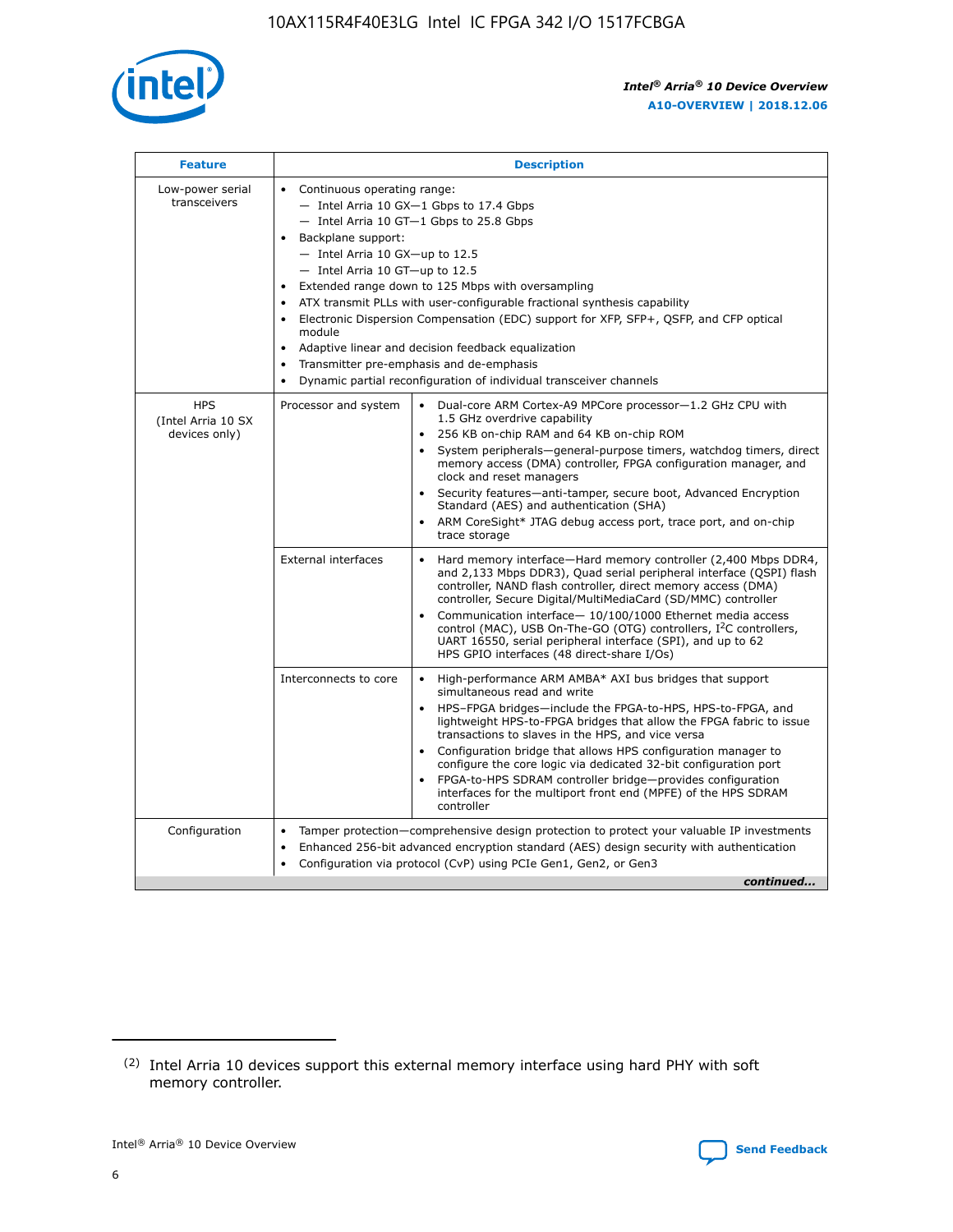| Feature | Description | |
|---|---|---|
| Low-power serial transceivers | • Continuous operating range:<br>— Intel Arria 10 GX—1 Gbps to 17.4 Gbps<br>— Intel Arria 10 GT—1 Gbps to 25.8 Gbps<br>• Backplane support:<br>— Intel Arria 10 GX—up to 12.5<br>— Intel Arria 10 GT—up to 12.5<br>• Extended range down to 125 Mbps with oversampling<br>• ATX transmit PLLs with user-configurable fractional synthesis capability<br>• Electronic Dispersion Compensation (EDC) support for XFP, SFP+, QSFP, and CFP optical module<br>• Adaptive linear and decision feedback equalization<br>• Transmitter pre-emphasis and de-emphasis<br>• Dynamic partial reconfiguration of individual transceiver channels | |
| HPS (Intel Arria 10 SX devices only) | Processor and system | • Dual-core ARM Cortex-A9 MPCore processor—1.2 GHz CPU with 1.5 GHz overdrive capability<br>• 256 KB on-chip RAM and 64 KB on-chip ROM<br>• System peripherals—general-purpose timers, watchdog timers, direct memory access (DMA) controller, FPGA configuration manager, and clock and reset managers<br>• Security features—anti-tamper, secure boot, Advanced Encryption Standard (AES) and authentication (SHA)<br>• ARM CoreSight* JTAG debug access port, trace port, and on-chip trace storage |
| | External interfaces | • Hard memory interface—Hard memory controller (2,400 Mbps DDR4, and 2,133 Mbps DDR3), Quad serial peripheral interface (QSPI) flash controller, NAND flash controller, direct memory access (DMA) controller, Secure Digital/MultiMediaCard (SD/MMC) controller<br>• Communication interface— 10/100/1000 Ethernet media access control (MAC), USB On-The-GO (OTG) controllers, I$^2$C controllers, UART 16550, serial peripheral interface (SPI), and up to 62 HPS GPIO interfaces (48 direct-share I/Os) |
| | Interconnects to core | • High-performance ARM AMBA* AXI bus bridges that support simultaneous read and write<br>• HPS–FPGA bridges—include the FPGA-to-HPS, HPS-to-FPGA, and lightweight HPS-to-FPGA bridges that allow the FPGA fabric to issue transactions to slaves in the HPS, and vice versa<br>• Configuration bridge that allows HPS configuration manager to configure the core logic via dedicated 32-bit configuration port<br>• FPGA-to-HPS SDRAM controller bridge—provides configuration interfaces for the multiport front end (MPFE) of the HPS SDRAM controller |
| Configuration | • Tamper protection—comprehensive design protection to protect your valuable IP investments<br>• Enhanced 256-bit advanced encryption standard (AES) design security with authentication<br>• Configuration via protocol (CvP) using PCIe Gen1, Gen2, or Gen3 | |

*continued...*

(2) Intel Arria 10 devices support this external memory interface using hard PHY with soft memory controller.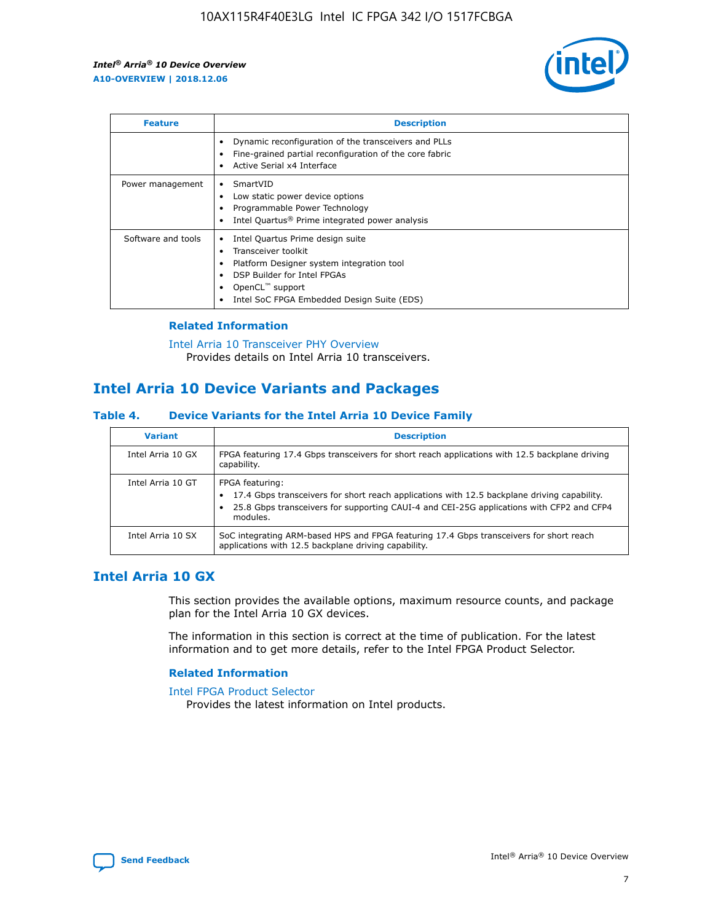| Feature | Description |
| --- | --- |
| | • Dynamic reconfiguration of the transceivers and PLLs<br>• Fine-grained partial reconfiguration of the core fabric<br>• Active Serial x4 Interface |
| Power management | • SmartVID<br>• Low static power device options<br>• Programmable Power Technology<br>• Intel Quartus® Prime integrated power analysis |
| Software and tools | • Intel Quartus Prime design suite<br>• Transceiver toolkit<br>• Platform Designer system integration tool<br>• DSP Builder for Intel FPGAs<br>• OpenCL™ support<br>• Intel SoC FPGA Embedded Design Suite (EDS) |

### Related Information

Intel Arria 10 Transceiver PHY Overview
Provides details on Intel Arria 10 transceivers.

## Intel Arria 10 Device Variants and Packages

**Table 4. Device Variants for the Intel Arria 10 Device Family**

| Variant | Description |
| --- | --- |
| Intel Arria 10 GX | FPGA featuring 17.4 Gbps transceivers for short reach applications with 12.5 backplane driving capability. |
| Intel Arria 10 GT | FPGA featuring:<br>• 17.4 Gbps transceivers for short reach applications with 12.5 backplane driving capability.<br>• 25.8 Gbps transceivers for supporting CAUI-4 and CEI-25G applications with CFP2 and CFP4 modules. |
| Intel Arria 10 SX | SoC integrating ARM-based HPS and FPGA featuring 17.4 Gbps transceivers for short reach applications with 12.5 backplane driving capability. |

## Intel Arria 10 GX

This section provides the available options, maximum resource counts, and package plan for the Intel Arria 10 GX devices.

The information in this section is correct at the time of publication. For the latest information and to get more details, refer to the Intel FPGA Product Selector.

### Related Information

Intel FPGA Product Selector
Provides the latest information on Intel products.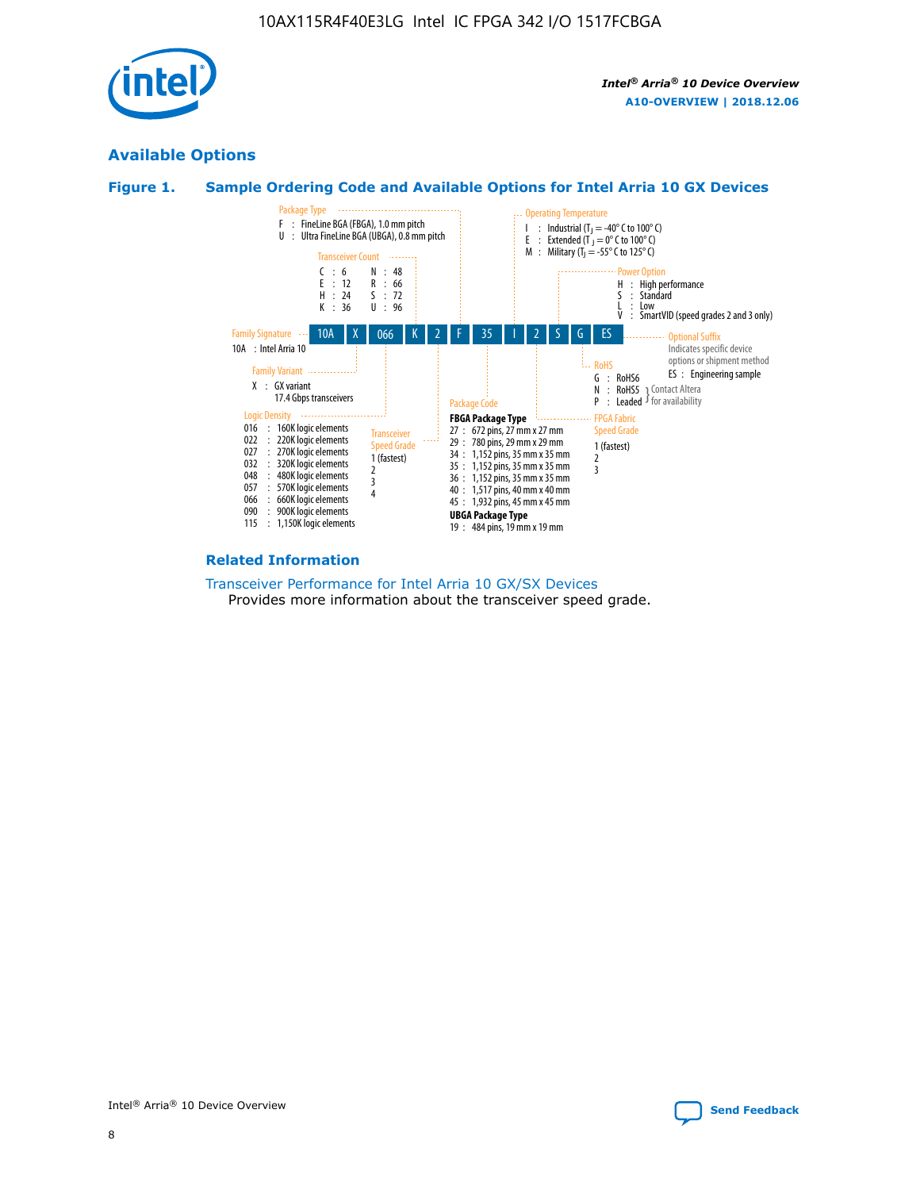## Available Options

### Figure 1. Sample Ordering Code and Available Options for Intel Arria 10 GX Devices

Package Type
F : FineLine BGA (FBGA), 1.0 mm pitch
U : Ultra FineLine BGA (UBGA), 0.8 mm pitch

Transceiver Count
C : 6
E : 12
H : 24
K : 36
N : 48
R : 66
S : 72
U : 96

Operating Temperature
I : Industrial ($T_J$ = -40° C to 100° C)
E : Extended ($T_J$ = 0° C to 100° C)
M : Military ($T_J$ = -55° C to 125° C)

Power Option
H : High performance
S : Standard
L : Low
V : SmartVID (speed grades 2 and 3 only)

Family Signature
10A : Intel Arria 10

10A X 066 K 2 F 35 I 2 S G ES

Optional Suffix
Indicates specific device options or shipment method
ES : Engineering sample

Family Variant
X : GX variant
17.4 Gbps transceivers

RoHS
G : RoHS6
N : RoHS5
P : Leaded
Contact Altera for availability

Logic Density
016 : 160K logic elements
022 : 220K logic elements
027 : 270K logic elements
032 : 320K logic elements
048 : 480K logic elements
057 : 570K logic elements
066 : 660K logic elements
090 : 900K logic elements
115 : 1,150K logic elements

Transceiver Speed Grade
1 (fastest)
2
3
4

Package Code
**FBGA Package Type**
27 : 672 pins, 27 mm x 27 mm
29 : 780 pins, 29 mm x 29 mm
34 : 1,152 pins, 35 mm x 35 mm
35 : 1,152 pins, 35 mm x 35 mm
36 : 1,152 pins, 35 mm x 35 mm
40 : 1,517 pins, 40 mm x 40 mm
45 : 1,932 pins, 45 mm x 45 mm
**UBGA Package Type**
19 : 484 pins, 19 mm x 19 mm

FPGA Fabric Speed Grade
1 (fastest)
2
3

### Related Information

Transceiver Performance for Intel Arria 10 GX/SX Devices
Provides more information about the transceiver speed grade.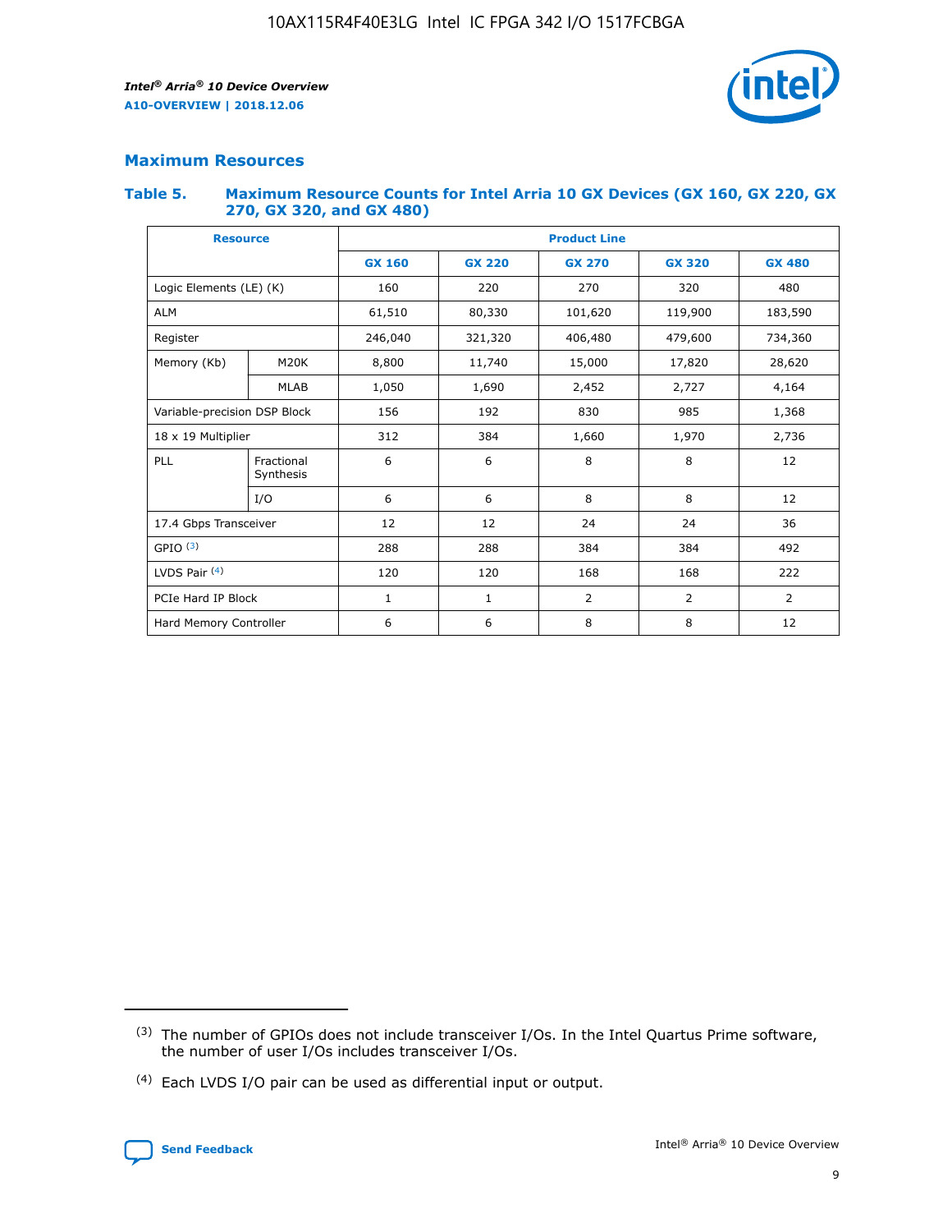## Maximum Resources

### Table 5. Maximum Resource Counts for Intel Arria 10 GX Devices (GX 160, GX 220, GX 270, GX 320, and GX 480)

| Resource | | Product Line | | | | |
|---|---|---|---|---|---|---|
| | | GX 160 | GX 220 | GX 270 | GX 320 | GX 480 |
| Logic Elements (LE) (K) | | 160 | 220 | 270 | 320 | 480 |
| ALM | | 61,510 | 80,330 | 101,620 | 119,900 | 183,590 |
| Register | | 246,040 | 321,320 | 406,480 | 479,600 | 734,360 |
| Memory (Kb) | M20K | 8,800 | 11,740 | 15,000 | 17,820 | 28,620 |
| | MLAB | 1,050 | 1,690 | 2,452 | 2,727 | 4,164 |
| Variable-precision DSP Block | | 156 | 192 | 830 | 985 | 1,368 |
| 18 x 19 Multiplier | | 312 | 384 | 1,660 | 1,970 | 2,736 |
| PLL | Fractional Synthesis | 6 | 6 | 8 | 8 | 12 |
| | I/O | 6 | 6 | 8 | 8 | 12 |
| 17.4 Gbps Transceiver | | 12 | 12 | 24 | 24 | 36 |
| GPIO [(3)] | | 288 | 288 | 384 | 384 | 492 |
| LVDS Pair [(4)] | | 120 | 120 | 168 | 168 | 222 |
| PCIe Hard IP Block | | 1 | 1 | 2 | 2 | 2 |
| Hard Memory Controller | | 6 | 6 | 8 | 8 | 12 |

(3) The number of GPIOs does not include transceiver I/Os. In the Intel Quartus Prime software, the number of user I/Os includes transceiver I/Os.

(4) Each LVDS I/O pair can be used as differential input or output.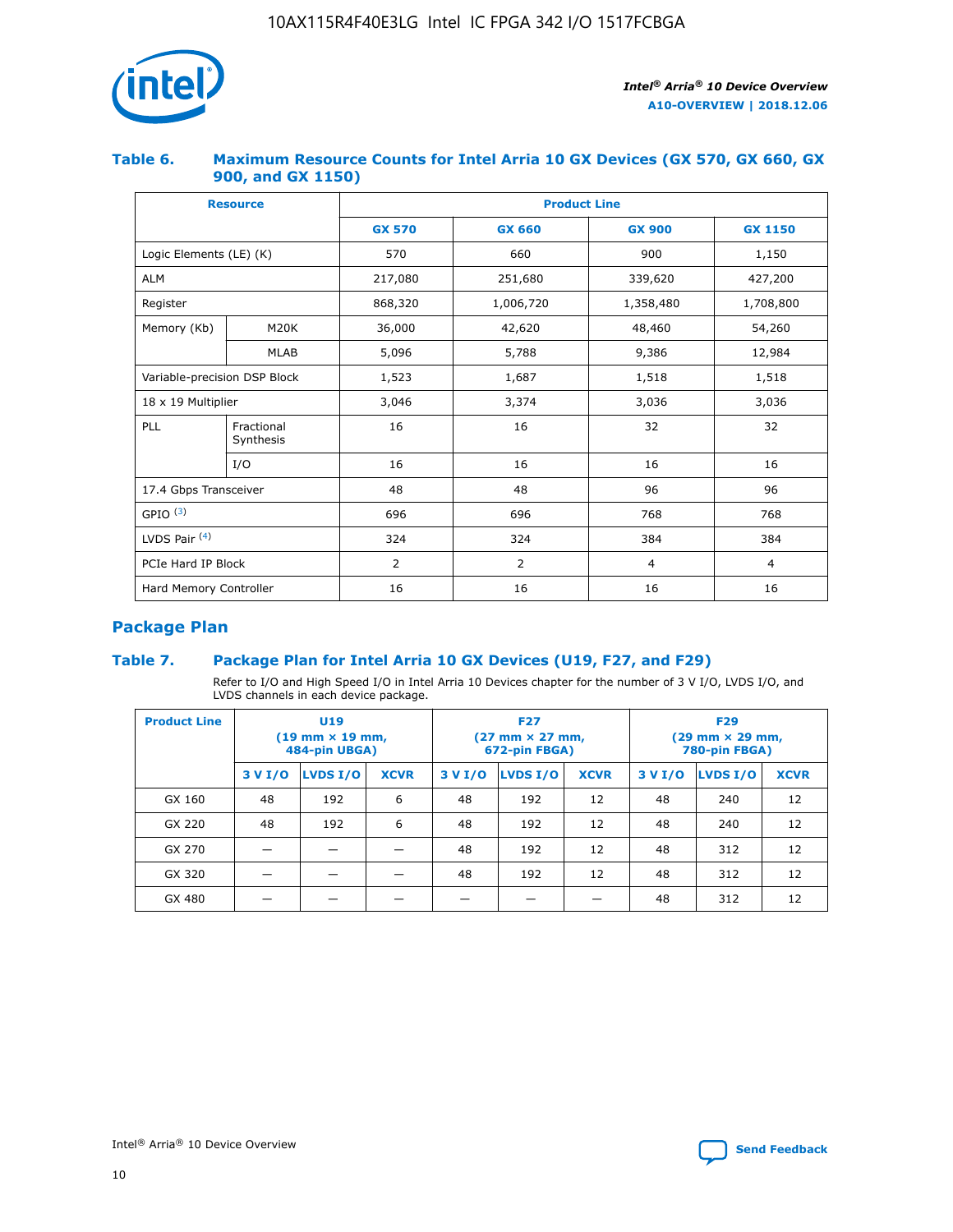### Table 6. Maximum Resource Counts for Intel Arria 10 GX Devices (GX 570, GX 660, GX 900, and GX 1150)

| Resource | | Product Line | | | |
|---|---|---|---|---|---|
| | | GX 570 | GX 660 | GX 900 | GX 1150 |
| Logic Elements (LE) (K) | | 570 | 660 | 900 | 1,150 |
| ALM | | 217,080 | 251,680 | 339,620 | 427,200 |
| Register | | 868,320 | 1,006,720 | 1,358,480 | 1,708,800 |
| Memory (Kb) | M20K | 36,000 | 42,620 | 48,460 | 54,260 |
| | MLAB | 5,096 | 5,788 | 9,386 | 12,984 |
| Variable-precision DSP Block | | 1,523 | 1,687 | 1,518 | 1,518 |
| 18 x 19 Multiplier | | 3,046 | 3,374 | 3,036 | 3,036 |
| PLL | Fractional Synthesis | 16 | 16 | 32 | 32 |
| | I/O | 16 | 16 | 16 | 16 |
| 17.4 Gbps Transceiver | | 48 | 48 | 96 | 96 |
| GPIO [(3)] | | 696 | 696 | 768 | 768 |
| LVDS Pair [(4)] | | 324 | 324 | 384 | 384 |
| PCIe Hard IP Block | | 2 | 2 | 4 | 4 |
| Hard Memory Controller | | 16 | 16 | 16 | 16 |

## Package Plan

### Table 7. Package Plan for Intel Arria 10 GX Devices (U19, F27, and F29)

Refer to I/O and High Speed I/O in Intel Arria 10 Devices chapter for the number of 3 V I/O, LVDS I/O, and LVDS channels in each device package.

| Product Line | U19 (19 mm × 19 mm, 484-pin UBGA) | | | F27 (27 mm × 27 mm, 672-pin FBGA) | | | F29 (29 mm × 29 mm, 780-pin FBGA) | | |
|---|---|---|---|---|---|---|---|---|---|
| | 3 V I/O | LVDS I/O | XCVR | 3 V I/O | LVDS I/O | XCVR | 3 V I/O | LVDS I/O | XCVR |
| GX 160 | 48 | 192 | 6 | 48 | 192 | 12 | 48 | 240 | 12 |
| GX 220 | 48 | 192 | 6 | 48 | 192 | 12 | 48 | 240 | 12 |
| GX 270 | — | — | — | 48 | 192 | 12 | 48 | 312 | 12 |
| GX 320 | — | — | — | 48 | 192 | 12 | 48 | 312 | 12 |
| GX 480 | — | — | — | — | — | — | 48 | 312 | 12 |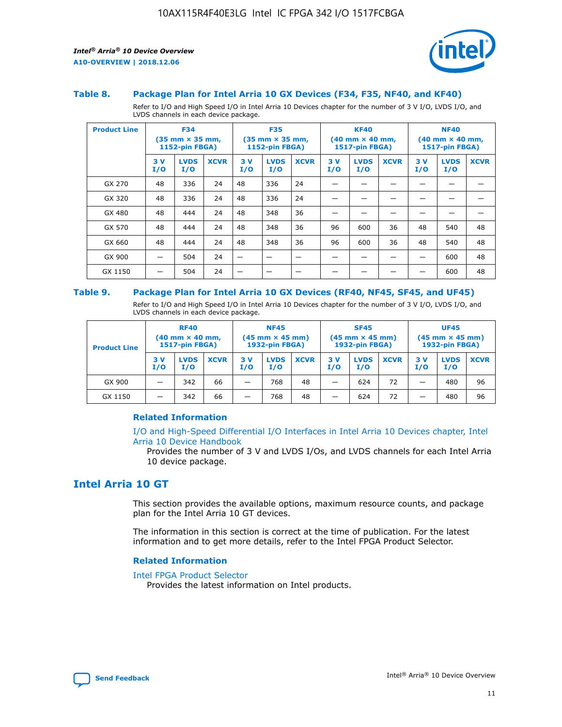### Table 8. Package Plan for Intel Arria 10 GX Devices (F34, F35, NF40, and KF40)

Refer to I/O and High Speed I/O in Intel Arria 10 Devices chapter for the number of 3 V I/O, LVDS I/O, and LVDS channels in each device package.

| Product Line | F34 (35 mm × 35 mm, 1152-pin FBGA) | | | F35 (35 mm × 35 mm, 1152-pin FBGA) | | | KF40 (40 mm × 40 mm, 1517-pin FBGA) | | | NF40 (40 mm × 40 mm, 1517-pin FBGA) | | |
|---|---|---|---|---|---|---|---|---|---|---|---|---|
| | 3 V I/O | LVDS I/O | XCVR | 3 V I/O | LVDS I/O | XCVR | 3 V I/O | LVDS I/O | XCVR | 3 V I/O | LVDS I/O | XCVR |
| GX 270 | 48 | 336 | 24 | 48 | 336 | 24 | — | — | — | — | — | — |
| GX 320 | 48 | 336 | 24 | 48 | 336 | 24 | — | — | — | — | — | — |
| GX 480 | 48 | 444 | 24 | 48 | 348 | 36 | — | — | — | — | — | — |
| GX 570 | 48 | 444 | 24 | 48 | 348 | 36 | 96 | 600 | 36 | 48 | 540 | 48 |
| GX 660 | 48 | 444 | 24 | 48 | 348 | 36 | 96 | 600 | 36 | 48 | 540 | 48 |
| GX 900 | — | 504 | 24 | — | — | — | — | — | — | — | 600 | 48 |
| GX 1150 | — | 504 | 24 | — | — | — | — | — | — | — | 600 | 48 |

### Table 9. Package Plan for Intel Arria 10 GX Devices (RF40, NF45, SF45, and UF45)

Refer to I/O and High Speed I/O in Intel Arria 10 Devices chapter for the number of 3 V I/O, LVDS I/O, and LVDS channels in each device package.

| Product Line | RF40 (40 mm × 40 mm, 1517-pin FBGA) | | | NF45 (45 mm × 45 mm) 1932-pin FBGA) | | | SF45 (45 mm × 45 mm) 1932-pin FBGA) | | | UF45 (45 mm × 45 mm) 1932-pin FBGA) | | |
|---|---|---|---|---|---|---|---|---|---|---|---|---|
| | 3 V I/O | LVDS I/O | XCVR | 3 V I/O | LVDS I/O | XCVR | 3 V I/O | LVDS I/O | XCVR | 3 V I/O | LVDS I/O | XCVR |
| GX 900 | — | 342 | 66 | — | 768 | 48 | — | 624 | 72 | — | 480 | 96 |
| GX 1150 | — | 342 | 66 | — | 768 | 48 | — | 624 | 72 | — | 480 | 96 |

#### Related Information

I/O and High-Speed Differential I/O Interfaces in Intel Arria 10 Devices chapter, Intel Arria 10 Device Handbook

Provides the number of 3 V and LVDS I/Os, and LVDS channels for each Intel Arria 10 device package.

## Intel Arria 10 GT

This section provides the available options, maximum resource counts, and package plan for the Intel Arria 10 GT devices.

The information in this section is correct at the time of publication. For the latest information and to get more details, refer to the Intel FPGA Product Selector.

#### Related Information

Intel FPGA Product Selector

Provides the latest information on Intel products.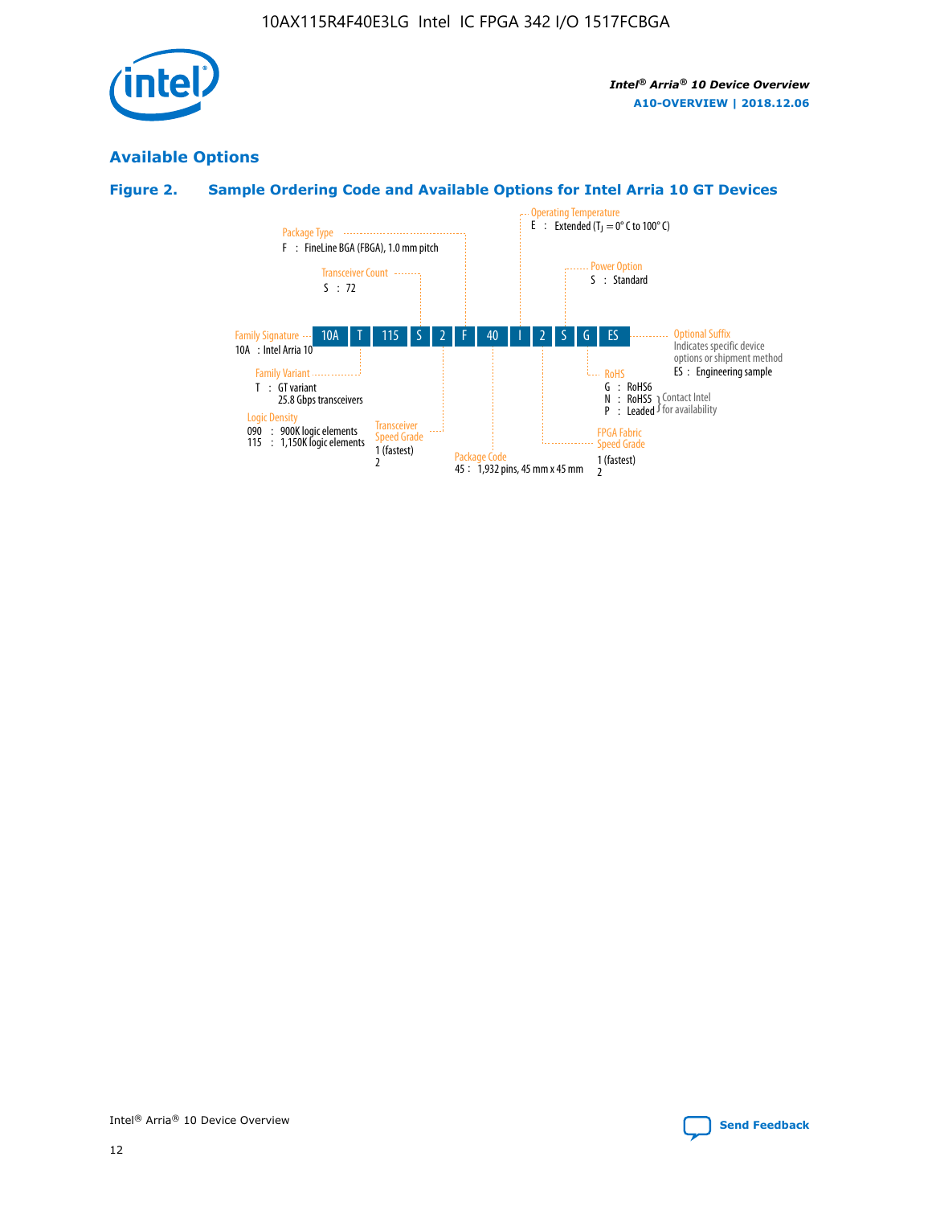## Available Options

### Figure 2. Sample Ordering Code and Available Options for Intel Arria 10 GT Devices

10A T 115 S 2 F 40 I 2 S G ES

Family Signature
10A : Intel Arria 10

Family Variant
T : GT variant
25.8 Gbps transceivers

Logic Density
090 : 900K logic elements
115 : 1,150K logic elements

Transceiver Count
S : 72

Transceiver Speed Grade
1 (fastest)
2

Package Type
F : FineLine BGA (FBGA), 1.0 mm pitch

Package Code
45 : 1,932 pins, 45 mm x 45 mm

Operating Temperature
E : Extended ($T_J$ = 0° C to 100° C)

FPGA Fabric Speed Grade
1 (fastest)
2

Power Option
S : Standard

RoHS
G : RoHS6
N : RoHS5
P : Leaded
Contact Intel for availability

Optional Suffix
Indicates specific device options or shipment method
ES : Engineering sample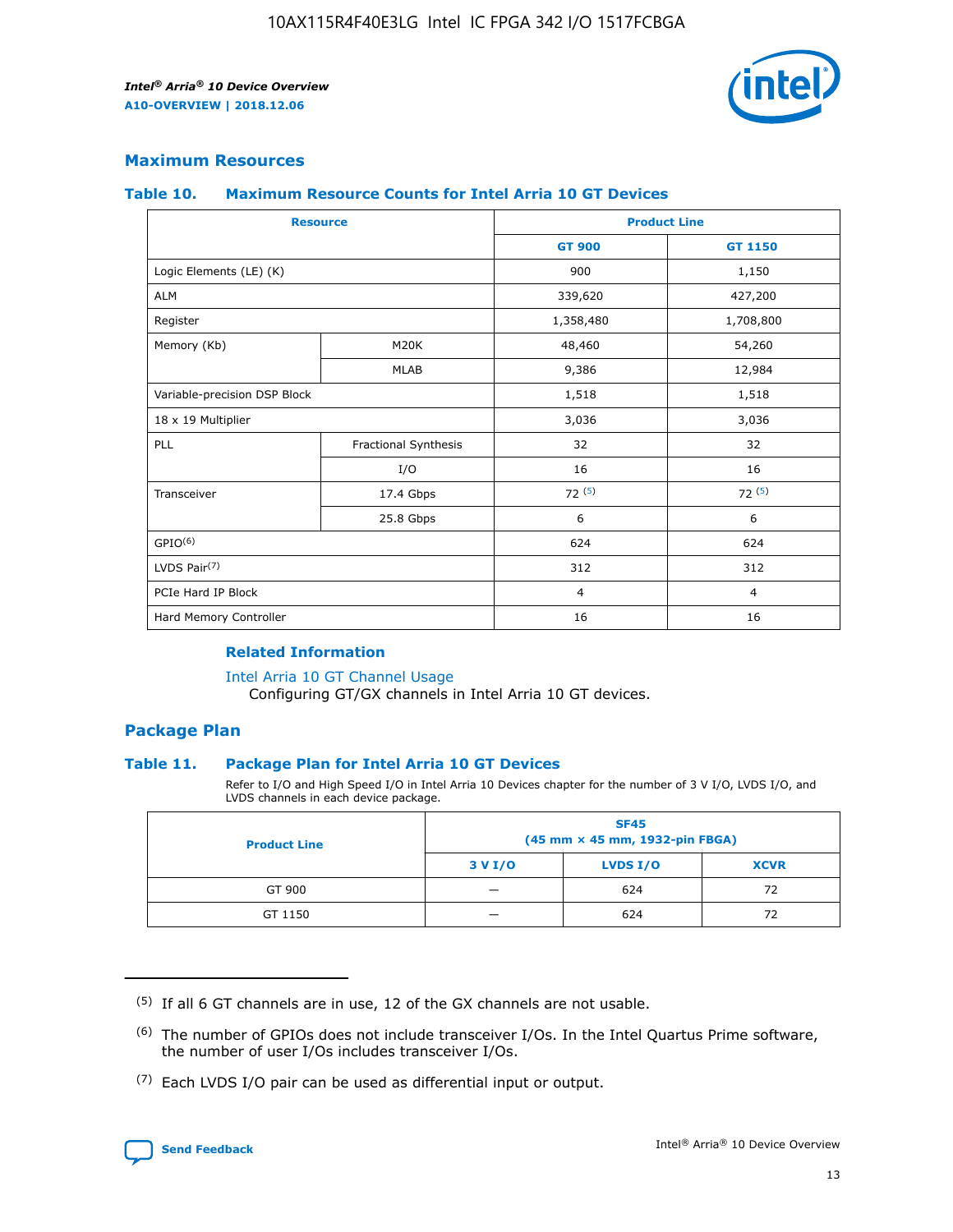## Maximum Resources

### Table 10. Maximum Resource Counts for Intel Arria 10 GT Devices

| Resource | | Product Line | |
|---|---|---|---|
| | | GT 900 | GT 1150 |
| Logic Elements (LE) (K) | | 900 | 1,150 |
| ALM | | 339,620 | 427,200 |
| Register | | 1,358,480 | 1,708,800 |
| Memory (Kb) | M20K | 48,460 | 54,260 |
| | MLAB | 9,386 | 12,984 |
| Variable-precision DSP Block | | 1,518 | 1,518 |
| 18 x 19 Multiplier | | 3,036 | 3,036 |
| PLL | Fractional Synthesis | 32 | 32 |
| | I/O | 16 | 16 |
| Transceiver | 17.4 Gbps | 72 (5) | 72 (5) |
| | 25.8 Gbps | 6 | 6 |
| GPIO(6) | | 624 | 624 |
| LVDS Pair(7) | | 312 | 312 |
| PCIe Hard IP Block | | 4 | 4 |
| Hard Memory Controller | | 16 | 16 |

#### Related Information

Intel Arria 10 GT Channel Usage
Configuring GT/GX channels in Intel Arria 10 GT devices.

## Package Plan

### Table 11. Package Plan for Intel Arria 10 GT Devices

Refer to I/O and High Speed I/O in Intel Arria 10 Devices chapter for the number of 3 V I/O, LVDS I/O, and LVDS channels in each device package.

| Product Line | SF45 (45 mm × 45 mm, 1932-pin FBGA) | | |
|---|---|---|---|
| | 3 V I/O | LVDS I/O | XCVR |
| GT 900 | — | 624 | 72 |
| GT 1150 | — | 624 | 72 |

(5) If all 6 GT channels are in use, 12 of the GX channels are not usable.

(6) The number of GPIOs does not include transceiver I/Os. In the Intel Quartus Prime software, the number of user I/Os includes transceiver I/Os.

(7) Each LVDS I/O pair can be used as differential input or output.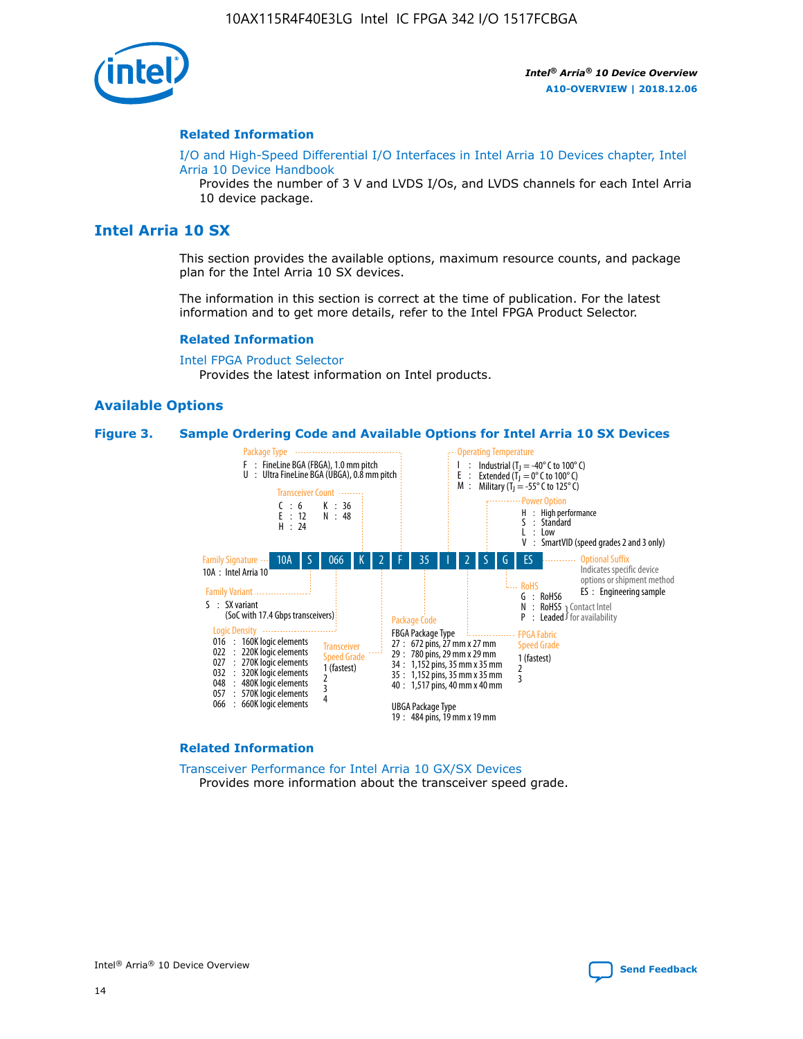## Related Information

I/O and High-Speed Differential I/O Interfaces in Intel Arria 10 Devices chapter, Intel Arria 10 Device Handbook

Provides the number of 3 V and LVDS I/Os, and LVDS channels for each Intel Arria 10 device package.

# Intel Arria 10 SX

This section provides the available options, maximum resource counts, and package plan for the Intel Arria 10 SX devices.

The information in this section is correct at the time of publication. For the latest information and to get more details, refer to the Intel FPGA Product Selector.

## Related Information

Intel FPGA Product Selector

Provides the latest information on Intel products.

## Available Options

**Figure 3. Sample Ordering Code and Available Options for Intel Arria 10 SX Devices**

Sample ordering code: 10A | S | 066 | K | 2 | F | 35 | I | 2 | S | G | ES

Family Signature
- 10A : Intel Arria 10

Family Variant
- S : SX variant (SoC with 17.4 Gbps transceivers)

Logic Density
- 016 : 160K logic elements
- 022 : 220K logic elements
- 027 : 270K logic elements
- 032 : 320K logic elements
- 048 : 480K logic elements
- 057 : 570K logic elements
- 066 : 660K logic elements

Transceiver Count
- C : 6
- E : 12
- H : 24
- K : 36
- N : 48

Transceiver Speed Grade
- 1 (fastest)
- 2
- 3
- 4

Package Type
- F : FineLine BGA (FBGA), 1.0 mm pitch
- U : Ultra FineLine BGA (UBGA), 0.8 mm pitch

Package Code

FBGA Package Type
- 27 : 672 pins, 27 mm x 27 mm
- 29 : 780 pins, 29 mm x 29 mm
- 34 : 1,152 pins, 35 mm x 35 mm
- 35 : 1,152 pins, 35 mm x 35 mm
- 40 : 1,517 pins, 40 mm x 40 mm

UBGA Package Type
- 19 : 484 pins, 19 mm x 19 mm

Operating Temperature
- I : Industrial ($T_J$ = -40° C to 100° C)
- E : Extended ($T_J$ = 0° C to 100° C)
- M : Military ($T_J$ = -55° C to 125° C)

FPGA Fabric Speed Grade
- 1 (fastest)
- 2
- 3

Power Option
- H : High performance
- S : Standard
- L : Low
- V : SmartVID (speed grades 2 and 3 only)

RoHS
- G : RoHS6
- N : RoHS5 (Contact Intel for availability)
- P : Leaded (Contact Intel for availability)

Optional Suffix

Indicates specific device options or shipment method
- ES : Engineering sample

## Related Information

Transceiver Performance for Intel Arria 10 GX/SX Devices

Provides more information about the transceiver speed grade.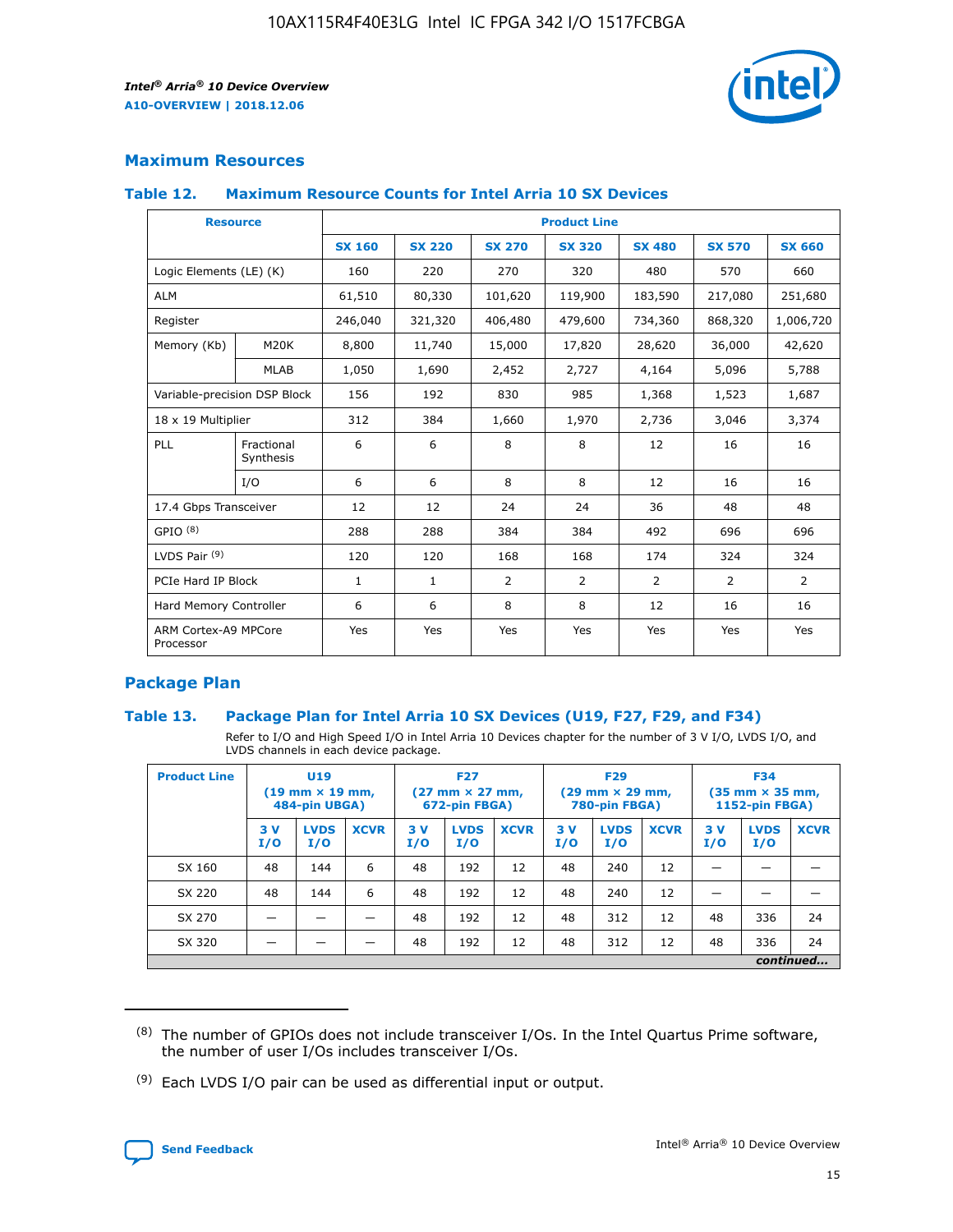## Maximum Resources

### Table 12. Maximum Resource Counts for Intel Arria 10 SX Devices

| Resource | | Product Line | | | | | | |
|---|---|---|---|---|---|---|---|---|
| | | SX 160 | SX 220 | SX 270 | SX 320 | SX 480 | SX 570 | SX 660 |
| Logic Elements (LE) (K) | | 160 | 220 | 270 | 320 | 480 | 570 | 660 |
| ALM | | 61,510 | 80,330 | 101,620 | 119,900 | 183,590 | 217,080 | 251,680 |
| Register | | 246,040 | 321,320 | 406,480 | 479,600 | 734,360 | 868,320 | 1,006,720 |
| Memory (Kb) | M20K | 8,800 | 11,740 | 15,000 | 17,820 | 28,620 | 36,000 | 42,620 |
| | MLAB | 1,050 | 1,690 | 2,452 | 2,727 | 4,164 | 5,096 | 5,788 |
| Variable-precision DSP Block | | 156 | 192 | 830 | 985 | 1,368 | 1,523 | 1,687 |
| 18 x 19 Multiplier | | 312 | 384 | 1,660 | 1,970 | 2,736 | 3,046 | 3,374 |
| PLL | Fractional Synthesis | 6 | 6 | 8 | 8 | 12 | 16 | 16 |
| | I/O | 6 | 6 | 8 | 8 | 12 | 16 | 16 |
| 17.4 Gbps Transceiver | | 12 | 12 | 24 | 24 | 36 | 48 | 48 |
| GPIO [8] | | 288 | 288 | 384 | 384 | 492 | 696 | 696 |
| LVDS Pair [9] | | 120 | 120 | 168 | 168 | 174 | 324 | 324 |
| PCIe Hard IP Block | | 1 | 1 | 2 | 2 | 2 | 2 | 2 |
| Hard Memory Controller | | 6 | 6 | 8 | 8 | 12 | 16 | 16 |
| ARM Cortex-A9 MPCore Processor | | Yes | Yes | Yes | Yes | Yes | Yes | Yes |

## Package Plan

### Table 13. Package Plan for Intel Arria 10 SX Devices (U19, F27, F29, and F34)

Refer to I/O and High Speed I/O in Intel Arria 10 Devices chapter for the number of 3 V I/O, LVDS I/O, and LVDS channels in each device package.

| Product Line | U19 (19 mm × 19 mm, 484-pin UBGA) | | | F27 (27 mm × 27 mm, 672-pin FBGA) | | | F29 (29 mm × 29 mm, 780-pin FBGA) | | | F34 (35 mm × 35 mm, 1152-pin FBGA) | | |
|---|---|---|---|---|---|---|---|---|---|---|---|---|
| | 3 V I/O | LVDS I/O | XCVR | 3 V I/O | LVDS I/O | XCVR | 3 V I/O | LVDS I/O | XCVR | 3 V I/O | LVDS I/O | XCVR |
| SX 160 | 48 | 144 | 6 | 48 | 192 | 12 | 48 | 240 | 12 | — | — | — |
| SX 220 | 48 | 144 | 6 | 48 | 192 | 12 | 48 | 240 | 12 | — | — | — |
| SX 270 | — | — | — | 48 | 192 | 12 | 48 | 312 | 12 | 48 | 336 | 24 |
| SX 320 | — | — | — | 48 | 192 | 12 | 48 | 312 | 12 | 48 | 336 | 24 |

*continued...*

(8) The number of GPIOs does not include transceiver I/Os. In the Intel Quartus Prime software, the number of user I/Os includes transceiver I/Os.

(9) Each LVDS I/O pair can be used as differential input or output.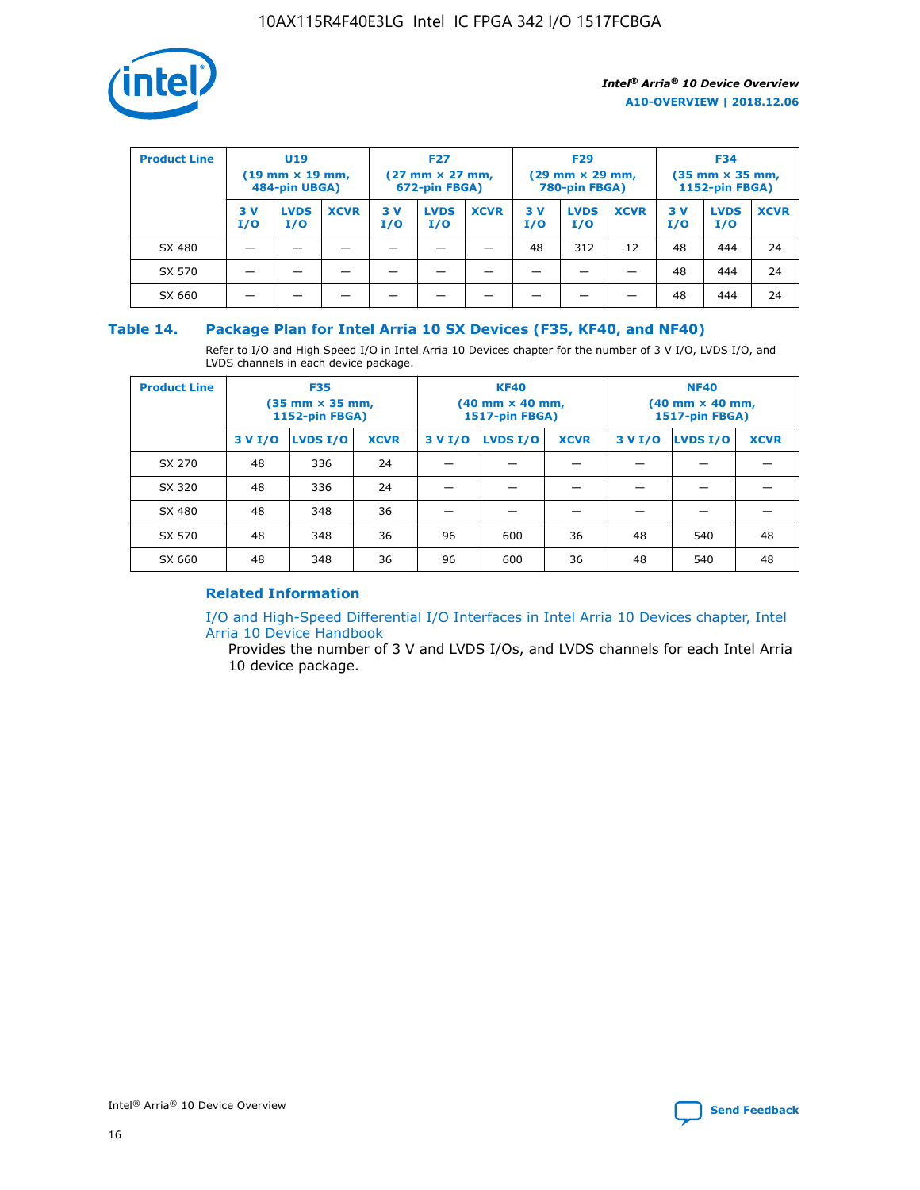| Product Line | U19 (19 mm × 19 mm, 484-pin UBGA) | | | F27 (27 mm × 27 mm, 672-pin FBGA) | | | F29 (29 mm × 29 mm, 780-pin FBGA) | | | F34 (35 mm × 35 mm, 1152-pin FBGA) | | |
|---|---|---|---|---|---|---|---|---|---|---|---|---|
| | 3 V I/O | LVDS I/O | XCVR | 3 V I/O | LVDS I/O | XCVR | 3 V I/O | LVDS I/O | XCVR | 3 V I/O | LVDS I/O | XCVR |
| SX 480 | — | — | — | — | — | — | 48 | 312 | 12 | 48 | 444 | 24 |
| SX 570 | — | — | — | — | — | — | — | — | — | 48 | 444 | 24 |
| SX 660 | — | — | — | — | — | — | — | — | — | 48 | 444 | 24 |

## Table 14. Package Plan for Intel Arria 10 SX Devices (F35, KF40, and NF40)

Refer to I/O and High Speed I/O in Intel Arria 10 Devices chapter for the number of 3 V I/O, LVDS I/O, and LVDS channels in each device package.

| Product Line | F35 (35 mm × 35 mm, 1152-pin FBGA) | | | KF40 (40 mm × 40 mm, 1517-pin FBGA) | | | NF40 (40 mm × 40 mm, 1517-pin FBGA) | | |
|---|---|---|---|---|---|---|---|---|---|
| | 3 V I/O | LVDS I/O | XCVR | 3 V I/O | LVDS I/O | XCVR | 3 V I/O | LVDS I/O | XCVR |
| SX 270 | 48 | 336 | 24 | — | — | — | — | — | — |
| SX 320 | 48 | 336 | 24 | — | — | — | — | — | — |
| SX 480 | 48 | 348 | 36 | — | — | — | — | — | — |
| SX 570 | 48 | 348 | 36 | 96 | 600 | 36 | 48 | 540 | 48 |
| SX 660 | 48 | 348 | 36 | 96 | 600 | 36 | 48 | 540 | 48 |

### Related Information

I/O and High-Speed Differential I/O Interfaces in Intel Arria 10 Devices chapter, Intel Arria 10 Device Handbook

Provides the number of 3 V and LVDS I/Os, and LVDS channels for each Intel Arria 10 device package.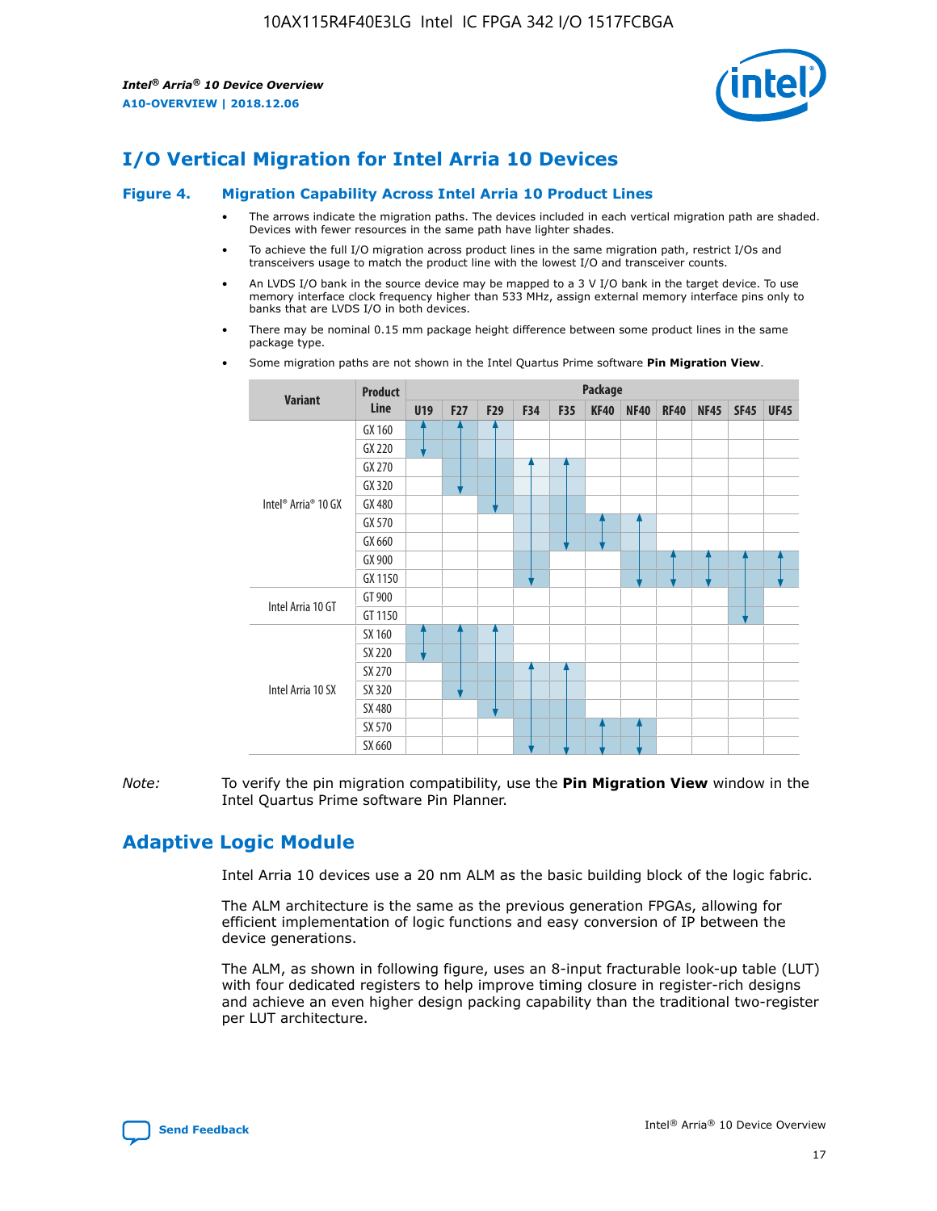## I/O Vertical Migration for Intel Arria 10 Devices

**Figure 4. Migration Capability Across Intel Arria 10 Product Lines**

- The arrows indicate the migration paths. The devices included in each vertical migration path are shaded. Devices with fewer resources in the same path have lighter shades.
- To achieve the full I/O migration across product lines in the same migration path, restrict I/Os and transceivers usage to match the product line with the lowest I/O and transceiver counts.
- An LVDS I/O bank in the source device may be mapped to a 3 V I/O bank in the target device. To use memory interface clock frequency higher than 533 MHz, assign external memory interface pins only to banks that are LVDS I/O in both devices.
- There may be nominal 0.15 mm package height difference between some product lines in the same package type.
- Some migration paths are not shown in the Intel Quartus Prime software **Pin Migration View**.

| Variant | Product Line | Package | | | | | | | | | | |
|---|---|---|---|---|---|---|---|---|---|---|---|---|
| | | U19 | F27 | F29 | F34 | F35 | KF40 | NF40 | RF40 | NF45 | SF45 | UF45 |
| Intel® Arria® 10 GX | GX 160 | | | | | | | | | | | |
| | GX 220 | | | | | | | | | | | |
| | GX 270 | | | | | | | | | | | |
| | GX 320 | | | | | | | | | | | |
| | GX 480 | | | | | | | | | | | |
| | GX 570 | | | | | | | | | | | |
| | GX 660 | | | | | | | | | | | |
| | GX 900 | | | | | | | | | | | |
| | GX 1150 | | | | | | | | | | | |
| Intel Arria 10 GT | GT 900 | | | | | | | | | | | |
| | GT 1150 | | | | | | | | | | | |
| Intel Arria 10 SX | SX 160 | | | | | | | | | | | |
| | SX 220 | | | | | | | | | | | |
| | SX 270 | | | | | | | | | | | |
| | SX 320 | | | | | | | | | | | |
| | SX 480 | | | | | | | | | | | |
| | SX 570 | | | | | | | | | | | |
| | SX 660 | | | | | | | | | | | |

*Note:* To verify the pin migration compatibility, use the **Pin Migration View** window in the Intel Quartus Prime software Pin Planner.

## Adaptive Logic Module

Intel Arria 10 devices use a 20 nm ALM as the basic building block of the logic fabric.

The ALM architecture is the same as the previous generation FPGAs, allowing for efficient implementation of logic functions and easy conversion of IP between the device generations.

The ALM, as shown in following figure, uses an 8-input fracturable look-up table (LUT) with four dedicated registers to help improve timing closure in register-rich designs and achieve an even higher design packing capability than the traditional two-register per LUT architecture.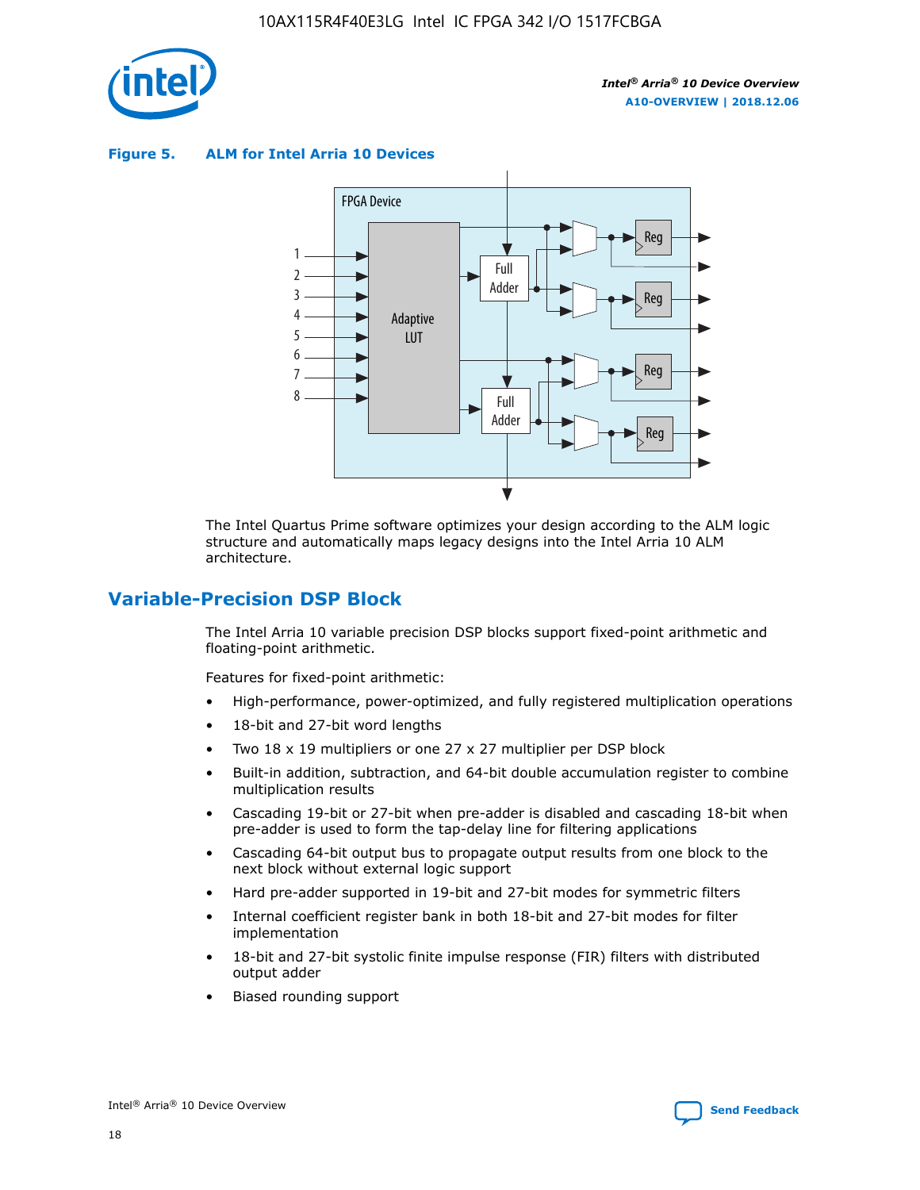**Figure 5. ALM for Intel Arria 10 Devices**

FPGA Device

1
2
3
4
5
6
7
8

Adaptive LUT

Full Adder

Full Adder

Reg

Reg

Reg

Reg

The Intel Quartus Prime software optimizes your design according to the ALM logic structure and automatically maps legacy designs into the Intel Arria 10 ALM architecture.

## Variable-Precision DSP Block

The Intel Arria 10 variable precision DSP blocks support fixed-point arithmetic and floating-point arithmetic.

Features for fixed-point arithmetic:

- High-performance, power-optimized, and fully registered multiplication operations
- 18-bit and 27-bit word lengths
- Two 18 x 19 multipliers or one 27 x 27 multiplier per DSP block
- Built-in addition, subtraction, and 64-bit double accumulation register to combine multiplication results
- Cascading 19-bit or 27-bit when pre-adder is disabled and cascading 18-bit when pre-adder is used to form the tap-delay line for filtering applications
- Cascading 64-bit output bus to propagate output results from one block to the next block without external logic support
- Hard pre-adder supported in 19-bit and 27-bit modes for symmetric filters
- Internal coefficient register bank in both 18-bit and 27-bit modes for filter implementation
- 18-bit and 27-bit systolic finite impulse response (FIR) filters with distributed output adder
- Biased rounding support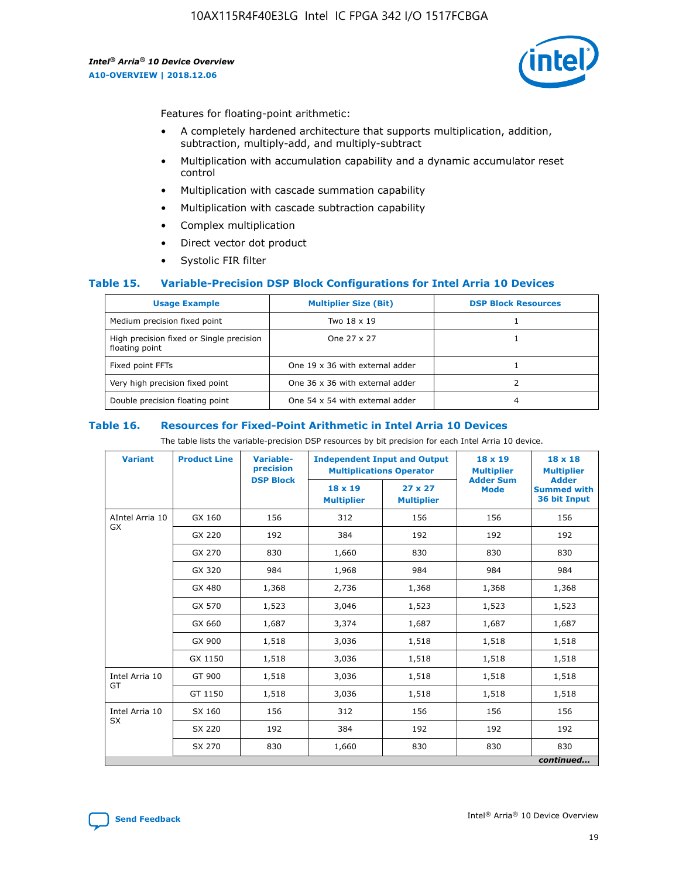Features for floating-point arithmetic:

- A completely hardened architecture that supports multiplication, addition, subtraction, multiply-add, and multiply-subtract
- Multiplication with accumulation capability and a dynamic accumulator reset control
- Multiplication with cascade summation capability
- Multiplication with cascade subtraction capability
- Complex multiplication
- Direct vector dot product
- Systolic FIR filter

### Table 15. Variable-Precision DSP Block Configurations for Intel Arria 10 Devices

| Usage Example | Multiplier Size (Bit) | DSP Block Resources |
|---|---|---|
| Medium precision fixed point | Two 18 x 19 | 1 |
| High precision fixed or Single precision floating point | One 27 x 27 | 1 |
| Fixed point FFTs | One 19 x 36 with external adder | 1 |
| Very high precision fixed point | One 36 x 36 with external adder | 2 |
| Double precision floating point | One 54 x 54 with external adder | 4 |

### Table 16. Resources for Fixed-Point Arithmetic in Intel Arria 10 Devices

The table lists the variable-precision DSP resources by bit precision for each Intel Arria 10 device.

| Variant | Product Line | Variable-precision DSP Block | Independent Input and Output Multiplications Operator | | 18 x 19 Multiplier Adder Sum Mode | 18 x 18 Multiplier Adder Summed with 36 bit Input |
|---|---|---|---|---|---|---|
| | | | 18 x 19 Multiplier | 27 x 27 Multiplier | | |
| AIntel Arria 10 GX | GX 160 | 156 | 312 | 156 | 156 | 156 |
| | GX 220 | 192 | 384 | 192 | 192 | 192 |
| | GX 270 | 830 | 1,660 | 830 | 830 | 830 |
| | GX 320 | 984 | 1,968 | 984 | 984 | 984 |
| | GX 480 | 1,368 | 2,736 | 1,368 | 1,368 | 1,368 |
| | GX 570 | 1,523 | 3,046 | 1,523 | 1,523 | 1,523 |
| | GX 660 | 1,687 | 3,374 | 1,687 | 1,687 | 1,687 |
| | GX 900 | 1,518 | 3,036 | 1,518 | 1,518 | 1,518 |
| | GX 1150 | 1,518 | 3,036 | 1,518 | 1,518 | 1,518 |
| Intel Arria 10 GT | GT 900 | 1,518 | 3,036 | 1,518 | 1,518 | 1,518 |
| | GT 1150 | 1,518 | 3,036 | 1,518 | 1,518 | 1,518 |
| Intel Arria 10 SX | SX 160 | 156 | 312 | 156 | 156 | 156 |
| | SX 220 | 192 | 384 | 192 | 192 | 192 |
| | SX 270 | 830 | 1,660 | 830 | 830 | 830 |

*continued...*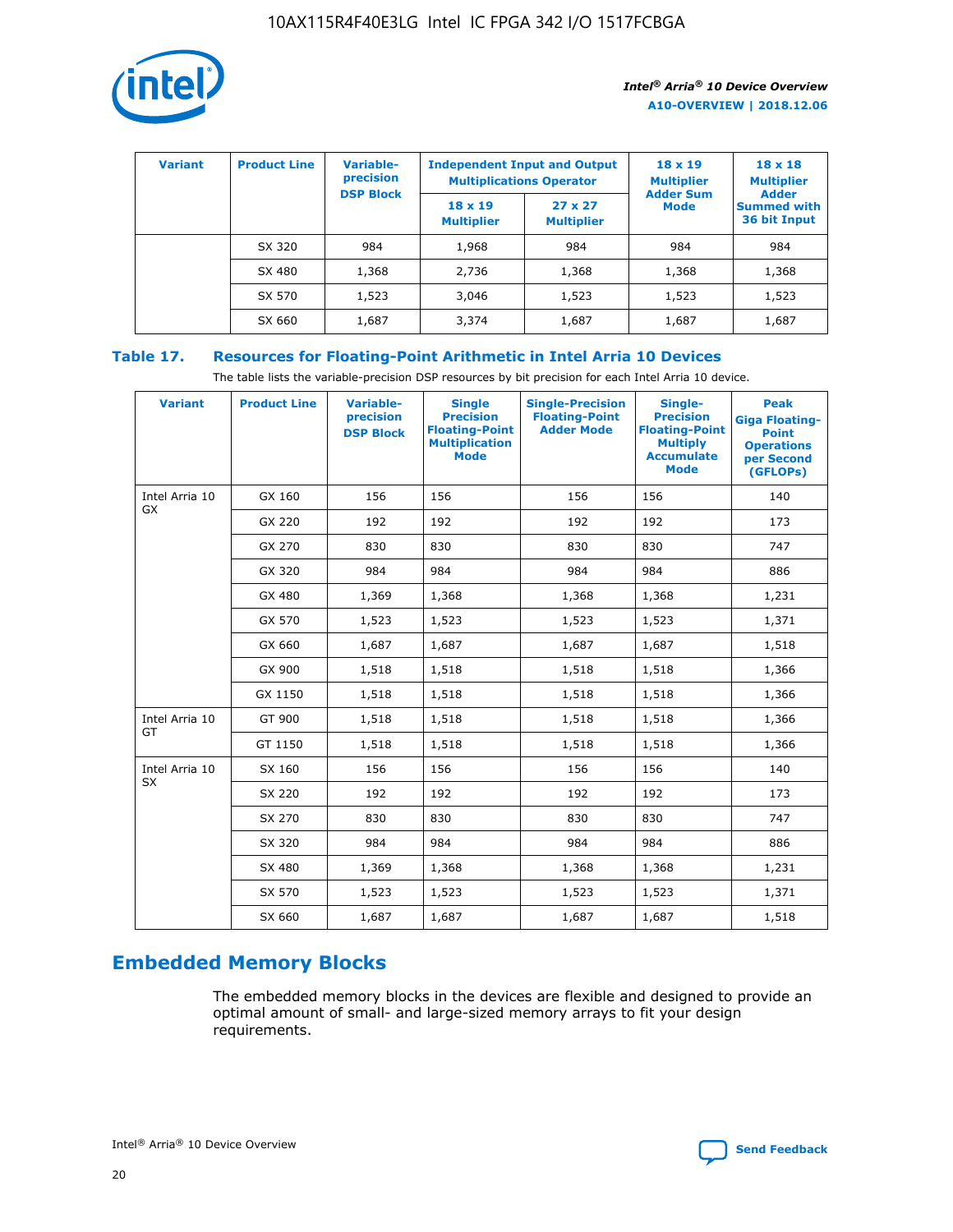| Variant | Product Line | Variable-precision DSP Block | Independent Input and Output Multiplications Operator | | 18 x 19 Multiplier Adder Sum Mode | 18 x 18 Multiplier Adder Summed with 36 bit Input |
|---|---|---|---|---|---|---|
| | | | 18 x 19 Multiplier | 27 x 27 Multiplier | | |
| | SX 320 | 984 | 1,968 | 984 | 984 | 984 |
| | SX 480 | 1,368 | 2,736 | 1,368 | 1,368 | 1,368 |
| | SX 570 | 1,523 | 3,046 | 1,523 | 1,523 | 1,523 |
| | SX 660 | 1,687 | 3,374 | 1,687 | 1,687 | 1,687 |

**Table 17. Resources for Floating-Point Arithmetic in Intel Arria 10 Devices**

The table lists the variable-precision DSP resources by bit precision for each Intel Arria 10 device.

| Variant | Product Line | Variable-precision DSP Block | Single Precision Floating-Point Multiplication Mode | Single-Precision Floating-Point Adder Mode | Single-Precision Floating-Point Multiply Accumulate Mode | Peak Giga Floating-Point Operations per Second (GFLOPs) |
|---|---|---|---|---|---|---|
| Intel Arria 10 GX | GX 160 | 156 | 156 | 156 | 156 | 140 |
| | GX 220 | 192 | 192 | 192 | 192 | 173 |
| | GX 270 | 830 | 830 | 830 | 830 | 747 |
| | GX 320 | 984 | 984 | 984 | 984 | 886 |
| | GX 480 | 1,369 | 1,368 | 1,368 | 1,368 | 1,231 |
| | GX 570 | 1,523 | 1,523 | 1,523 | 1,523 | 1,371 |
| | GX 660 | 1,687 | 1,687 | 1,687 | 1,687 | 1,518 |
| | GX 900 | 1,518 | 1,518 | 1,518 | 1,518 | 1,366 |
| | GX 1150 | 1,518 | 1,518 | 1,518 | 1,518 | 1,366 |
| Intel Arria 10 GT | GT 900 | 1,518 | 1,518 | 1,518 | 1,518 | 1,366 |
| | GT 1150 | 1,518 | 1,518 | 1,518 | 1,518 | 1,366 |
| Intel Arria 10 SX | SX 160 | 156 | 156 | 156 | 156 | 140 |
| | SX 220 | 192 | 192 | 192 | 192 | 173 |
| | SX 270 | 830 | 830 | 830 | 830 | 747 |
| | SX 320 | 984 | 984 | 984 | 984 | 886 |
| | SX 480 | 1,369 | 1,368 | 1,368 | 1,368 | 1,231 |
| | SX 570 | 1,523 | 1,523 | 1,523 | 1,523 | 1,371 |
| | SX 660 | 1,687 | 1,687 | 1,687 | 1,687 | 1,518 |

## Embedded Memory Blocks

The embedded memory blocks in the devices are flexible and designed to provide an optimal amount of small- and large-sized memory arrays to fit your design requirements.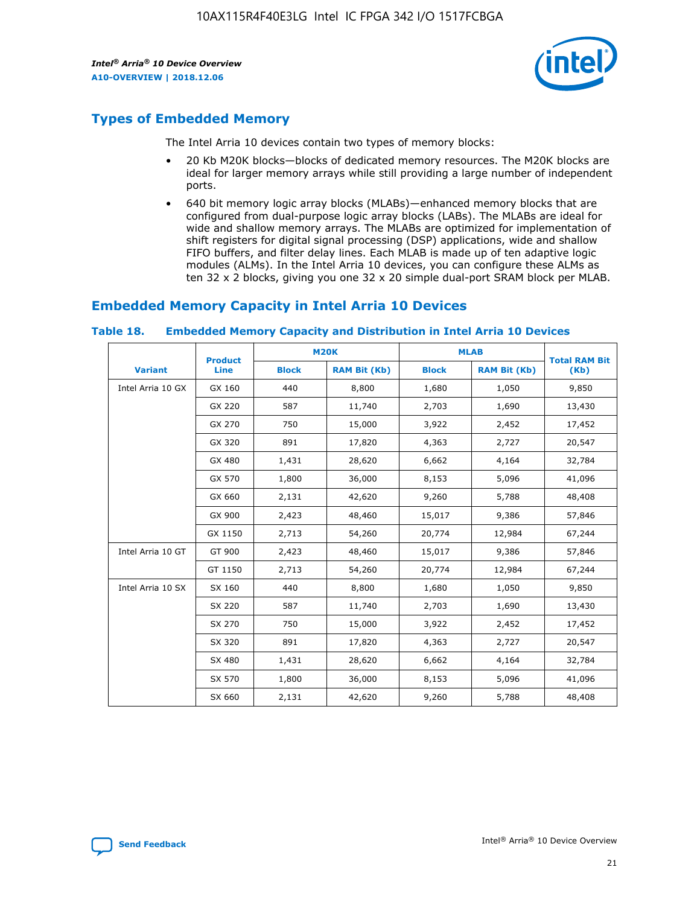## Types of Embedded Memory

The Intel Arria 10 devices contain two types of memory blocks:

- 20 Kb M20K blocks—blocks of dedicated memory resources. The M20K blocks are ideal for larger memory arrays while still providing a large number of independent ports.
- 640 bit memory logic array blocks (MLABs)—enhanced memory blocks that are configured from dual-purpose logic array blocks (LABs). The MLABs are ideal for wide and shallow memory arrays. The MLABs are optimized for implementation of shift registers for digital signal processing (DSP) applications, wide and shallow FIFO buffers, and filter delay lines. Each MLAB is made up of ten adaptive logic modules (ALMs). In the Intel Arria 10 devices, you can configure these ALMs as ten 32 x 2 blocks, giving you one 32 x 20 simple dual-port SRAM block per MLAB.

## Embedded Memory Capacity in Intel Arria 10 Devices

### Table 18. Embedded Memory Capacity and Distribution in Intel Arria 10 Devices

| Variant | Product Line | M20K | | MLAB | | Total RAM Bit (Kb) |
|---|---|---|---|---|---|---|
| | | Block | RAM Bit (Kb) | Block | RAM Bit (Kb) | |
| Intel Arria 10 GX | GX 160 | 440 | 8,800 | 1,680 | 1,050 | 9,850 |
| | GX 220 | 587 | 11,740 | 2,703 | 1,690 | 13,430 |
| | GX 270 | 750 | 15,000 | 3,922 | 2,452 | 17,452 |
| | GX 320 | 891 | 17,820 | 4,363 | 2,727 | 20,547 |
| | GX 480 | 1,431 | 28,620 | 6,662 | 4,164 | 32,784 |
| | GX 570 | 1,800 | 36,000 | 8,153 | 5,096 | 41,096 |
| | GX 660 | 2,131 | 42,620 | 9,260 | 5,788 | 48,408 |
| | GX 900 | 2,423 | 48,460 | 15,017 | 9,386 | 57,846 |
| | GX 1150 | 2,713 | 54,260 | 20,774 | 12,984 | 67,244 |
| Intel Arria 10 GT | GT 900 | 2,423 | 48,460 | 15,017 | 9,386 | 57,846 |
| | GT 1150 | 2,713 | 54,260 | 20,774 | 12,984 | 67,244 |
| Intel Arria 10 SX | SX 160 | 440 | 8,800 | 1,680 | 1,050 | 9,850 |
| | SX 220 | 587 | 11,740 | 2,703 | 1,690 | 13,430 |
| | SX 270 | 750 | 15,000 | 3,922 | 2,452 | 17,452 |
| | SX 320 | 891 | 17,820 | 4,363 | 2,727 | 20,547 |
| | SX 480 | 1,431 | 28,620 | 6,662 | 4,164 | 32,784 |
| | SX 570 | 1,800 | 36,000 | 8,153 | 5,096 | 41,096 |
| | SX 660 | 2,131 | 42,620 | 9,260 | 5,788 | 48,408 |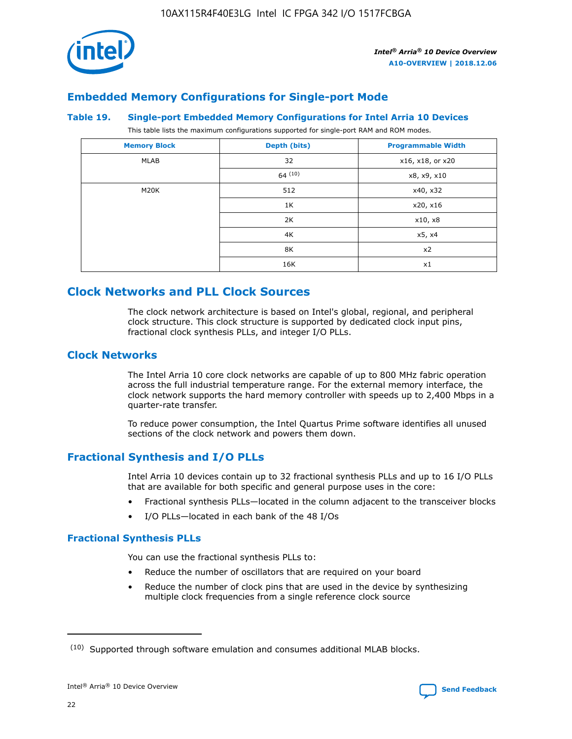## Embedded Memory Configurations for Single-port Mode

**Table 19. Single-port Embedded Memory Configurations for Intel Arria 10 Devices**

This table lists the maximum configurations supported for single-port RAM and ROM modes.

| Memory Block | Depth (bits) | Programmable Width |
|---|---|---|
| MLAB | 32 | x16, x18, or x20 |
| | 64 [(10)] | x8, x9, x10 |
| M20K | 512 | x40, x32 |
| | 1K | x20, x16 |
| | 2K | x10, x8 |
| | 4K | x5, x4 |
| | 8K | x2 |
| | 16K | x1 |

# Clock Networks and PLL Clock Sources

The clock network architecture is based on Intel's global, regional, and peripheral clock structure. This clock structure is supported by dedicated clock input pins, fractional clock synthesis PLLs, and integer I/O PLLs.

## Clock Networks

The Intel Arria 10 core clock networks are capable of up to 800 MHz fabric operation across the full industrial temperature range. For the external memory interface, the clock network supports the hard memory controller with speeds up to 2,400 Mbps in a quarter-rate transfer.

To reduce power consumption, the Intel Quartus Prime software identifies all unused sections of the clock network and powers them down.

## Fractional Synthesis and I/O PLLs

Intel Arria 10 devices contain up to 32 fractional synthesis PLLs and up to 16 I/O PLLs that are available for both specific and general purpose uses in the core:

- Fractional synthesis PLLs—located in the column adjacent to the transceiver blocks
- I/O PLLs—located in each bank of the 48 I/Os

### Fractional Synthesis PLLs

You can use the fractional synthesis PLLs to:

- Reduce the number of oscillators that are required on your board
- Reduce the number of clock pins that are used in the device by synthesizing multiple clock frequencies from a single reference clock source

(10) Supported through software emulation and consumes additional MLAB blocks.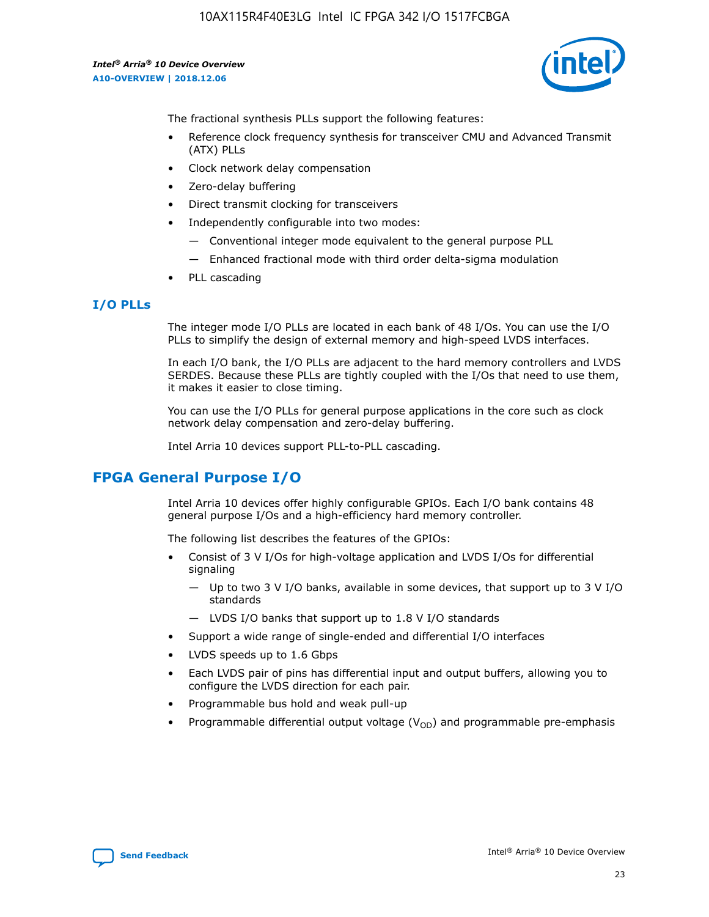The fractional synthesis PLLs support the following features:

- Reference clock frequency synthesis for transceiver CMU and Advanced Transmit (ATX) PLLs
- Clock network delay compensation
- Zero-delay buffering
- Direct transmit clocking for transceivers
- Independently configurable into two modes:
  - — Conventional integer mode equivalent to the general purpose PLL
  - — Enhanced fractional mode with third order delta-sigma modulation
- PLL cascading

### I/O PLLs

The integer mode I/O PLLs are located in each bank of 48 I/Os. You can use the I/O PLLs to simplify the design of external memory and high-speed LVDS interfaces.

In each I/O bank, the I/O PLLs are adjacent to the hard memory controllers and LVDS SERDES. Because these PLLs are tightly coupled with the I/Os that need to use them, it makes it easier to close timing.

You can use the I/O PLLs for general purpose applications in the core such as clock network delay compensation and zero-delay buffering.

Intel Arria 10 devices support PLL-to-PLL cascading.

## FPGA General Purpose I/O

Intel Arria 10 devices offer highly configurable GPIOs. Each I/O bank contains 48 general purpose I/Os and a high-efficiency hard memory controller.

The following list describes the features of the GPIOs:

- Consist of 3 V I/Os for high-voltage application and LVDS I/Os for differential signaling
  - — Up to two 3 V I/O banks, available in some devices, that support up to 3 V I/O standards
  - — LVDS I/O banks that support up to 1.8 V I/O standards
- Support a wide range of single-ended and differential I/O interfaces
- LVDS speeds up to 1.6 Gbps
- Each LVDS pair of pins has differential input and output buffers, allowing you to configure the LVDS direction for each pair.
- Programmable bus hold and weak pull-up
- Programmable differential output voltage ($V_{OD}$) and programmable pre-emphasis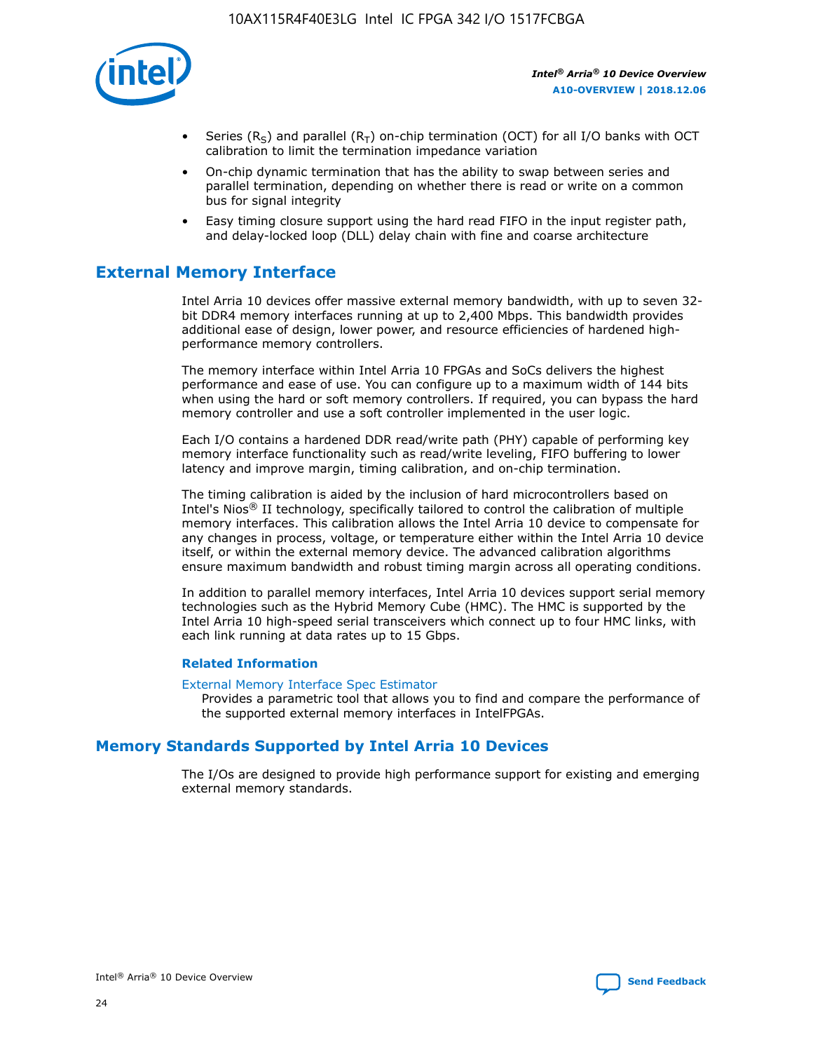- Series ($R_S$) and parallel ($R_T$) on-chip termination (OCT) for all I/O banks with OCT calibration to limit the termination impedance variation
- On-chip dynamic termination that has the ability to swap between series and parallel termination, depending on whether there is read or write on a common bus for signal integrity
- Easy timing closure support using the hard read FIFO in the input register path, and delay-locked loop (DLL) delay chain with fine and coarse architecture

## External Memory Interface

Intel Arria 10 devices offer massive external memory bandwidth, with up to seven 32-bit DDR4 memory interfaces running at up to 2,400 Mbps. This bandwidth provides additional ease of design, lower power, and resource efficiencies of hardened high-performance memory controllers.

The memory interface within Intel Arria 10 FPGAs and SoCs delivers the highest performance and ease of use. You can configure up to a maximum width of 144 bits when using the hard or soft memory controllers. If required, you can bypass the hard memory controller and use a soft controller implemented in the user logic.

Each I/O contains a hardened DDR read/write path (PHY) capable of performing key memory interface functionality such as read/write leveling, FIFO buffering to lower latency and improve margin, timing calibration, and on-chip termination.

The timing calibration is aided by the inclusion of hard microcontrollers based on Intel's Nios® II technology, specifically tailored to control the calibration of multiple memory interfaces. This calibration allows the Intel Arria 10 device to compensate for any changes in process, voltage, or temperature either within the Intel Arria 10 device itself, or within the external memory device. The advanced calibration algorithms ensure maximum bandwidth and robust timing margin across all operating conditions.

In addition to parallel memory interfaces, Intel Arria 10 devices support serial memory technologies such as the Hybrid Memory Cube (HMC). The HMC is supported by the Intel Arria 10 high-speed serial transceivers which connect up to four HMC links, with each link running at data rates up to 15 Gbps.

### Related Information

External Memory Interface Spec Estimator
Provides a parametric tool that allows you to find and compare the performance of the supported external memory interfaces in IntelFPGAs.

## Memory Standards Supported by Intel Arria 10 Devices

The I/Os are designed to provide high performance support for existing and emerging external memory standards.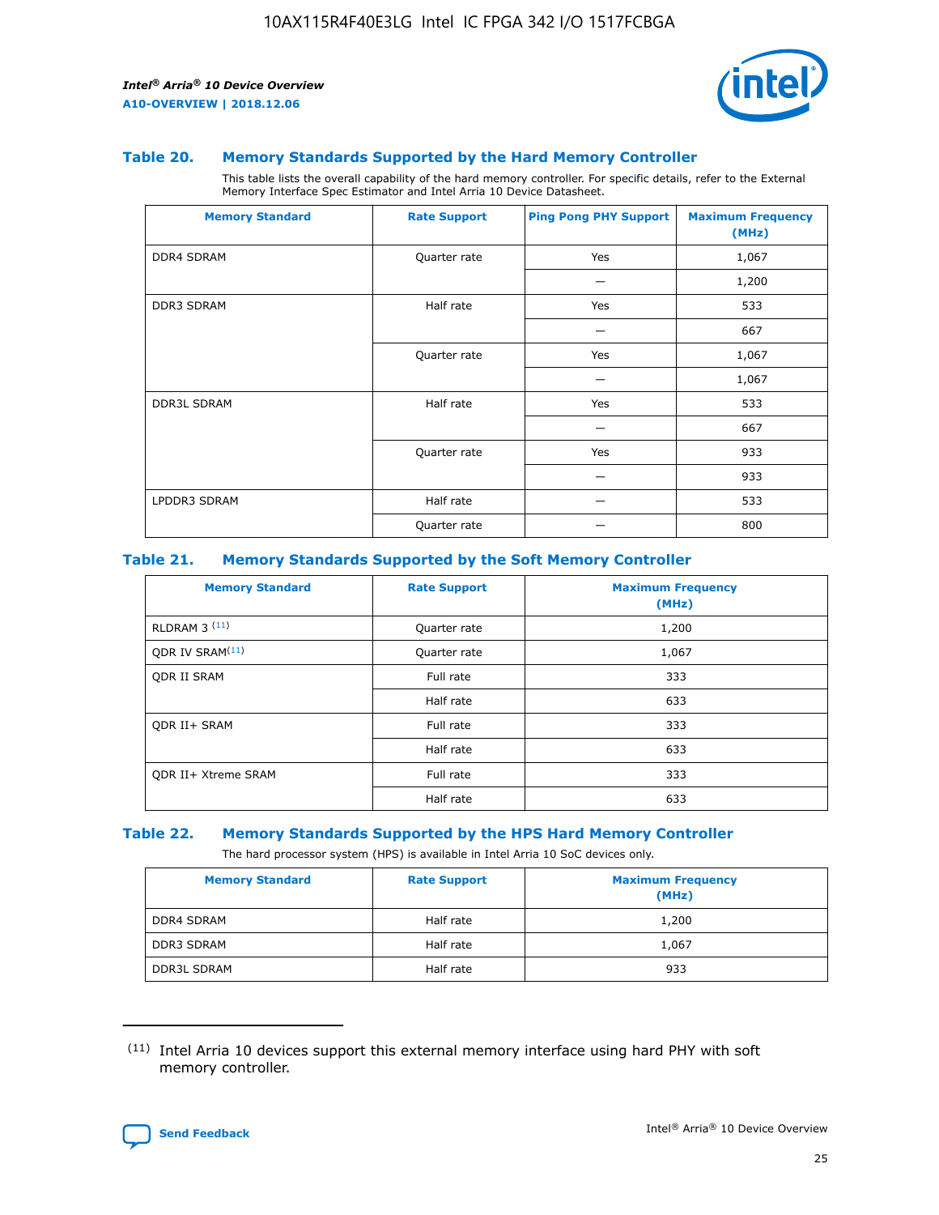### Table 20. Memory Standards Supported by the Hard Memory Controller

This table lists the overall capability of the hard memory controller. For specific details, refer to the External Memory Interface Spec Estimator and Intel Arria 10 Device Datasheet.

| Memory Standard | Rate Support | Ping Pong PHY Support | Maximum Frequency (MHz) |
|---|---|---|---|
| DDR4 SDRAM | Quarter rate | Yes | 1,067 |
| | | — | 1,200 |
| DDR3 SDRAM | Half rate | Yes | 533 |
| | | — | 667 |
| | Quarter rate | Yes | 1,067 |
| | | — | 1,067 |
| DDR3L SDRAM | Half rate | Yes | 533 |
| | | — | 667 |
| | Quarter rate | Yes | 933 |
| | | — | 933 |
| LPDDR3 SDRAM | Half rate | — | 533 |
| | Quarter rate | — | 800 |

### Table 21. Memory Standards Supported by the Soft Memory Controller

| Memory Standard | Rate Support | Maximum Frequency (MHz) |
|---|---|---|
| RLDRAM 3 [11] | Quarter rate | 1,200 |
| QDR IV SRAM[11] | Quarter rate | 1,067 |
| QDR II SRAM | Full rate | 333 |
| | Half rate | 633 |
| QDR II+ SRAM | Full rate | 333 |
| | Half rate | 633 |
| QDR II+ Xtreme SRAM | Full rate | 333 |
| | Half rate | 633 |

### Table 22. Memory Standards Supported by the HPS Hard Memory Controller

The hard processor system (HPS) is available in Intel Arria 10 SoC devices only.

| Memory Standard | Rate Support | Maximum Frequency (MHz) |
|---|---|---|
| DDR4 SDRAM | Half rate | 1,200 |
| DDR3 SDRAM | Half rate | 1,067 |
| DDR3L SDRAM | Half rate | 933 |

(11) Intel Arria 10 devices support this external memory interface using hard PHY with soft memory controller.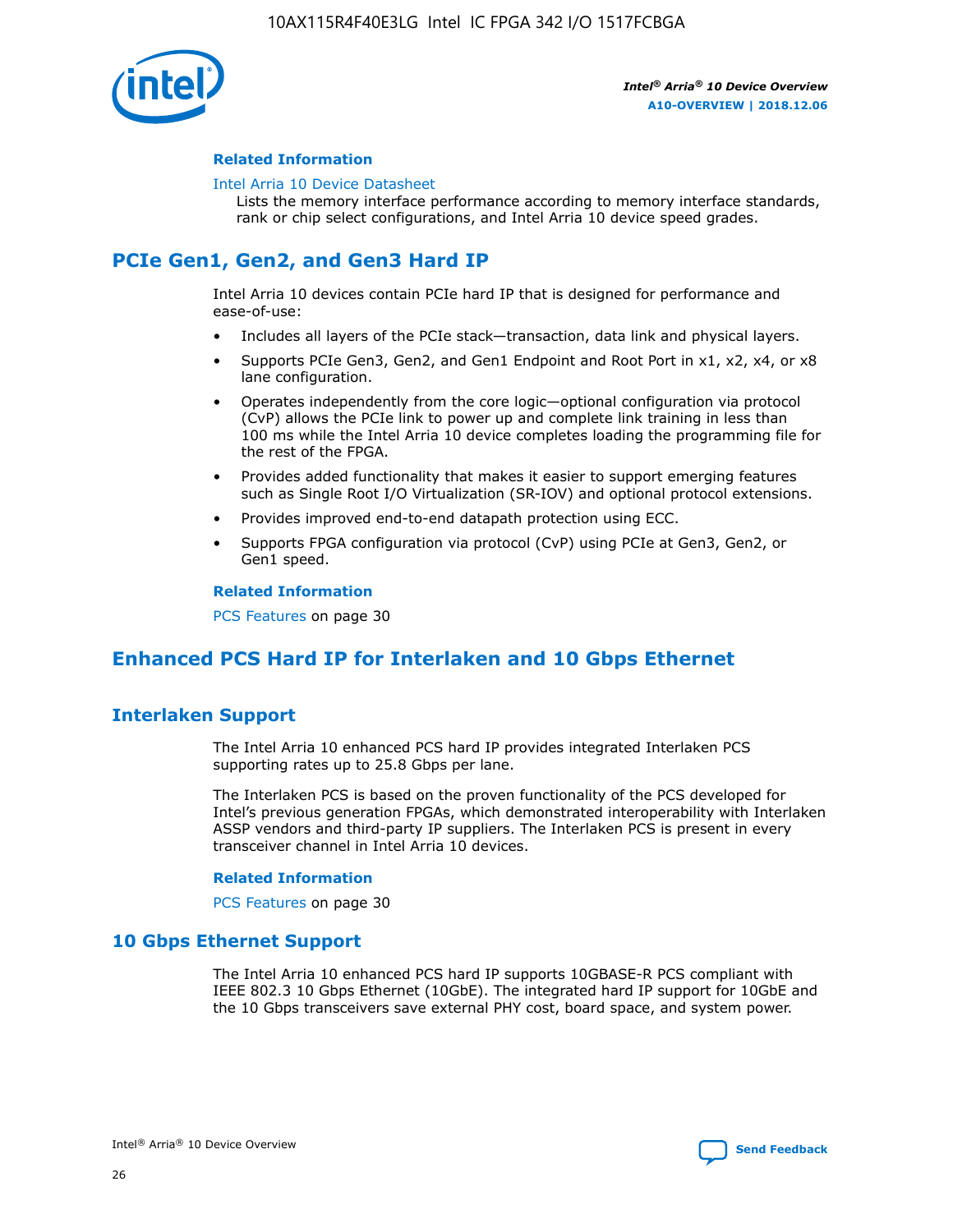#### Related Information

Intel Arria 10 Device Datasheet
Lists the memory interface performance according to memory interface standards, rank or chip select configurations, and Intel Arria 10 device speed grades.

## PCIe Gen1, Gen2, and Gen3 Hard IP

Intel Arria 10 devices contain PCIe hard IP that is designed for performance and ease-of-use:

- Includes all layers of the PCIe stack—transaction, data link and physical layers.
- Supports PCIe Gen3, Gen2, and Gen1 Endpoint and Root Port in x1, x2, x4, or x8 lane configuration.
- Operates independently from the core logic—optional configuration via protocol (CvP) allows the PCIe link to power up and complete link training in less than 100 ms while the Intel Arria 10 device completes loading the programming file for the rest of the FPGA.
- Provides added functionality that makes it easier to support emerging features such as Single Root I/O Virtualization (SR-IOV) and optional protocol extensions.
- Provides improved end-to-end datapath protection using ECC.
- Supports FPGA configuration via protocol (CvP) using PCIe at Gen3, Gen2, or Gen1 speed.

#### Related Information

PCS Features on page 30

## Enhanced PCS Hard IP for Interlaken and 10 Gbps Ethernet

### Interlaken Support

The Intel Arria 10 enhanced PCS hard IP provides integrated Interlaken PCS supporting rates up to 25.8 Gbps per lane.

The Interlaken PCS is based on the proven functionality of the PCS developed for Intel's previous generation FPGAs, which demonstrated interoperability with Interlaken ASSP vendors and third-party IP suppliers. The Interlaken PCS is present in every transceiver channel in Intel Arria 10 devices.

#### Related Information

PCS Features on page 30

### 10 Gbps Ethernet Support

The Intel Arria 10 enhanced PCS hard IP supports 10GBASE-R PCS compliant with IEEE 802.3 10 Gbps Ethernet (10GbE). The integrated hard IP support for 10GbE and the 10 Gbps transceivers save external PHY cost, board space, and system power.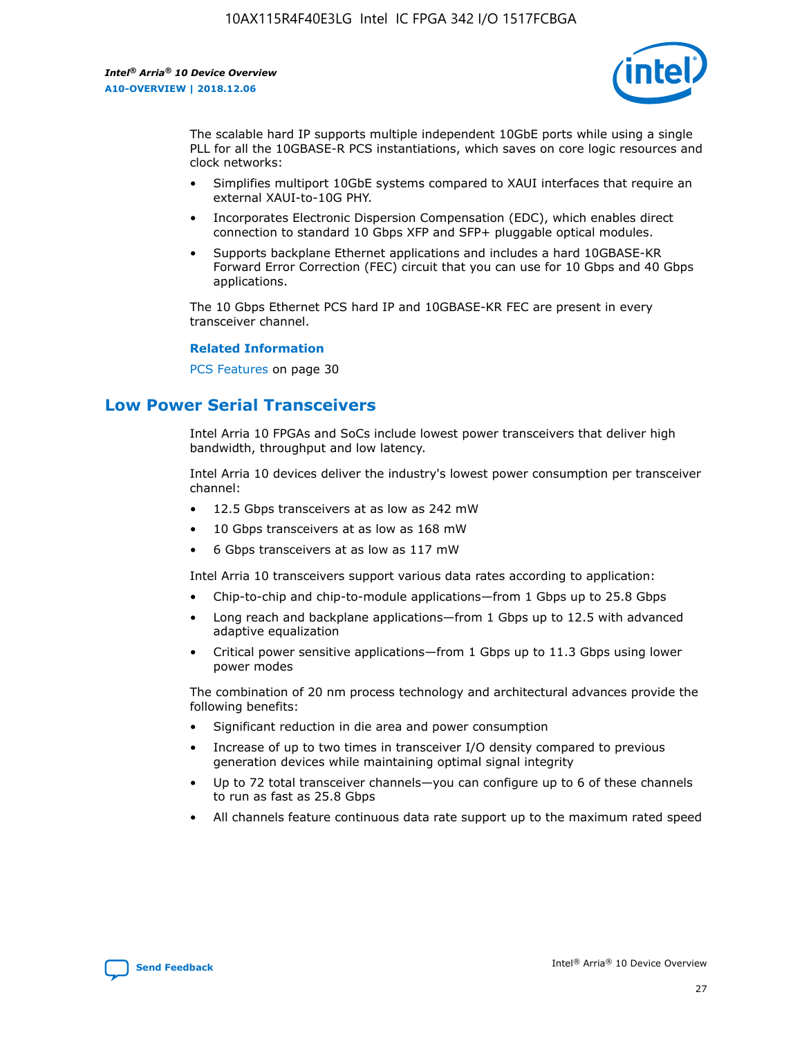The scalable hard IP supports multiple independent 10GbE ports while using a single PLL for all the 10GBASE-R PCS instantiations, which saves on core logic resources and clock networks:

- Simplifies multiport 10GbE systems compared to XAUI interfaces that require an external XAUI-to-10G PHY.
- Incorporates Electronic Dispersion Compensation (EDC), which enables direct connection to standard 10 Gbps XFP and SFP+ pluggable optical modules.
- Supports backplane Ethernet applications and includes a hard 10GBASE-KR Forward Error Correction (FEC) circuit that you can use for 10 Gbps and 40 Gbps applications.

The 10 Gbps Ethernet PCS hard IP and 10GBASE-KR FEC are present in every transceiver channel.

**Related Information**

PCS Features on page 30

## Low Power Serial Transceivers

Intel Arria 10 FPGAs and SoCs include lowest power transceivers that deliver high bandwidth, throughput and low latency.

Intel Arria 10 devices deliver the industry's lowest power consumption per transceiver channel:

- 12.5 Gbps transceivers at as low as 242 mW
- 10 Gbps transceivers at as low as 168 mW
- 6 Gbps transceivers at as low as 117 mW

Intel Arria 10 transceivers support various data rates according to application:

- Chip-to-chip and chip-to-module applications—from 1 Gbps up to 25.8 Gbps
- Long reach and backplane applications—from 1 Gbps up to 12.5 with advanced adaptive equalization
- Critical power sensitive applications—from 1 Gbps up to 11.3 Gbps using lower power modes

The combination of 20 nm process technology and architectural advances provide the following benefits:

- Significant reduction in die area and power consumption
- Increase of up to two times in transceiver I/O density compared to previous generation devices while maintaining optimal signal integrity
- Up to 72 total transceiver channels—you can configure up to 6 of these channels to run as fast as 25.8 Gbps
- All channels feature continuous data rate support up to the maximum rated speed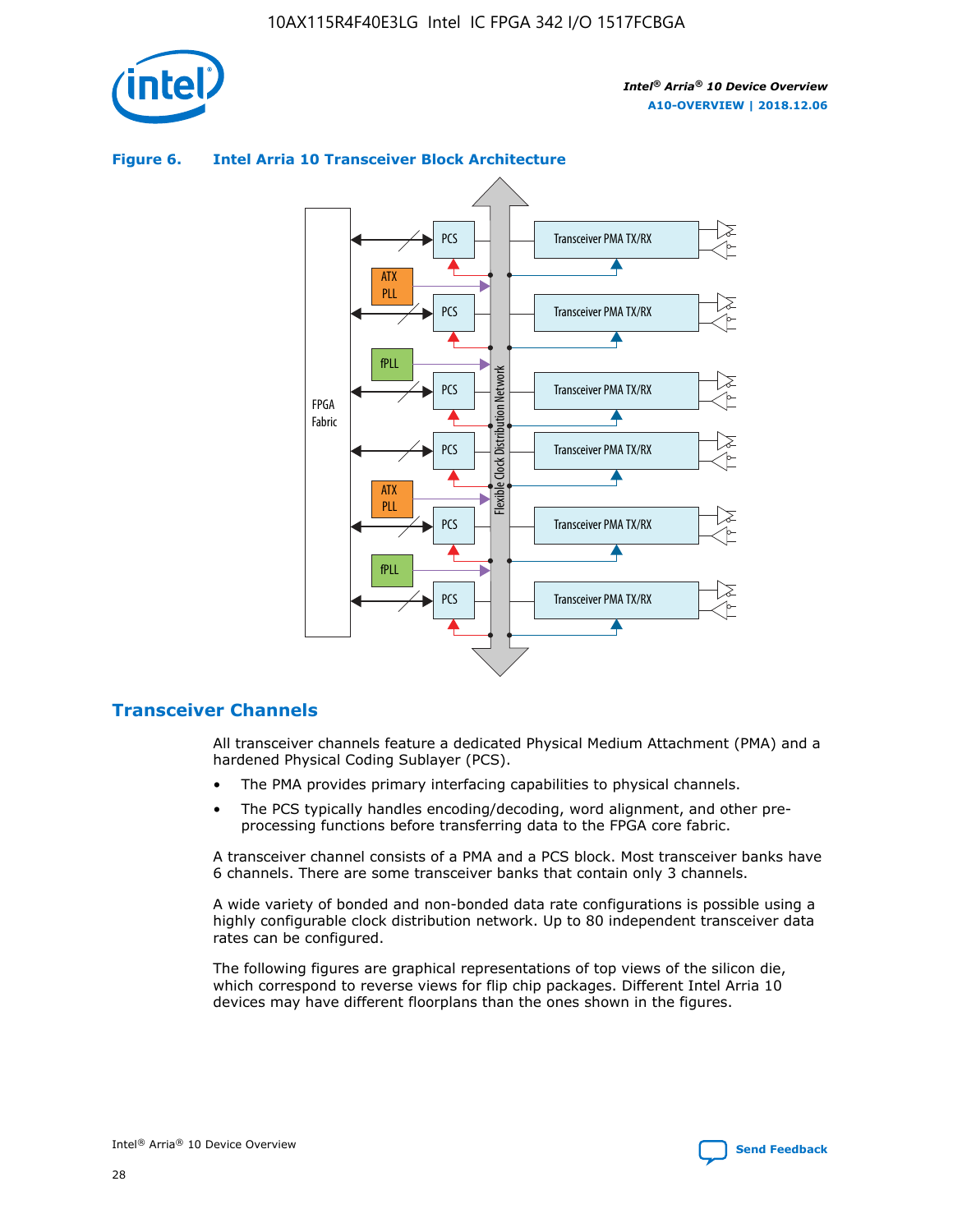**Figure 6. Intel Arria 10 Transceiver Block Architecture**

FPGA Fabric

PCS

ATX PLL

fPLL

Flexible Clock Distribution Network

Transceiver PMA TX/RX

## Transceiver Channels

All transceiver channels feature a dedicated Physical Medium Attachment (PMA) and a hardened Physical Coding Sublayer (PCS).

- The PMA provides primary interfacing capabilities to physical channels.
- The PCS typically handles encoding/decoding, word alignment, and other pre-processing functions before transferring data to the FPGA core fabric.

A transceiver channel consists of a PMA and a PCS block. Most transceiver banks have 6 channels. There are some transceiver banks that contain only 3 channels.

A wide variety of bonded and non-bonded data rate configurations is possible using a highly configurable clock distribution network. Up to 80 independent transceiver data rates can be configured.

The following figures are graphical representations of top views of the silicon die, which correspond to reverse views for flip chip packages. Different Intel Arria 10 devices may have different floorplans than the ones shown in the figures.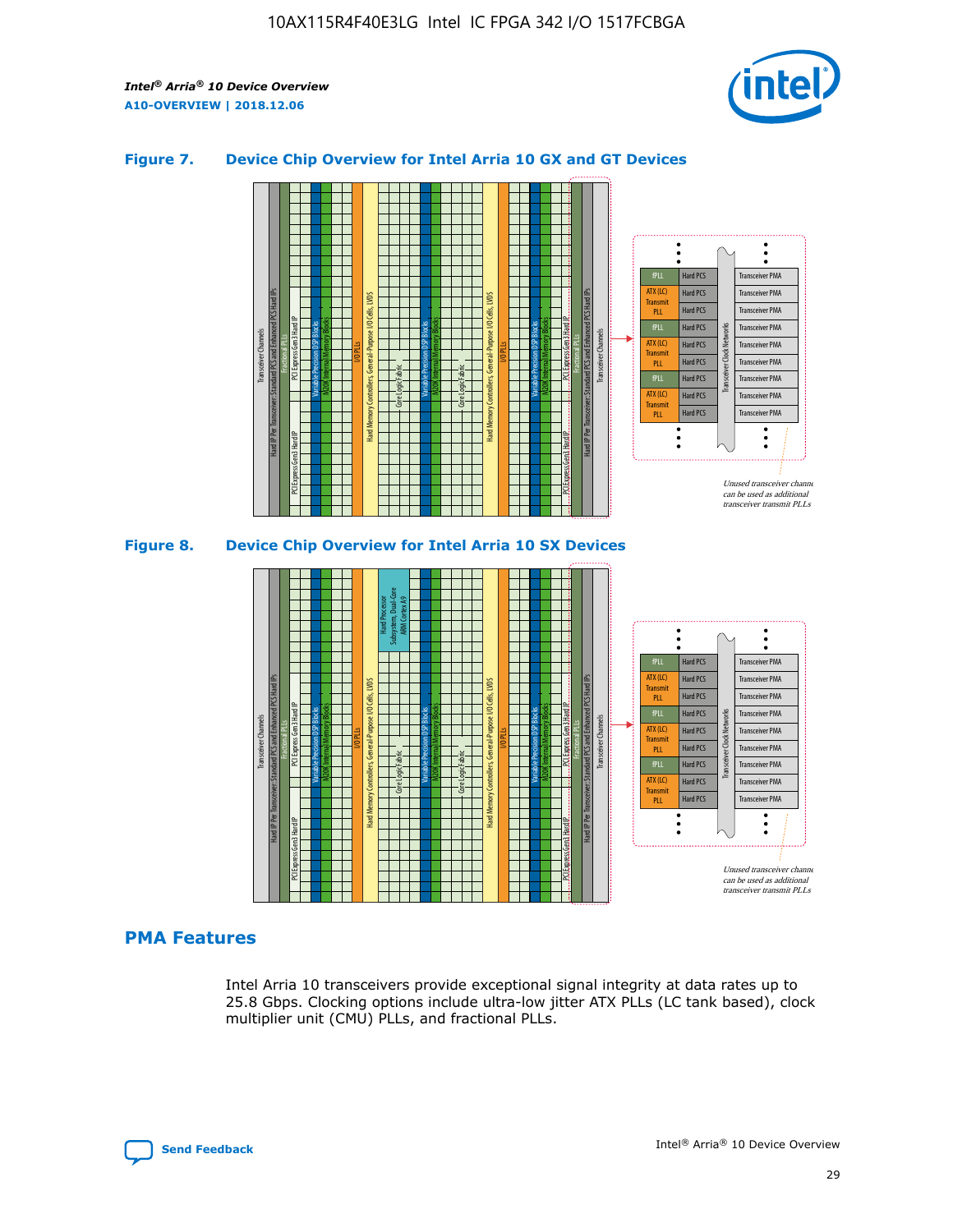### Figure 7. Device Chip Overview for Intel Arria 10 GX and GT Devices

### Figure 8. Device Chip Overview for Intel Arria 10 SX Devices

## PMA Features

Intel Arria 10 transceivers provide exceptional signal integrity at data rates up to 25.8 Gbps. Clocking options include ultra-low jitter ATX PLLs (LC tank based), clock multiplier unit (CMU) PLLs, and fractional PLLs.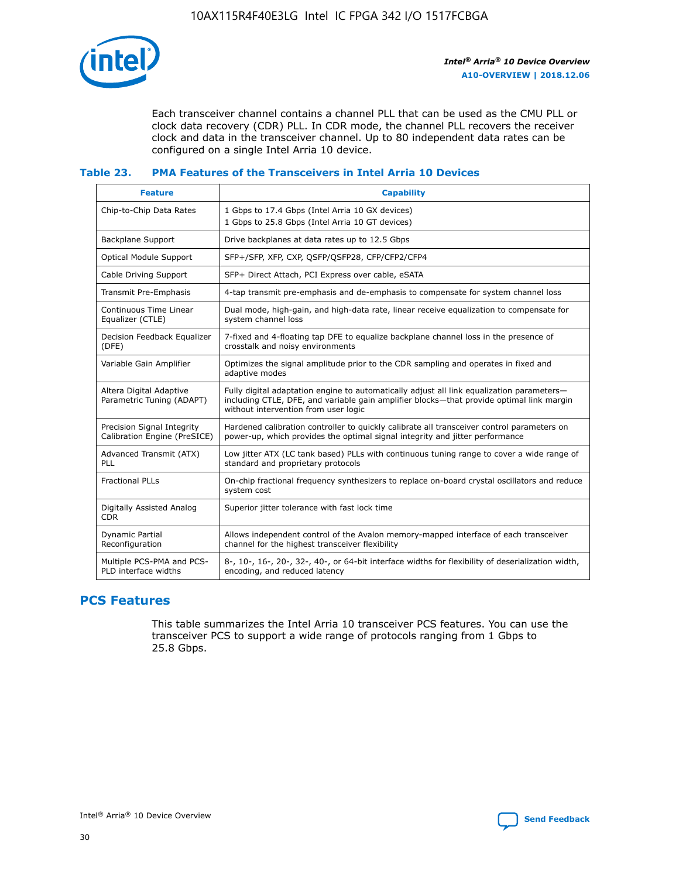Each transceiver channel contains a channel PLL that can be used as the CMU PLL or clock data recovery (CDR) PLL. In CDR mode, the channel PLL recovers the receiver clock and data in the transceiver channel. Up to 80 independent data rates can be configured on a single Intel Arria 10 device.

### Table 23. PMA Features of the Transceivers in Intel Arria 10 Devices

| Feature | Capability |
| --- | --- |
| Chip-to-Chip Data Rates | 1 Gbps to 17.4 Gbps (Intel Arria 10 GX devices)<br>1 Gbps to 25.8 Gbps (Intel Arria 10 GT devices) |
| Backplane Support | Drive backplanes at data rates up to 12.5 Gbps |
| Optical Module Support | SFP+/SFP, XFP, CXP, QSFP/QSFP28, CFP/CFP2/CFP4 |
| Cable Driving Support | SFP+ Direct Attach, PCI Express over cable, eSATA |
| Transmit Pre-Emphasis | 4-tap transmit pre-emphasis and de-emphasis to compensate for system channel loss |
| Continuous Time Linear Equalizer (CTLE) | Dual mode, high-gain, and high-data rate, linear receive equalization to compensate for system channel loss |
| Decision Feedback Equalizer (DFE) | 7-fixed and 4-floating tap DFE to equalize backplane channel loss in the presence of crosstalk and noisy environments |
| Variable Gain Amplifier | Optimizes the signal amplitude prior to the CDR sampling and operates in fixed and adaptive modes |
| Altera Digital Adaptive Parametric Tuning (ADAPT) | Fully digital adaptation engine to automatically adjust all link equalization parameters—including CTLE, DFE, and variable gain amplifier blocks—that provide optimal link margin without intervention from user logic |
| Precision Signal Integrity Calibration Engine (PreSICE) | Hardened calibration controller to quickly calibrate all transceiver control parameters on power-up, which provides the optimal signal integrity and jitter performance |
| Advanced Transmit (ATX) PLL | Low jitter ATX (LC tank based) PLLs with continuous tuning range to cover a wide range of standard and proprietary protocols |
| Fractional PLLs | On-chip fractional frequency synthesizers to replace on-board crystal oscillators and reduce system cost |
| Digitally Assisted Analog CDR | Superior jitter tolerance with fast lock time |
| Dynamic Partial Reconfiguration | Allows independent control of the Avalon memory-mapped interface of each transceiver channel for the highest transceiver flexibility |
| Multiple PCS-PMA and PCS-PLD interface widths | 8-, 10-, 16-, 20-, 32-, 40-, or 64-bit interface widths for flexibility of deserialization width, encoding, and reduced latency |

## PCS Features

This table summarizes the Intel Arria 10 transceiver PCS features. You can use the transceiver PCS to support a wide range of protocols ranging from 1 Gbps to 25.8 Gbps.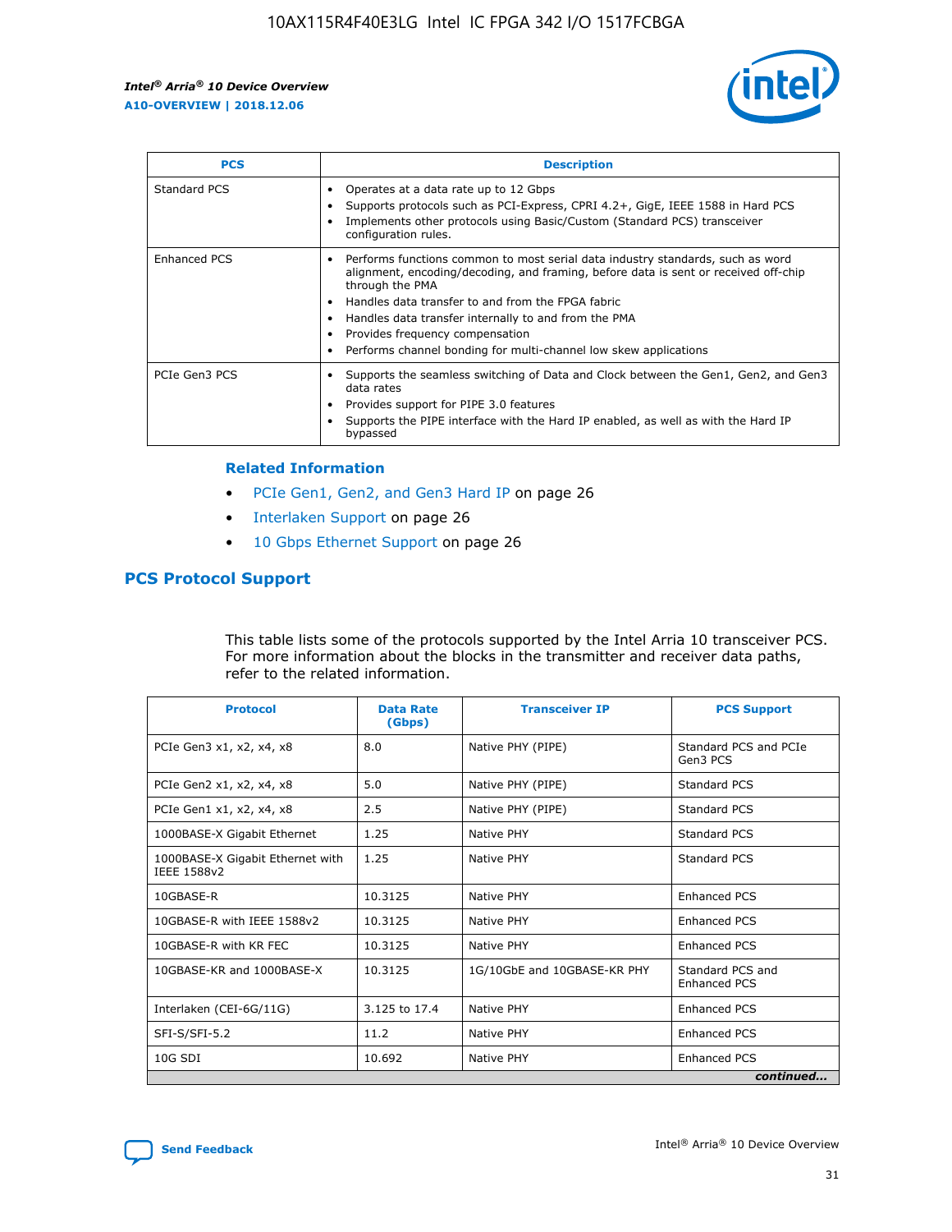| PCS | Description |
| --- | --- |
| Standard PCS | • Operates at a data rate up to 12 Gbps<br>• Supports protocols such as PCI-Express, CPRI 4.2+, GigE, IEEE 1588 in Hard PCS<br>• Implements other protocols using Basic/Custom (Standard PCS) transceiver configuration rules. |
| Enhanced PCS | • Performs functions common to most serial data industry standards, such as word alignment, encoding/decoding, and framing, before data is sent or received off-chip through the PMA<br>• Handles data transfer to and from the FPGA fabric<br>• Handles data transfer internally to and from the PMA<br>• Provides frequency compensation<br>• Performs channel bonding for multi-channel low skew applications |
| PCIe Gen3 PCS | • Supports the seamless switching of Data and Clock between the Gen1, Gen2, and Gen3 data rates<br>• Provides support for PIPE 3.0 features<br>• Supports the PIPE interface with the Hard IP enabled, as well as with the Hard IP bypassed |

### Related Information

- PCIe Gen1, Gen2, and Gen3 Hard IP on page 26
- Interlaken Support on page 26
- 10 Gbps Ethernet Support on page 26

## PCS Protocol Support

This table lists some of the protocols supported by the Intel Arria 10 transceiver PCS. For more information about the blocks in the transmitter and receiver data paths, refer to the related information.

| Protocol | Data Rate (Gbps) | Transceiver IP | PCS Support |
| --- | --- | --- | --- |
| PCIe Gen3 x1, x2, x4, x8 | 8.0 | Native PHY (PIPE) | Standard PCS and PCIe Gen3 PCS |
| PCIe Gen2 x1, x2, x4, x8 | 5.0 | Native PHY (PIPE) | Standard PCS |
| PCIe Gen1 x1, x2, x4, x8 | 2.5 | Native PHY (PIPE) | Standard PCS |
| 1000BASE-X Gigabit Ethernet | 1.25 | Native PHY | Standard PCS |
| 1000BASE-X Gigabit Ethernet with IEEE 1588v2 | 1.25 | Native PHY | Standard PCS |
| 10GBASE-R | 10.3125 | Native PHY | Enhanced PCS |
| 10GBASE-R with IEEE 1588v2 | 10.3125 | Native PHY | Enhanced PCS |
| 10GBASE-R with KR FEC | 10.3125 | Native PHY | Enhanced PCS |
| 10GBASE-KR and 1000BASE-X | 10.3125 | 1G/10GbE and 10GBASE-KR PHY | Standard PCS and Enhanced PCS |
| Interlaken (CEI-6G/11G) | 3.125 to 17.4 | Native PHY | Enhanced PCS |
| SFI-S/SFI-5.2 | 11.2 | Native PHY | Enhanced PCS |
| 10G SDI | 10.692 | Native PHY | Enhanced PCS |

*continued...*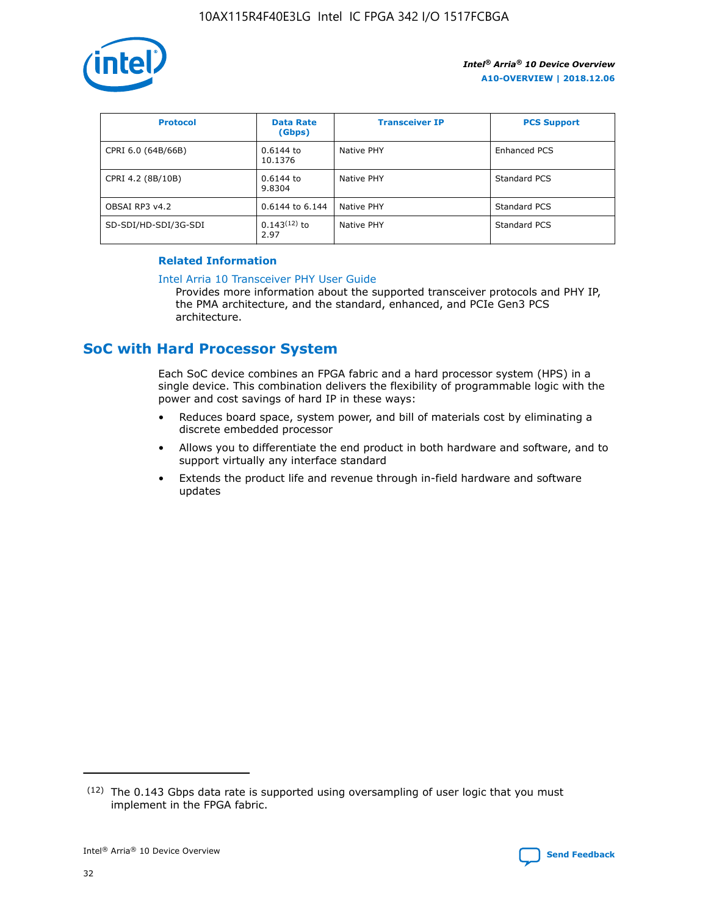| Protocol | Data Rate (Gbps) | Transceiver IP | PCS Support |
|---|---|---|---|
| CPRI 6.0 (64B/66B) | 0.6144 to 10.1376 | Native PHY | Enhanced PCS |
| CPRI 4.2 (8B/10B) | 0.6144 to 9.8304 | Native PHY | Standard PCS |
| OBSAI RP3 v4.2 | 0.6144 to 6.144 | Native PHY | Standard PCS |
| SD-SDI/HD-SDI/3G-SDI | 0.143[12] to 2.97 | Native PHY | Standard PCS |

**Related Information**

Intel Arria 10 Transceiver PHY User Guide
Provides more information about the supported transceiver protocols and PHY IP, the PMA architecture, and the standard, enhanced, and PCIe Gen3 PCS architecture.

## SoC with Hard Processor System

Each SoC device combines an FPGA fabric and a hard processor system (HPS) in a single device. This combination delivers the flexibility of programmable logic with the power and cost savings of hard IP in these ways:

- Reduces board space, system power, and bill of materials cost by eliminating a discrete embedded processor
- Allows you to differentiate the end product in both hardware and software, and to support virtually any interface standard
- Extends the product life and revenue through in-field hardware and software updates

[12] The 0.143 Gbps data rate is supported using oversampling of user logic that you must implement in the FPGA fabric.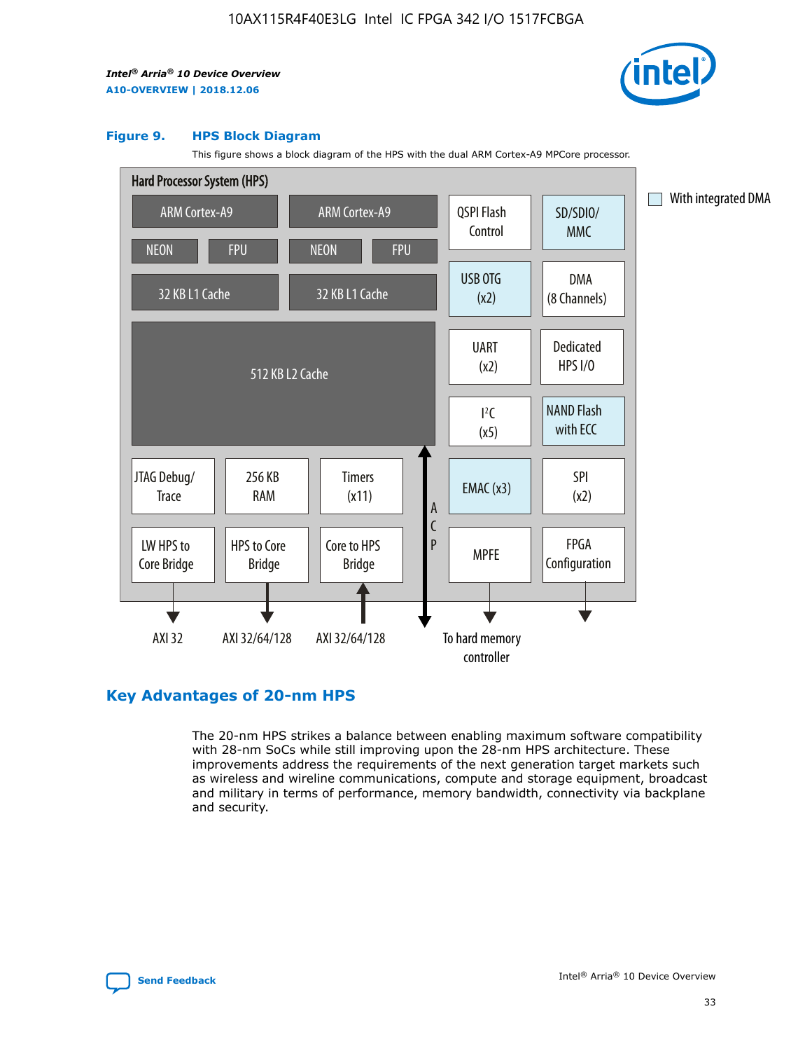### Figure 9. HPS Block Diagram

This figure shows a block diagram of the HPS with the dual ARM Cortex-A9 MPCore processor.

Hard Processor System (HPS)

ARM Cortex-A9
NEON
FPU
32 KB L1 Cache

ARM Cortex-A9
NEON
FPU
32 KB L1 Cache

512 KB L2 Cache

QSPI Flash Control
SD/SDIO/MMC
USB OTG (x2)
DMA (8 Channels)
UART (x2)
Dedicated HPS I/O
I²C (x5)
NAND Flash with ECC
EMAC (x3)
SPI (x2)
MPFE
FPGA Configuration

JTAG Debug/Trace
256 KB RAM
Timers (x11)
LW HPS to Core Bridge
HPS to Core Bridge
Core to HPS Bridge

ACP

AXI 32
AXI 32/64/128
AXI 32/64/128
To hard memory controller

With integrated DMA

## Key Advantages of 20-nm HPS

The 20-nm HPS strikes a balance between enabling maximum software compatibility with 28-nm SoCs while still improving upon the 28-nm HPS architecture. These improvements address the requirements of the next generation target markets such as wireless and wireline communications, compute and storage equipment, broadcast and military in terms of performance, memory bandwidth, connectivity via backplane and security.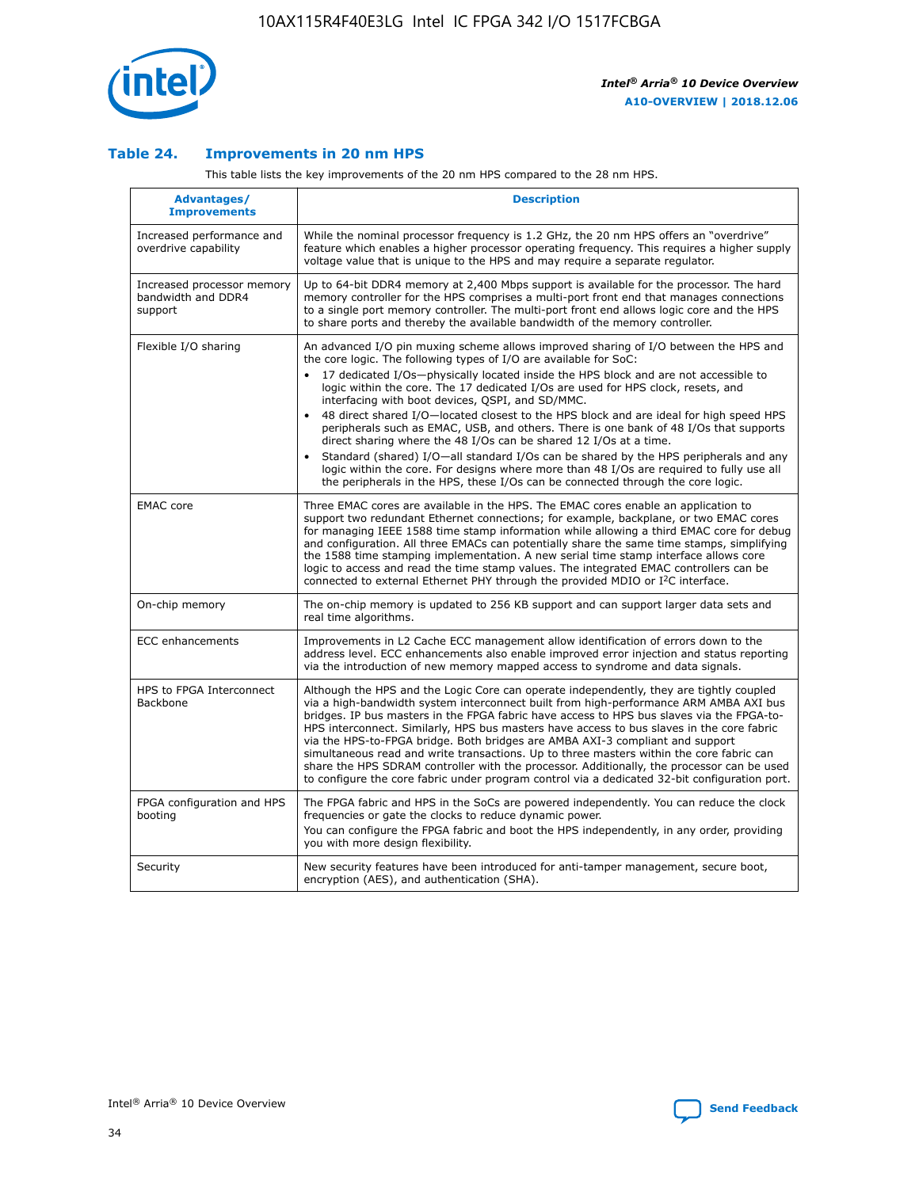## Table 24. Improvements in 20 nm HPS

This table lists the key improvements of the 20 nm HPS compared to the 28 nm HPS.

| Advantages/ Improvements | Description |
| --- | --- |
| Increased performance and overdrive capability | While the nominal processor frequency is 1.2 GHz, the 20 nm HPS offers an "overdrive" feature which enables a higher processor operating frequency. This requires a higher supply voltage value that is unique to the HPS and may require a separate regulator. |
| Increased processor memory bandwidth and DDR4 support | Up to 64-bit DDR4 memory at 2,400 Mbps support is available for the processor. The hard memory controller for the HPS comprises a multi-port front end that manages connections to a single port memory controller. The multi-port front end allows logic core and the HPS to share ports and thereby the available bandwidth of the memory controller. |
| Flexible I/O sharing | An advanced I/O pin muxing scheme allows improved sharing of I/O between the HPS and the core logic. The following types of I/O are available for SoC: • 17 dedicated I/Os—physically located inside the HPS block and are not accessible to logic within the core. The 17 dedicated I/Os are used for HPS clock, resets, and interfacing with boot devices, QSPI, and SD/MMC. • 48 direct shared I/O—located closest to the HPS block and are ideal for high speed HPS peripherals such as EMAC, USB, and others. There is one bank of 48 I/Os that supports direct sharing where the 48 I/Os can be shared 12 I/Os at a time. • Standard (shared) I/O—all standard I/Os can be shared by the HPS peripherals and any logic within the core. For designs where more than 48 I/Os are required to fully use all the peripherals in the HPS, these I/Os can be connected through the core logic. |
| EMAC core | Three EMAC cores are available in the HPS. The EMAC cores enable an application to support two redundant Ethernet connections; for example, backplane, or two EMAC cores for managing IEEE 1588 time stamp information while allowing a third EMAC core for debug and configuration. All three EMACs can potentially share the same time stamps, simplifying the 1588 time stamping implementation. A new serial time stamp interface allows core logic to access and read the time stamp values. The integrated EMAC controllers can be connected to external Ethernet PHY through the provided MDIO or I²C interface. |
| On-chip memory | The on-chip memory is updated to 256 KB support and can support larger data sets and real time algorithms. |
| ECC enhancements | Improvements in L2 Cache ECC management allow identification of errors down to the address level. ECC enhancements also enable improved error injection and status reporting via the introduction of new memory mapped access to syndrome and data signals. |
| HPS to FPGA Interconnect Backbone | Although the HPS and the Logic Core can operate independently, they are tightly coupled via a high-bandwidth system interconnect built from high-performance ARM AMBA AXI bus bridges. IP bus masters in the FPGA fabric have access to HPS bus slaves via the FPGA-to-HPS interconnect. Similarly, HPS bus masters have access to bus slaves in the core fabric via the HPS-to-FPGA bridge. Both bridges are AMBA AXI-3 compliant and support simultaneous read and write transactions. Up to three masters within the core fabric can share the HPS SDRAM controller with the processor. Additionally, the processor can be used to configure the core fabric under program control via a dedicated 32-bit configuration port. |
| FPGA configuration and HPS booting | The FPGA fabric and HPS in the SoCs are powered independently. You can reduce the clock frequencies or gate the clocks to reduce dynamic power. You can configure the FPGA fabric and boot the HPS independently, in any order, providing you with more design flexibility. |
| Security | New security features have been introduced for anti-tamper management, secure boot, encryption (AES), and authentication (SHA). |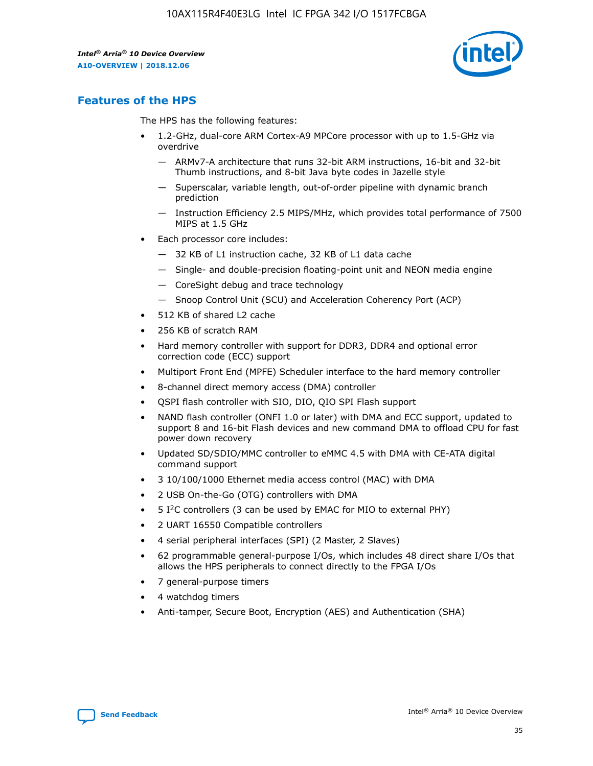## Features of the HPS

The HPS has the following features:

- 1.2-GHz, dual-core ARM Cortex-A9 MPCore processor with up to 1.5-GHz via overdrive
  - — ARMv7-A architecture that runs 32-bit ARM instructions, 16-bit and 32-bit Thumb instructions, and 8-bit Java byte codes in Jazelle style
  - — Superscalar, variable length, out-of-order pipeline with dynamic branch prediction
  - — Instruction Efficiency 2.5 MIPS/MHz, which provides total performance of 7500 MIPS at 1.5 GHz
- Each processor core includes:
  - — 32 KB of L1 instruction cache, 32 KB of L1 data cache
  - — Single- and double-precision floating-point unit and NEON media engine
  - — CoreSight debug and trace technology
  - — Snoop Control Unit (SCU) and Acceleration Coherency Port (ACP)
- 512 KB of shared L2 cache
- 256 KB of scratch RAM
- Hard memory controller with support for DDR3, DDR4 and optional error correction code (ECC) support
- Multiport Front End (MPFE) Scheduler interface to the hard memory controller
- 8-channel direct memory access (DMA) controller
- QSPI flash controller with SIO, DIO, QIO SPI Flash support
- NAND flash controller (ONFI 1.0 or later) with DMA and ECC support, updated to support 8 and 16-bit Flash devices and new command DMA to offload CPU for fast power down recovery
- Updated SD/SDIO/MMC controller to eMMC 4.5 with DMA with CE-ATA digital command support
- 3 10/100/1000 Ethernet media access control (MAC) with DMA
- 2 USB On-the-Go (OTG) controllers with DMA
- 5 I²C controllers (3 can be used by EMAC for MIO to external PHY)
- 2 UART 16550 Compatible controllers
- 4 serial peripheral interfaces (SPI) (2 Master, 2 Slaves)
- 62 programmable general-purpose I/Os, which includes 48 direct share I/Os that allows the HPS peripherals to connect directly to the FPGA I/Os
- 7 general-purpose timers
- 4 watchdog timers
- Anti-tamper, Secure Boot, Encryption (AES) and Authentication (SHA)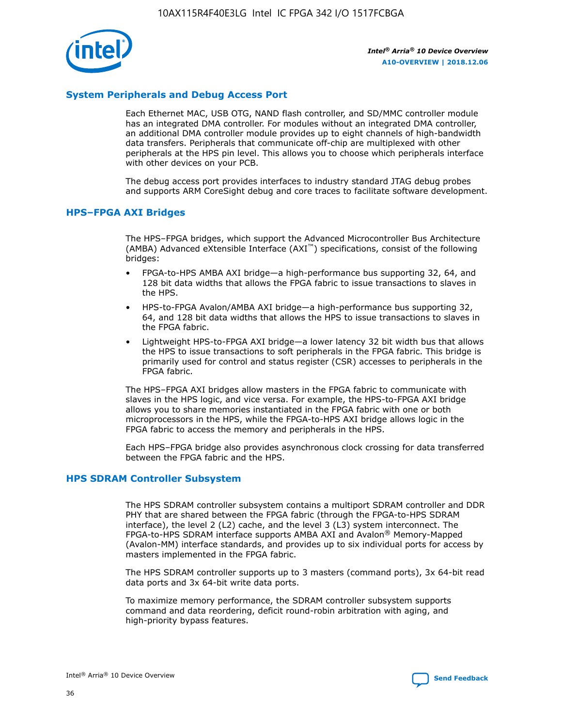## System Peripherals and Debug Access Port

Each Ethernet MAC, USB OTG, NAND flash controller, and SD/MMC controller module has an integrated DMA controller. For modules without an integrated DMA controller, an additional DMA controller module provides up to eight channels of high-bandwidth data transfers. Peripherals that communicate off-chip are multiplexed with other peripherals at the HPS pin level. This allows you to choose which peripherals interface with other devices on your PCB.

The debug access port provides interfaces to industry standard JTAG debug probes and supports ARM CoreSight debug and core traces to facilitate software development.

## HPS–FPGA AXI Bridges

The HPS–FPGA bridges, which support the Advanced Microcontroller Bus Architecture (AMBA) Advanced eXtensible Interface (AXI™) specifications, consist of the following bridges:

- FPGA-to-HPS AMBA AXI bridge—a high-performance bus supporting 32, 64, and 128 bit data widths that allows the FPGA fabric to issue transactions to slaves in the HPS.
- HPS-to-FPGA Avalon/AMBA AXI bridge—a high-performance bus supporting 32, 64, and 128 bit data widths that allows the HPS to issue transactions to slaves in the FPGA fabric.
- Lightweight HPS-to-FPGA AXI bridge—a lower latency 32 bit width bus that allows the HPS to issue transactions to soft peripherals in the FPGA fabric. This bridge is primarily used for control and status register (CSR) accesses to peripherals in the FPGA fabric.

The HPS–FPGA AXI bridges allow masters in the FPGA fabric to communicate with slaves in the HPS logic, and vice versa. For example, the HPS-to-FPGA AXI bridge allows you to share memories instantiated in the FPGA fabric with one or both microprocessors in the HPS, while the FPGA-to-HPS AXI bridge allows logic in the FPGA fabric to access the memory and peripherals in the HPS.

Each HPS–FPGA bridge also provides asynchronous clock crossing for data transferred between the FPGA fabric and the HPS.

## HPS SDRAM Controller Subsystem

The HPS SDRAM controller subsystem contains a multiport SDRAM controller and DDR PHY that are shared between the FPGA fabric (through the FPGA-to-HPS SDRAM interface), the level 2 (L2) cache, and the level 3 (L3) system interconnect. The FPGA-to-HPS SDRAM interface supports AMBA AXI and Avalon® Memory-Mapped (Avalon-MM) interface standards, and provides up to six individual ports for access by masters implemented in the FPGA fabric.

The HPS SDRAM controller supports up to 3 masters (command ports), 3x 64-bit read data ports and 3x 64-bit write data ports.

To maximize memory performance, the SDRAM controller subsystem supports command and data reordering, deficit round-robin arbitration with aging, and high-priority bypass features.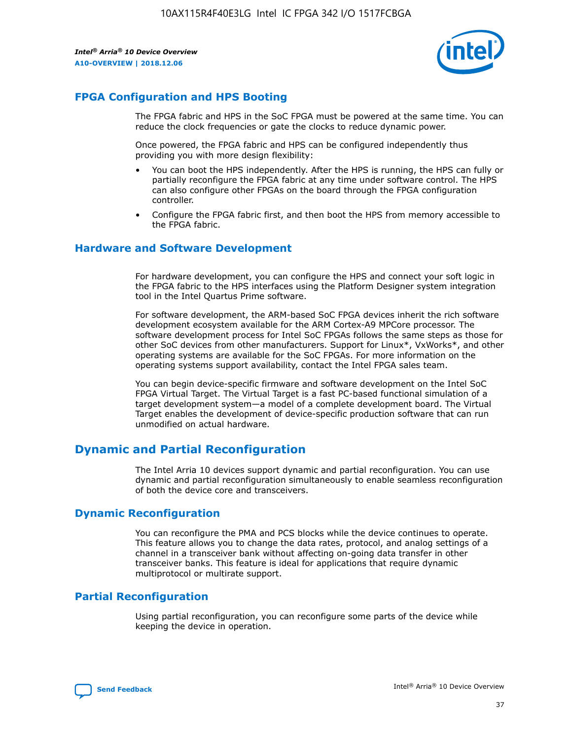## FPGA Configuration and HPS Booting

The FPGA fabric and HPS in the SoC FPGA must be powered at the same time. You can reduce the clock frequencies or gate the clocks to reduce dynamic power.

Once powered, the FPGA fabric and HPS can be configured independently thus providing you with more design flexibility:

- You can boot the HPS independently. After the HPS is running, the HPS can fully or partially reconfigure the FPGA fabric at any time under software control. The HPS can also configure other FPGAs on the board through the FPGA configuration controller.
- Configure the FPGA fabric first, and then boot the HPS from memory accessible to the FPGA fabric.

## Hardware and Software Development

For hardware development, you can configure the HPS and connect your soft logic in the FPGA fabric to the HPS interfaces using the Platform Designer system integration tool in the Intel Quartus Prime software.

For software development, the ARM-based SoC FPGA devices inherit the rich software development ecosystem available for the ARM Cortex-A9 MPCore processor. The software development process for Intel SoC FPGAs follows the same steps as those for other SoC devices from other manufacturers. Support for Linux*, VxWorks*, and other operating systems are available for the SoC FPGAs. For more information on the operating systems support availability, contact the Intel FPGA sales team.

You can begin device-specific firmware and software development on the Intel SoC FPGA Virtual Target. The Virtual Target is a fast PC-based functional simulation of a target development system—a model of a complete development board. The Virtual Target enables the development of device-specific production software that can run unmodified on actual hardware.

# Dynamic and Partial Reconfiguration

The Intel Arria 10 devices support dynamic and partial reconfiguration. You can use dynamic and partial reconfiguration simultaneously to enable seamless reconfiguration of both the device core and transceivers.

## Dynamic Reconfiguration

You can reconfigure the PMA and PCS blocks while the device continues to operate. This feature allows you to change the data rates, protocol, and analog settings of a channel in a transceiver bank without affecting on-going data transfer in other transceiver banks. This feature is ideal for applications that require dynamic multiprotocol or multirate support.

## Partial Reconfiguration

Using partial reconfiguration, you can reconfigure some parts of the device while keeping the device in operation.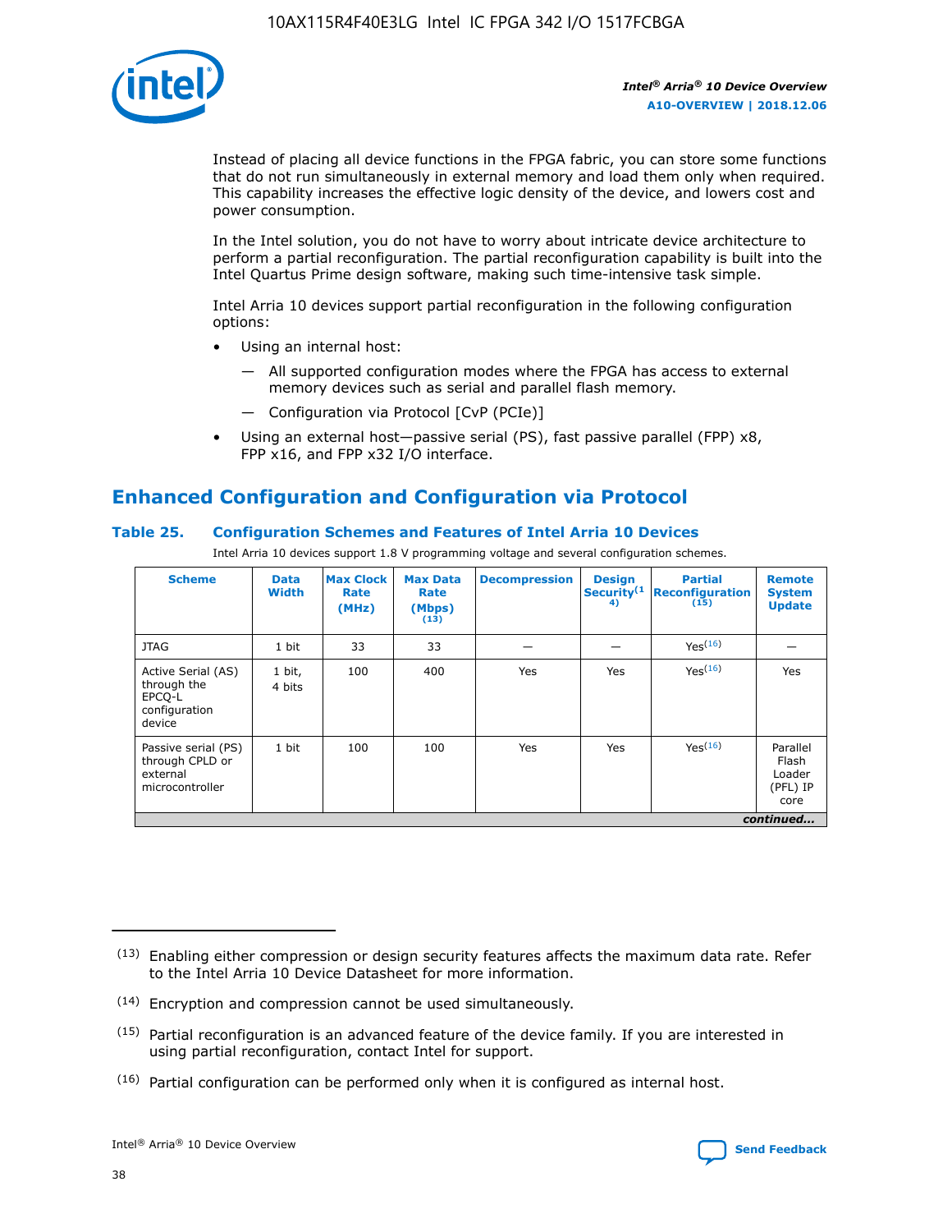Instead of placing all device functions in the FPGA fabric, you can store some functions that do not run simultaneously in external memory and load them only when required. This capability increases the effective logic density of the device, and lowers cost and power consumption.

In the Intel solution, you do not have to worry about intricate device architecture to perform a partial reconfiguration. The partial reconfiguration capability is built into the Intel Quartus Prime design software, making such time-intensive task simple.

Intel Arria 10 devices support partial reconfiguration in the following configuration options:

- Using an internal host:
  - All supported configuration modes where the FPGA has access to external memory devices such as serial and parallel flash memory.
  - Configuration via Protocol [CvP (PCIe)]
- Using an external host—passive serial (PS), fast passive parallel (FPP) x8, FPP x16, and FPP x32 I/O interface.

## Enhanced Configuration and Configuration via Protocol

### Table 25. Configuration Schemes and Features of Intel Arria 10 Devices

Intel Arria 10 devices support 1.8 V programming voltage and several configuration schemes.

| Scheme | Data Width | Max Clock Rate (MHz) | Max Data Rate (Mbps) (13) | Decompression | Design Security(14) | Partial Reconfiguration (15) | Remote System Update |
|---|---|---|---|---|---|---|---|
| JTAG | 1 bit | 33 | 33 | — | — | Yes(16) | — |
| Active Serial (AS) through the EPCQ-L configuration device | 1 bit, 4 bits | 100 | 400 | Yes | Yes | Yes(16) | Yes |
| Passive serial (PS) through CPLD or external microcontroller | 1 bit | 100 | 100 | Yes | Yes | Yes(16) | Parallel Flash Loader (PFL) IP core |

*continued...*

(13) Enabling either compression or design security features affects the maximum data rate. Refer to the Intel Arria 10 Device Datasheet for more information.

(14) Encryption and compression cannot be used simultaneously.

(15) Partial reconfiguration is an advanced feature of the device family. If you are interested in using partial reconfiguration, contact Intel for support.

(16) Partial configuration can be performed only when it is configured as internal host.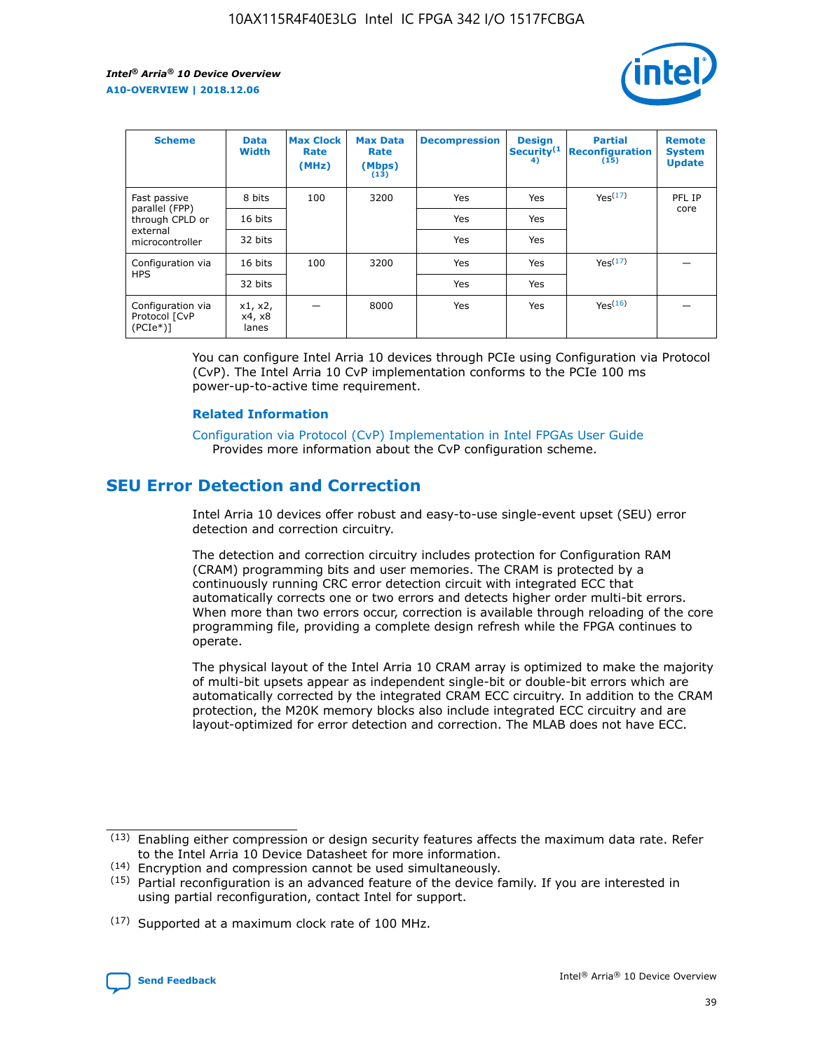| Scheme | Data Width | Max Clock Rate (MHz) | Max Data Rate (Mbps) (13) | Decompression | Design Security(14) | Partial Reconfiguration (15) | Remote System Update |
| --- | --- | --- | --- | --- | --- | --- | --- |
| Fast passive parallel (FPP) through CPLD or external microcontroller | 8 bits | 100 | 3200 | Yes | Yes | Yes(17) | PFL IP core |
| | 16 bits | | | Yes | Yes | | |
| | 32 bits | | | Yes | Yes | | |
| Configuration via HPS | 16 bits | 100 | 3200 | Yes | Yes | Yes(17) | — |
| | 32 bits | | | Yes | Yes | | |
| Configuration via Protocol [CvP (PCIe*)] | x1, x2, x4, x8 lanes | — | 8000 | Yes | Yes | Yes(16) | — |

You can configure Intel Arria 10 devices through PCIe using Configuration via Protocol (CvP). The Intel Arria 10 CvP implementation conforms to the PCIe 100 ms power-up-to-active time requirement.

**Related Information**

Configuration via Protocol (CvP) Implementation in Intel FPGAs User Guide
Provides more information about the CvP configuration scheme.

## SEU Error Detection and Correction

Intel Arria 10 devices offer robust and easy-to-use single-event upset (SEU) error detection and correction circuitry.

The detection and correction circuitry includes protection for Configuration RAM (CRAM) programming bits and user memories. The CRAM is protected by a continuously running CRC error detection circuit with integrated ECC that automatically corrects one or two errors and detects higher order multi-bit errors. When more than two errors occur, correction is available through reloading of the core programming file, providing a complete design refresh while the FPGA continues to operate.

The physical layout of the Intel Arria 10 CRAM array is optimized to make the majority of multi-bit upsets appear as independent single-bit or double-bit errors which are automatically corrected by the integrated CRAM ECC circuitry. In addition to the CRAM protection, the M20K memory blocks also include integrated ECC circuitry and are layout-optimized for error detection and correction. The MLAB does not have ECC.

(13) Enabling either compression or design security features affects the maximum data rate. Refer to the Intel Arria 10 Device Datasheet for more information.

(14) Encryption and compression cannot be used simultaneously.

(15) Partial reconfiguration is an advanced feature of the device family. If you are interested in using partial reconfiguration, contact Intel for support.

(17) Supported at a maximum clock rate of 100 MHz.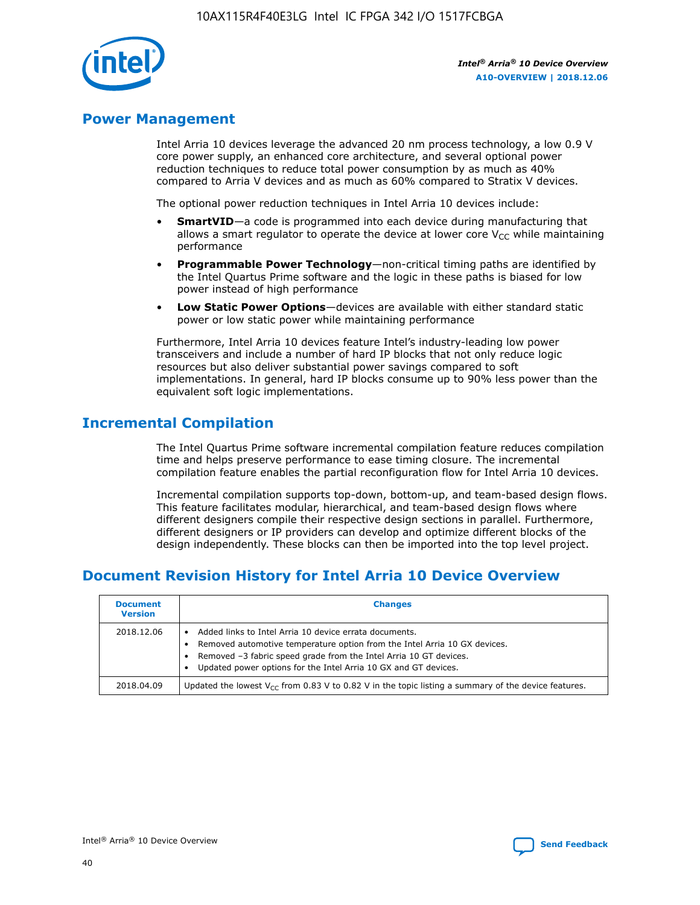## Power Management

Intel Arria 10 devices leverage the advanced 20 nm process technology, a low 0.9 V core power supply, an enhanced core architecture, and several optional power reduction techniques to reduce total power consumption by as much as 40% compared to Arria V devices and as much as 60% compared to Stratix V devices.

The optional power reduction techniques in Intel Arria 10 devices include:

- **SmartVID**—a code is programmed into each device during manufacturing that allows a smart regulator to operate the device at lower core $V_{CC}$ while maintaining performance
- **Programmable Power Technology**—non-critical timing paths are identified by the Intel Quartus Prime software and the logic in these paths is biased for low power instead of high performance
- **Low Static Power Options**—devices are available with either standard static power or low static power while maintaining performance

Furthermore, Intel Arria 10 devices feature Intel's industry-leading low power transceivers and include a number of hard IP blocks that not only reduce logic resources but also deliver substantial power savings compared to soft implementations. In general, hard IP blocks consume up to 90% less power than the equivalent soft logic implementations.

## Incremental Compilation

The Intel Quartus Prime software incremental compilation feature reduces compilation time and helps preserve performance to ease timing closure. The incremental compilation feature enables the partial reconfiguration flow for Intel Arria 10 devices.

Incremental compilation supports top-down, bottom-up, and team-based design flows. This feature facilitates modular, hierarchical, and team-based design flows where different designers compile their respective design sections in parallel. Furthermore, different designers or IP providers can develop and optimize different blocks of the design independently. These blocks can then be imported into the top level project.

## Document Revision History for Intel Arria 10 Device Overview

| Document Version | Changes |
| --- | --- |
| 2018.12.06 | • Added links to Intel Arria 10 device errata documents.<br>• Removed automotive temperature option from the Intel Arria 10 GX devices.<br>• Removed –3 fabric speed grade from the Intel Arria 10 GT devices.<br>• Updated power options for the Intel Arria 10 GX and GT devices. |
| 2018.04.09 | Updated the lowest $V_{CC}$ from 0.83 V to 0.82 V in the topic listing a summary of the device features. |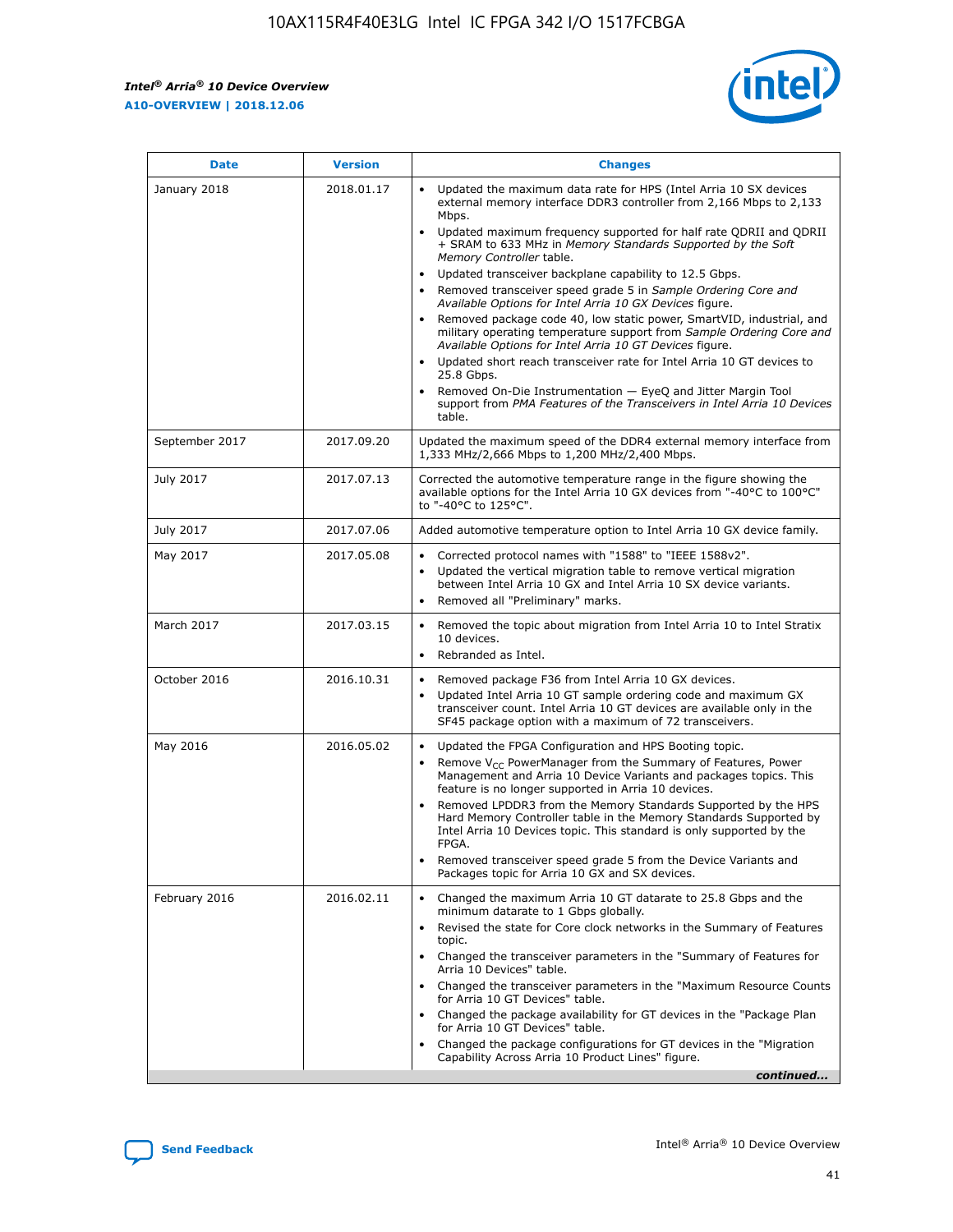| Date | Version | Changes |
| --- | --- | --- |
| January 2018 | 2018.01.17 | • Updated the maximum data rate for HPS (Intel Arria 10 SX devices external memory interface DDR3 controller from 2,166 Mbps to 2,133 Mbps.<br>• Updated maximum frequency supported for half rate QDRII and QDRII + SRAM to 633 MHz in *Memory Standards Supported by the Soft Memory Controller* table.<br>• Updated transceiver backplane capability to 12.5 Gbps.<br>• Removed transceiver speed grade 5 in *Sample Ordering Core and Available Options for Intel Arria 10 GX Devices* figure.<br>• Removed package code 40, low static power, SmartVID, industrial, and military operating temperature support from *Sample Ordering Core and Available Options for Intel Arria 10 GT Devices* figure.<br>• Updated short reach transceiver rate for Intel Arria 10 GT devices to 25.8 Gbps.<br>• Removed On-Die Instrumentation — EyeQ and Jitter Margin Tool support from *PMA Features of the Transceivers in Intel Arria 10 Devices* table. |
| September 2017 | 2017.09.20 | Updated the maximum speed of the DDR4 external memory interface from 1,333 MHz/2,666 Mbps to 1,200 MHz/2,400 Mbps. |
| July 2017 | 2017.07.13 | Corrected the automotive temperature range in the figure showing the available options for the Intel Arria 10 GX devices from "-40°C to 100°C" to "-40°C to 125°C". |
| July 2017 | 2017.07.06 | Added automotive temperature option to Intel Arria 10 GX device family. |
| May 2017 | 2017.05.08 | • Corrected protocol names with "1588" to "IEEE 1588v2".<br>• Updated the vertical migration table to remove vertical migration between Intel Arria 10 GX and Intel Arria 10 SX device variants.<br>• Removed all "Preliminary" marks. |
| March 2017 | 2017.03.15 | • Removed the topic about migration from Intel Arria 10 to Intel Stratix 10 devices.<br>• Rebranded as Intel. |
| October 2016 | 2016.10.31 | • Removed package F36 from Intel Arria 10 GX devices.<br>• Updated Intel Arria 10 GT sample ordering code and maximum GX transceiver count. Intel Arria 10 GT devices are available only in the SF45 package option with a maximum of 72 transceivers. |
| May 2016 | 2016.05.02 | • Updated the FPGA Configuration and HPS Booting topic.<br>• Remove $V_{CC}$ PowerManager from the Summary of Features, Power Management and Arria 10 Device Variants and packages topics. This feature is no longer supported in Arria 10 devices.<br>• Removed LPDDR3 from the Memory Standards Supported by the HPS Hard Memory Controller table in the Memory Standards Supported by Intel Arria 10 Devices topic. This standard is only supported by the FPGA.<br>• Removed transceiver speed grade 5 from the Device Variants and Packages topic for Arria 10 GX and SX devices. |
| February 2016 | 2016.02.11 | • Changed the maximum Arria 10 GT datarate to 25.8 Gbps and the minimum datarate to 1 Gbps globally.<br>• Revised the state for Core clock networks in the Summary of Features topic.<br>• Changed the transceiver parameters in the "Summary of Features for Arria 10 Devices" table.<br>• Changed the transceiver parameters in the "Maximum Resource Counts for Arria 10 GT Devices" table.<br>• Changed the package availability for GT devices in the "Package Plan for Arria 10 GT Devices" table.<br>• Changed the package configurations for GT devices in the "Migration Capability Across Arria 10 Product Lines" figure. |

*continued...*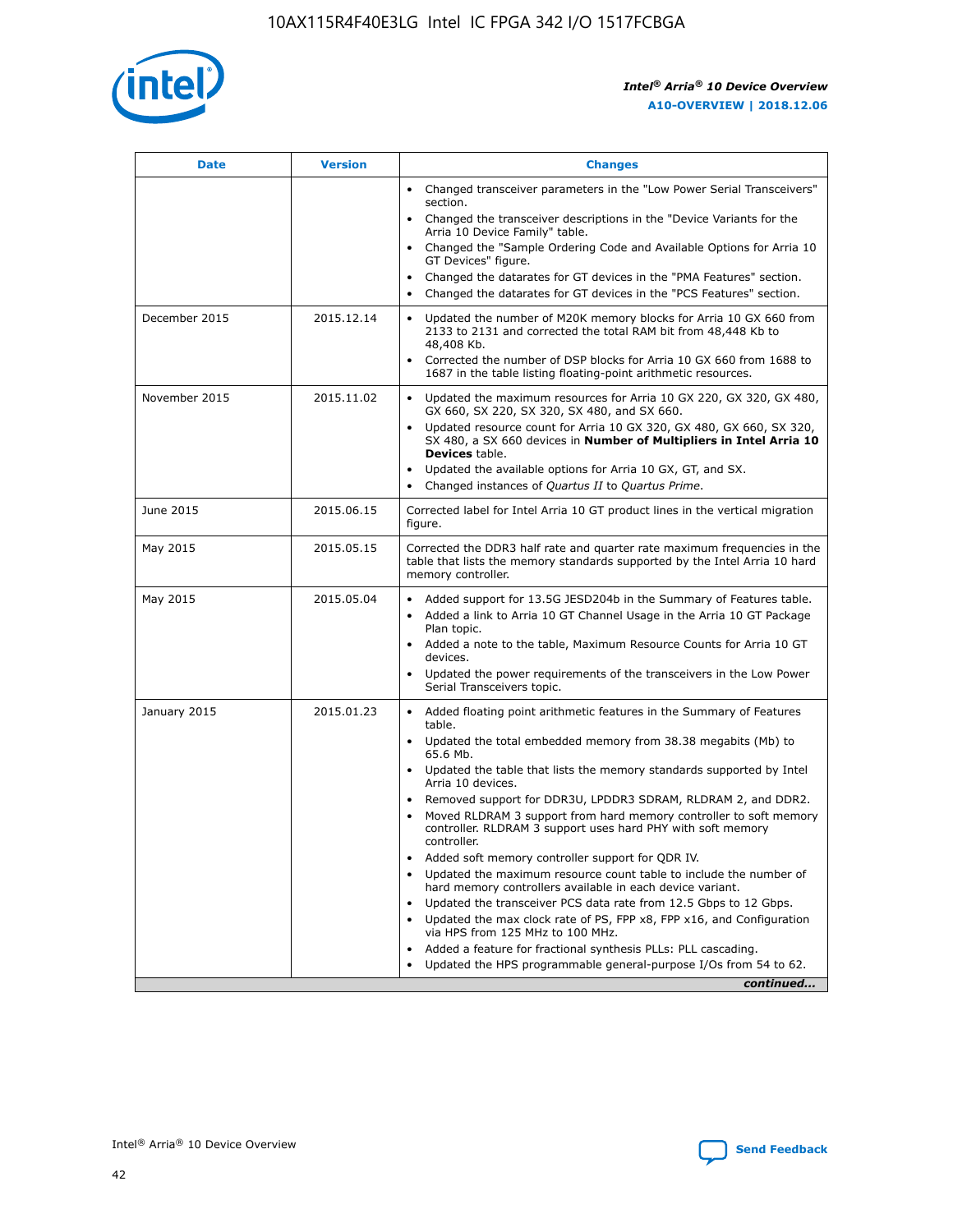| Date | Version | Changes |
| --- | --- | --- |
| | | • Changed transceiver parameters in the "Low Power Serial Transceivers" section.<br>• Changed the transceiver descriptions in the "Device Variants for the Arria 10 Device Family" table.<br>• Changed the "Sample Ordering Code and Available Options for Arria 10 GT Devices" figure.<br>• Changed the datarates for GT devices in the "PMA Features" section.<br>• Changed the datarates for GT devices in the "PCS Features" section. |
| December 2015 | 2015.12.14 | • Updated the number of M20K memory blocks for Arria 10 GX 660 from 2133 to 2131 and corrected the total RAM bit from 48,448 Kb to 48,408 Kb.<br>• Corrected the number of DSP blocks for Arria 10 GX 660 from 1688 to 1687 in the table listing floating-point arithmetic resources. |
| November 2015 | 2015.11.02 | • Updated the maximum resources for Arria 10 GX 220, GX 320, GX 480, GX 660, SX 220, SX 320, SX 480, and SX 660.<br>• Updated resource count for Arria 10 GX 320, GX 480, GX 660, SX 320, SX 480, a SX 660 devices in **Number of Multipliers in Intel Arria 10 Devices** table.<br>• Updated the available options for Arria 10 GX, GT, and SX.<br>• Changed instances of *Quartus II* to *Quartus Prime*. |
| June 2015 | 2015.06.15 | Corrected label for Intel Arria 10 GT product lines in the vertical migration figure. |
| May 2015 | 2015.05.15 | Corrected the DDR3 half rate and quarter rate maximum frequencies in the table that lists the memory standards supported by the Intel Arria 10 hard memory controller. |
| May 2015 | 2015.05.04 | • Added support for 13.5G JESD204b in the Summary of Features table.<br>• Added a link to Arria 10 GT Channel Usage in the Arria 10 GT Package Plan topic.<br>• Added a note to the table, Maximum Resource Counts for Arria 10 GT devices.<br>• Updated the power requirements of the transceivers in the Low Power Serial Transceivers topic. |
| January 2015 | 2015.01.23 | • Added floating point arithmetic features in the Summary of Features table.<br>• Updated the total embedded memory from 38.38 megabits (Mb) to 65.6 Mb.<br>• Updated the table that lists the memory standards supported by Intel Arria 10 devices.<br>• Removed support for DDR3U, LPDDR3 SDRAM, RLDRAM 2, and DDR2.<br>• Moved RLDRAM 3 support from hard memory controller to soft memory controller. RLDRAM 3 support uses hard PHY with soft memory controller.<br>• Added soft memory controller support for QDR IV.<br>• Updated the maximum resource count table to include the number of hard memory controllers available in each device variant.<br>• Updated the transceiver PCS data rate from 12.5 Gbps to 12 Gbps.<br>• Updated the max clock rate of PS, FPP x8, FPP x16, and Configuration via HPS from 125 MHz to 100 MHz.<br>• Added a feature for fractional synthesis PLLs: PLL cascading.<br>• Updated the HPS programmable general-purpose I/Os from 54 to 62. |

*continued...*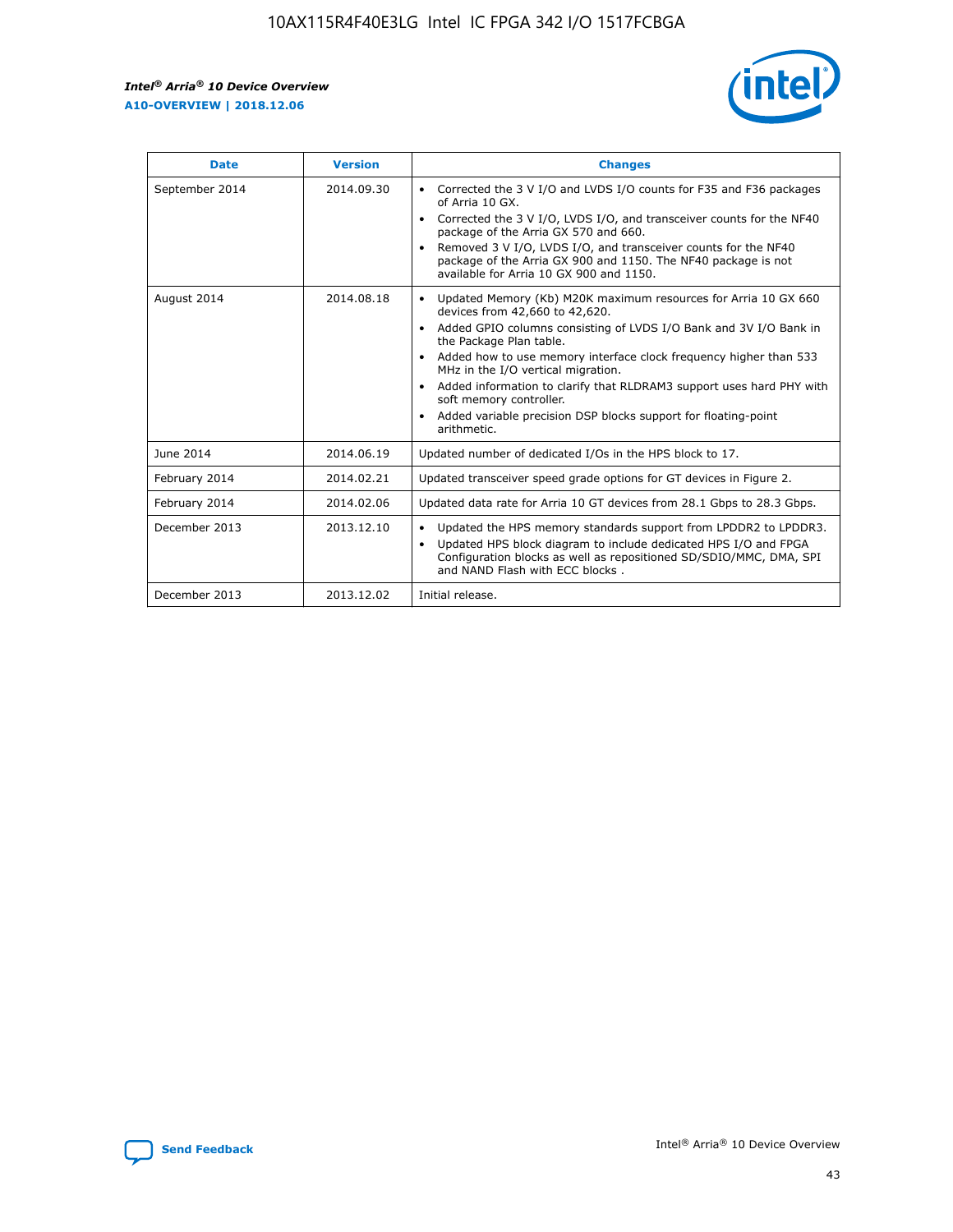| Date | Version | Changes |
| --- | --- | --- |
| September 2014 | 2014.09.30 | • Corrected the 3 V I/O and LVDS I/O counts for F35 and F36 packages of Arria 10 GX.<br>• Corrected the 3 V I/O, LVDS I/O, and transceiver counts for the NF40 package of the Arria GX 570 and 660.<br>• Removed 3 V I/O, LVDS I/O, and transceiver counts for the NF40 package of the Arria GX 900 and 1150. The NF40 package is not available for Arria 10 GX 900 and 1150. |
| August 2014 | 2014.08.18 | • Updated Memory (Kb) M20K maximum resources for Arria 10 GX 660 devices from 42,660 to 42,620.<br>• Added GPIO columns consisting of LVDS I/O Bank and 3V I/O Bank in the Package Plan table.<br>• Added how to use memory interface clock frequency higher than 533 MHz in the I/O vertical migration.<br>• Added information to clarify that RLDRAM3 support uses hard PHY with soft memory controller.<br>• Added variable precision DSP blocks support for floating-point arithmetic. |
| June 2014 | 2014.06.19 | Updated number of dedicated I/Os in the HPS block to 17. |
| February 2014 | 2014.02.21 | Updated transceiver speed grade options for GT devices in Figure 2. |
| February 2014 | 2014.02.06 | Updated data rate for Arria 10 GT devices from 28.1 Gbps to 28.3 Gbps. |
| December 2013 | 2013.12.10 | • Updated the HPS memory standards support from LPDDR2 to LPDDR3.<br>• Updated HPS block diagram to include dedicated HPS I/O and FPGA Configuration blocks as well as repositioned SD/SDIO/MMC, DMA, SPI and NAND Flash with ECC blocks . |
| December 2013 | 2013.12.02 | Initial release. |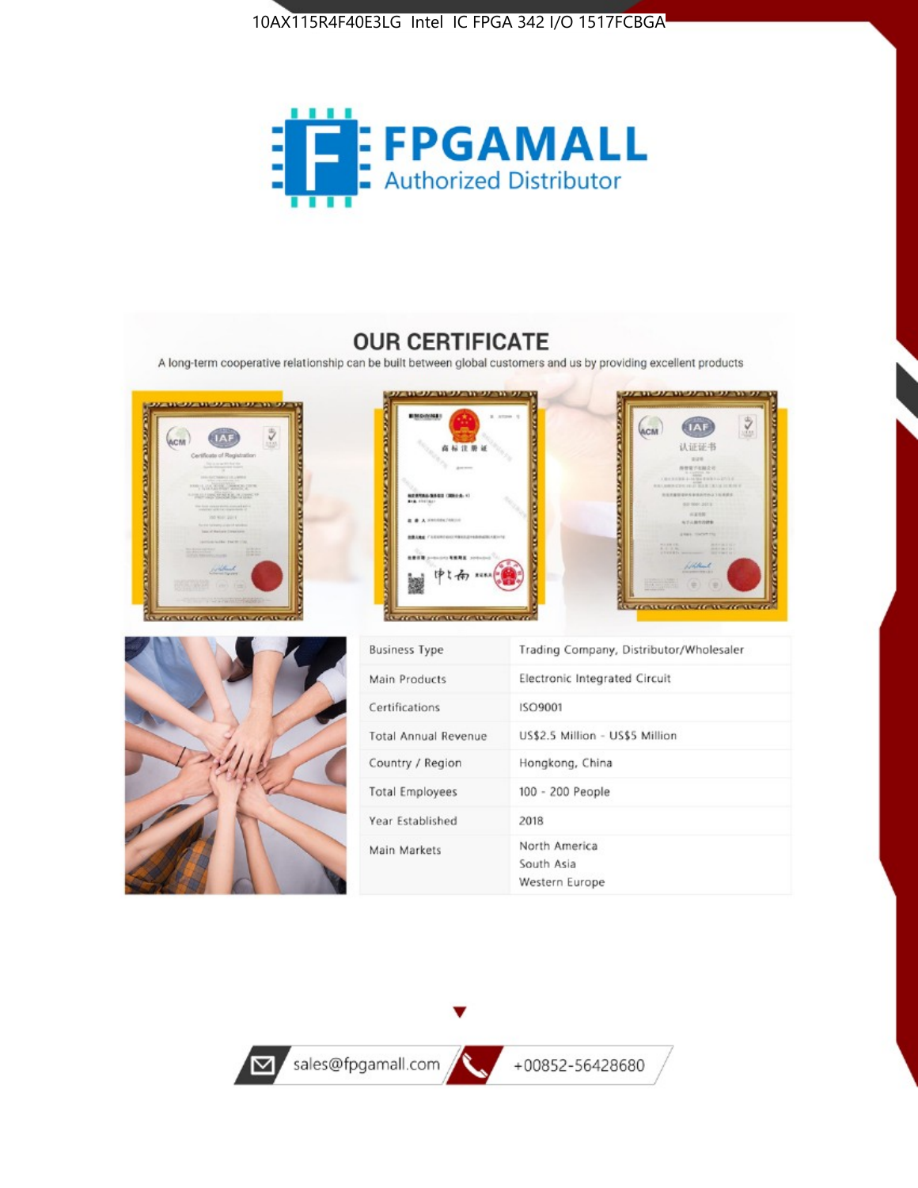10AX115R4F40E3LG Intel IC FPGA 342 I/O 1517FCBGA

FPGAMALL
Authorized Distributor

## OUR CERTIFICATE

A long-term cooperative relationship can be built between global customers and us by providing excellent products

| | |
|---|---|
| Business Type | Trading Company, Distributor/Wholesaler |
| Main Products | Electronic Integrated Circuit |
| Certifications | ISO9001 |
| Total Annual Revenue | US$2.5 Million - US$5 Million |
| Country / Region | Hongkong, China |
| Total Employees | 100 - 200 People |
| Year Established | 2018 |
| Main Markets | North America<br>South Asia<br>Western Europe |

sales@fpgamall.com

+00852-56428680